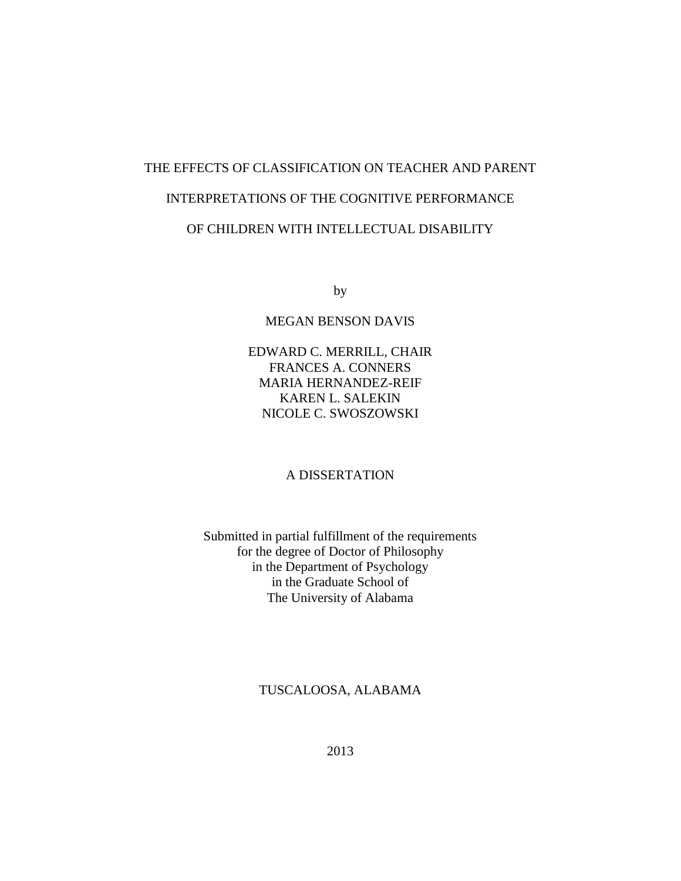# THE EFFECTS OF CLASSIFICATION ON TEACHER AND PARENT INTERPRETATIONS OF THE COGNITIVE PERFORMANCE OF CHILDREN WITH INTELLECTUAL DISABILITY

by

MEGAN BENSON DAVIS

EDWARD C. MERRILL, CHAIR
FRANCES A. CONNERS
MARIA HERNANDEZ-REIF
KAREN L. SALEKIN
NICOLE C. SWOSZOWSKI

A DISSERTATION

Submitted in partial fulfillment of the requirements
for the degree of Doctor of Philosophy
in the Department of Psychology
in the Graduate School of
The University of Alabama

TUSCALOOSA, ALABAMA

2013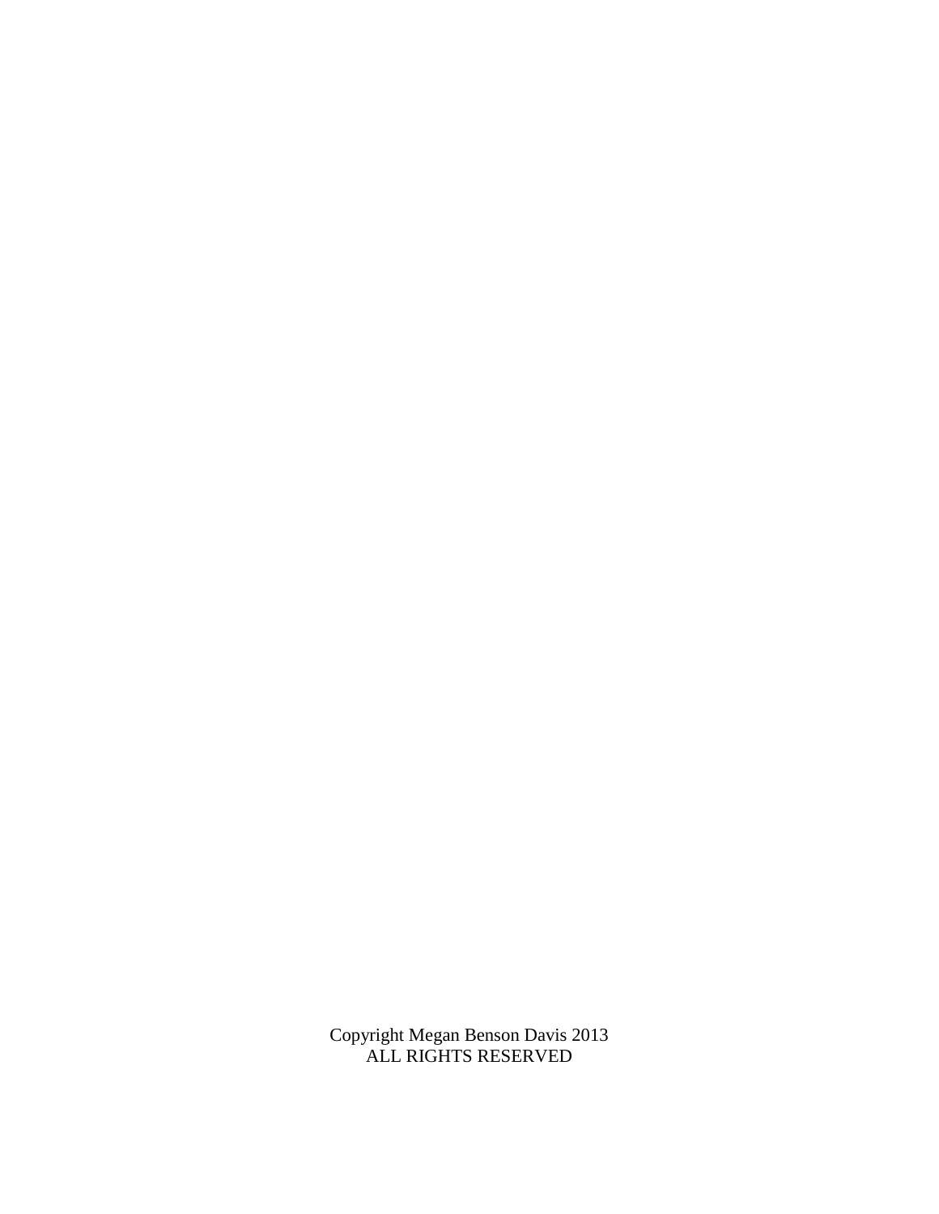Copyright Megan Benson Davis 2013
ALL RIGHTS RESERVED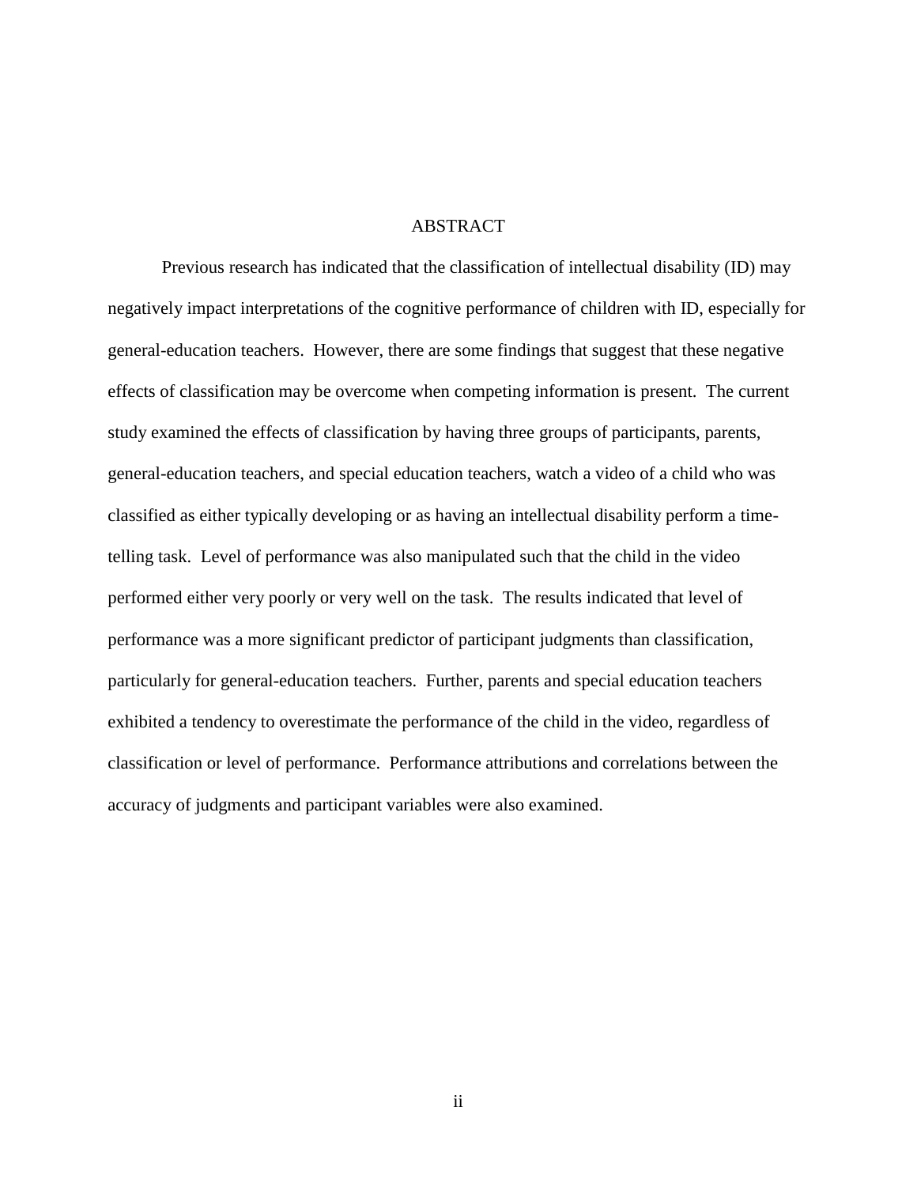# ABSTRACT

Previous research has indicated that the classification of intellectual disability (ID) may negatively impact interpretations of the cognitive performance of children with ID, especially for general-education teachers. However, there are some findings that suggest that these negative effects of classification may be overcome when competing information is present. The current study examined the effects of classification by having three groups of participants, parents, general-education teachers, and special education teachers, watch a video of a child who was classified as either typically developing or as having an intellectual disability perform a time-telling task. Level of performance was also manipulated such that the child in the video performed either very poorly or very well on the task. The results indicated that level of performance was a more significant predictor of participant judgments than classification, particularly for general-education teachers. Further, parents and special education teachers exhibited a tendency to overestimate the performance of the child in the video, regardless of classification or level of performance. Performance attributions and correlations between the accuracy of judgments and participant variables were also examined.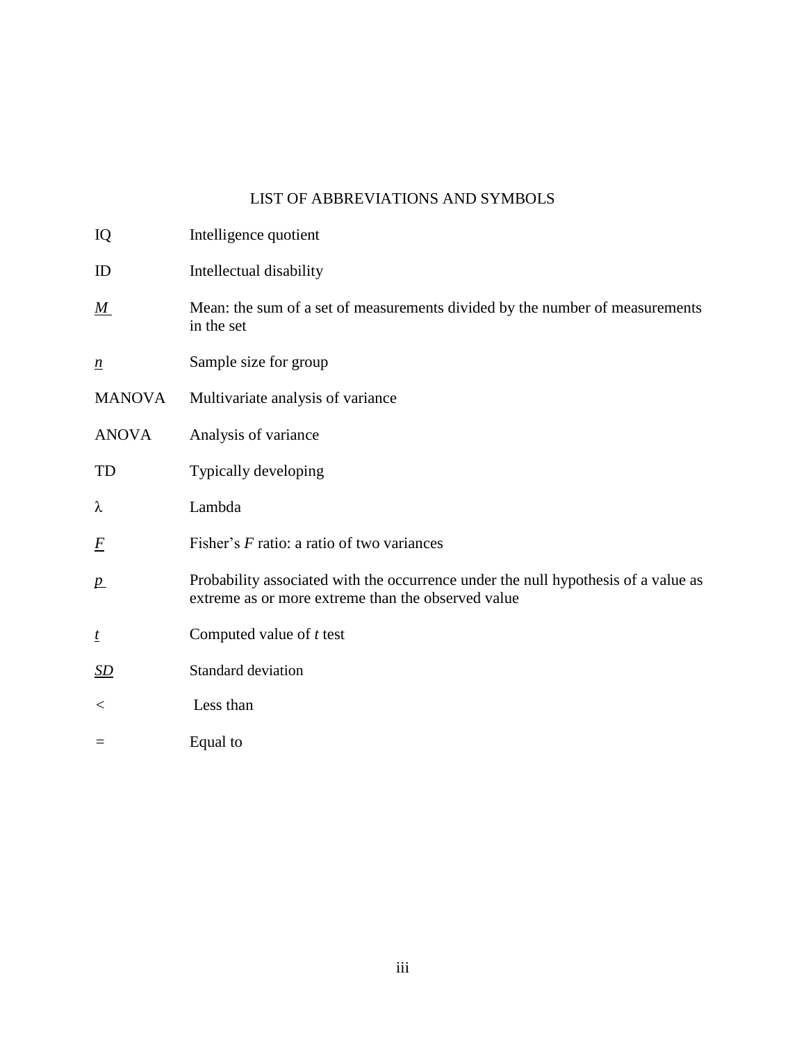# LIST OF ABBREVIATIONS AND SYMBOLS

| | |
|---|---|
| IQ | Intelligence quotient |
| ID | Intellectual disability |
| $M$ | Mean: the sum of a set of measurements divided by the number of measurements in the set |
| $n$ | Sample size for group |
| MANOVA | Multivariate analysis of variance |
| ANOVA | Analysis of variance |
| TD | Typically developing |
| $\lambda$ | Lambda |
| $F$ | Fisher's $F$ ratio: a ratio of two variances |
| $p$ | Probability associated with the occurrence under the null hypothesis of a value as extreme as or more extreme than the observed value |
| $t$ | Computed value of $t$ test |
| $SD$ | Standard deviation |
| $<$ | Less than |
| $=$ | Equal to |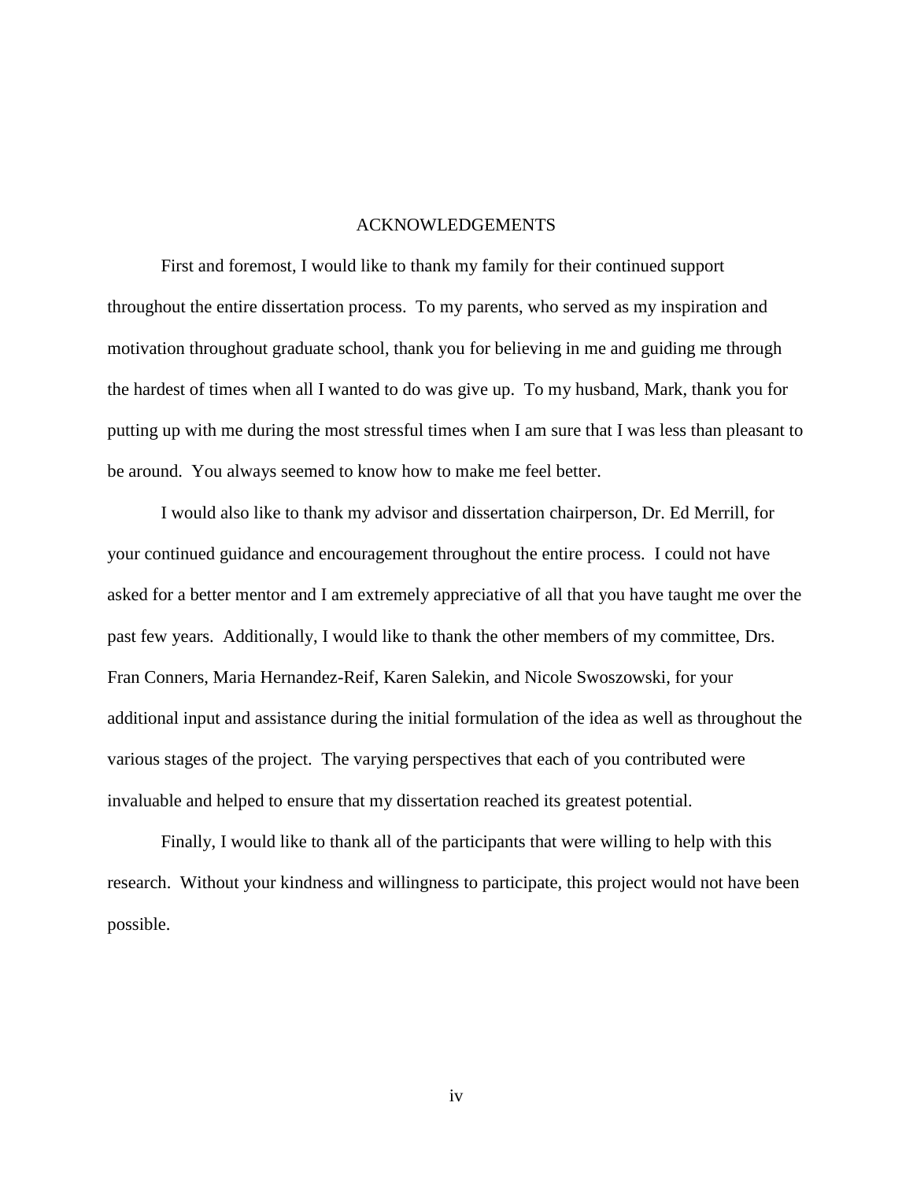# ACKNOWLEDGEMENTS

First and foremost, I would like to thank my family for their continued support throughout the entire dissertation process. To my parents, who served as my inspiration and motivation throughout graduate school, thank you for believing in me and guiding me through the hardest of times when all I wanted to do was give up. To my husband, Mark, thank you for putting up with me during the most stressful times when I am sure that I was less than pleasant to be around. You always seemed to know how to make me feel better.

I would also like to thank my advisor and dissertation chairperson, Dr. Ed Merrill, for your continued guidance and encouragement throughout the entire process. I could not have asked for a better mentor and I am extremely appreciative of all that you have taught me over the past few years. Additionally, I would like to thank the other members of my committee, Drs. Fran Conners, Maria Hernandez-Reif, Karen Salekin, and Nicole Swoszowski, for your additional input and assistance during the initial formulation of the idea as well as throughout the various stages of the project. The varying perspectives that each of you contributed were invaluable and helped to ensure that my dissertation reached its greatest potential.

Finally, I would like to thank all of the participants that were willing to help with this research. Without your kindness and willingness to participate, this project would not have been possible.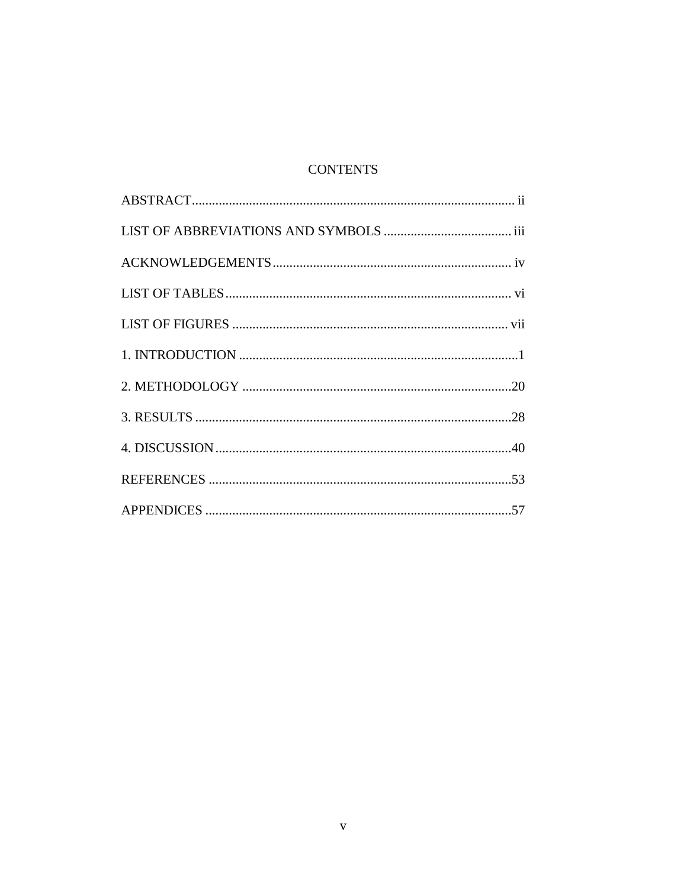# CONTENTS

ABSTRACT ............................................................................................... ii

LIST OF ABBREVIATIONS AND SYMBOLS ...................................... iii

ACKNOWLEDGEMENTS ....................................................................... iv

LIST OF TABLES ..................................................................................... vi

LIST OF FIGURES .................................................................................. vii

1. INTRODUCTION ...................................................................................1

2. METHODOLOGY .................................................................................20

3. RESULTS ..............................................................................................28

4. DISCUSSION ........................................................................................40

REFERENCES ..........................................................................................53

APPENDICES ...........................................................................................57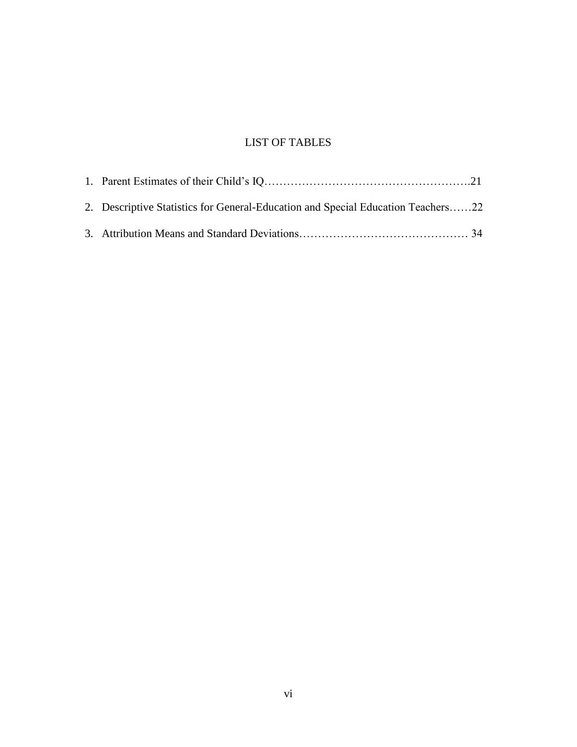# LIST OF TABLES

1. Parent Estimates of their Child's IQ……………………………………………….21
2. Descriptive Statistics for General-Education and Special Education Teachers……22
3. Attribution Means and Standard Deviations……………………………………… 34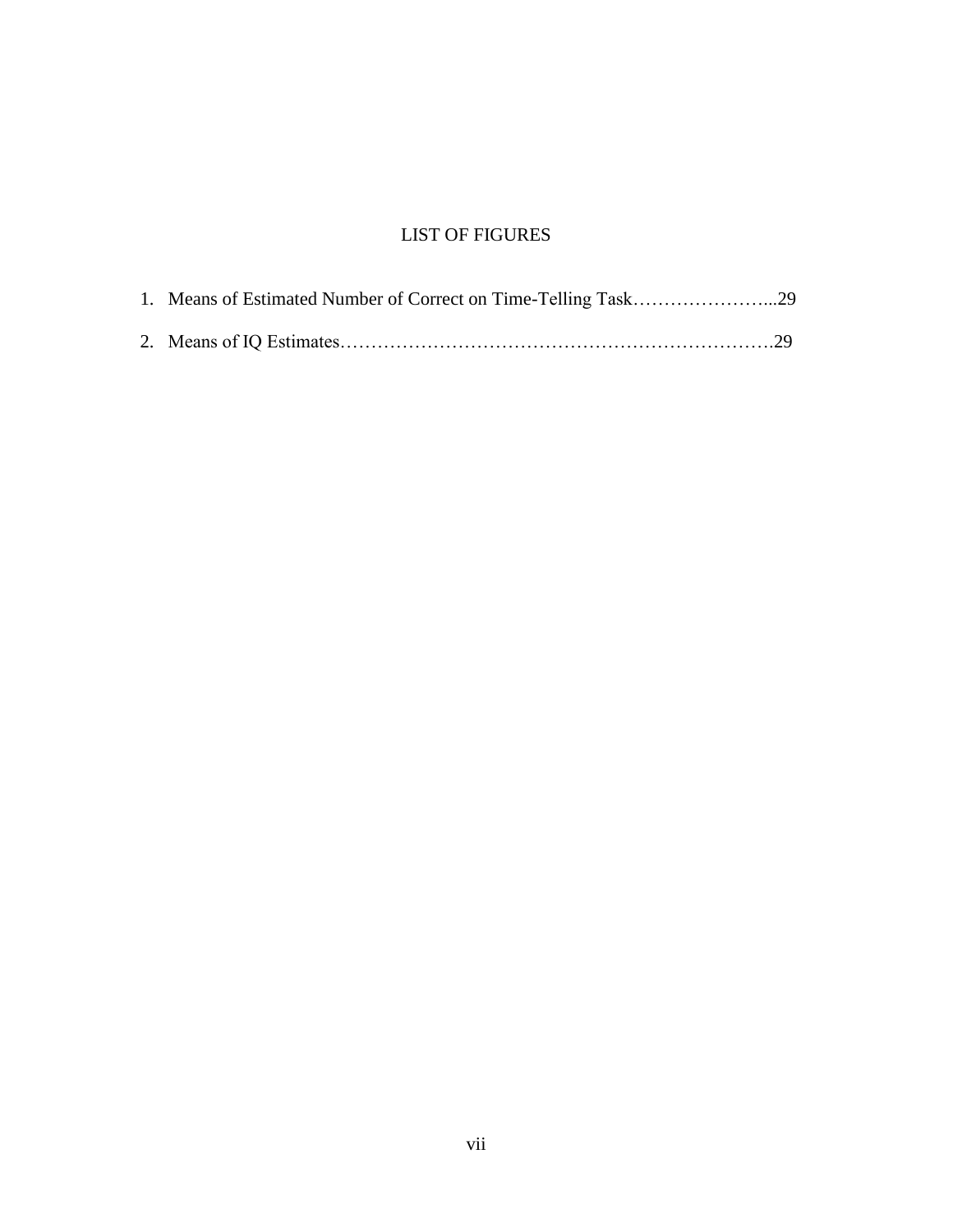# LIST OF FIGURES

1. Means of Estimated Number of Correct on Time-Telling Task…………………...29
2. Means of IQ Estimates……………………………………………………………….29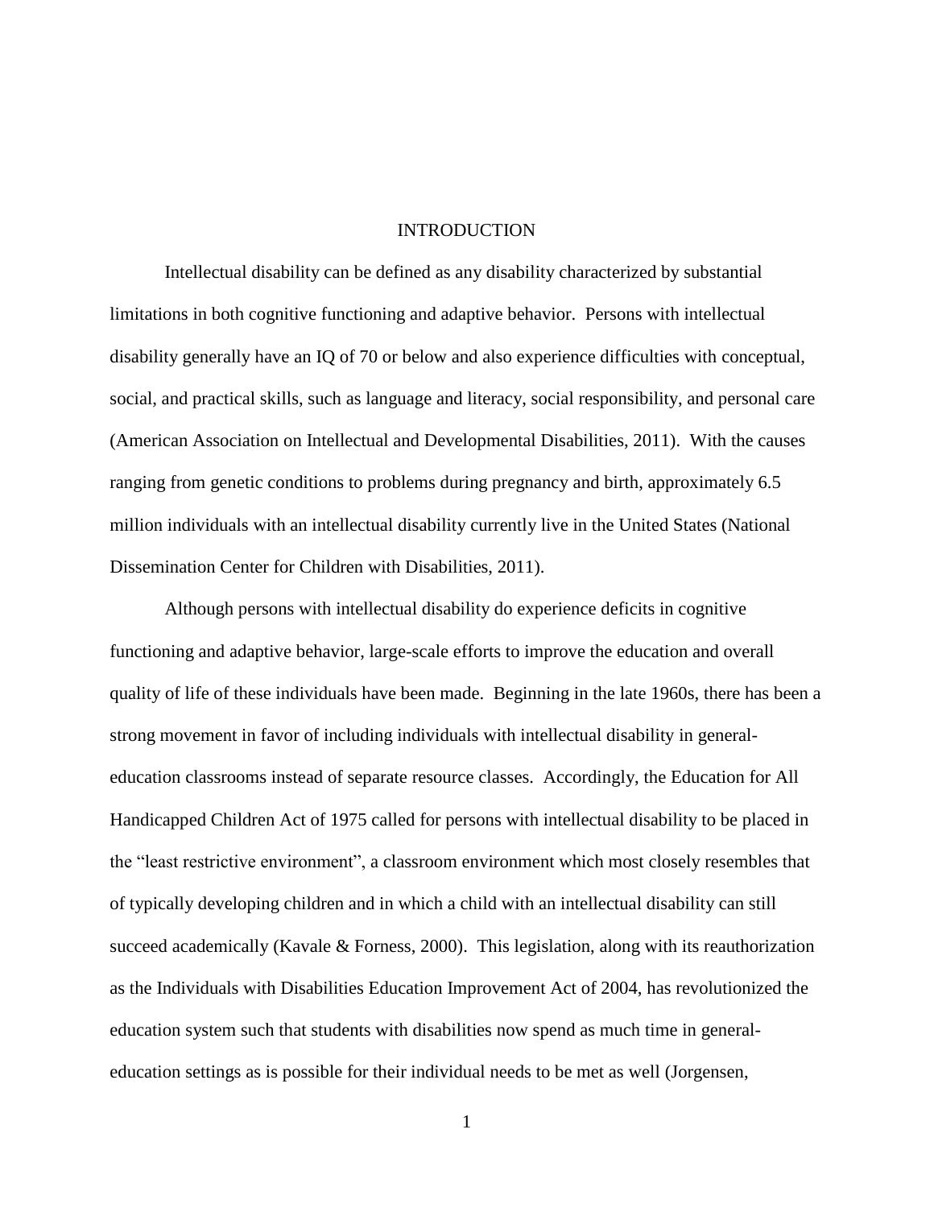# INTRODUCTION

Intellectual disability can be defined as any disability characterized by substantial limitations in both cognitive functioning and adaptive behavior. Persons with intellectual disability generally have an IQ of 70 or below and also experience difficulties with conceptual, social, and practical skills, such as language and literacy, social responsibility, and personal care (American Association on Intellectual and Developmental Disabilities, 2011). With the causes ranging from genetic conditions to problems during pregnancy and birth, approximately 6.5 million individuals with an intellectual disability currently live in the United States (National Dissemination Center for Children with Disabilities, 2011).

Although persons with intellectual disability do experience deficits in cognitive functioning and adaptive behavior, large-scale efforts to improve the education and overall quality of life of these individuals have been made. Beginning in the late 1960s, there has been a strong movement in favor of including individuals with intellectual disability in general-education classrooms instead of separate resource classes. Accordingly, the Education for All Handicapped Children Act of 1975 called for persons with intellectual disability to be placed in the "least restrictive environment", a classroom environment which most closely resembles that of typically developing children and in which a child with an intellectual disability can still succeed academically (Kavale & Forness, 2000). This legislation, along with its reauthorization as the Individuals with Disabilities Education Improvement Act of 2004, has revolutionized the education system such that students with disabilities now spend as much time in general-education settings as is possible for their individual needs to be met as well (Jorgensen,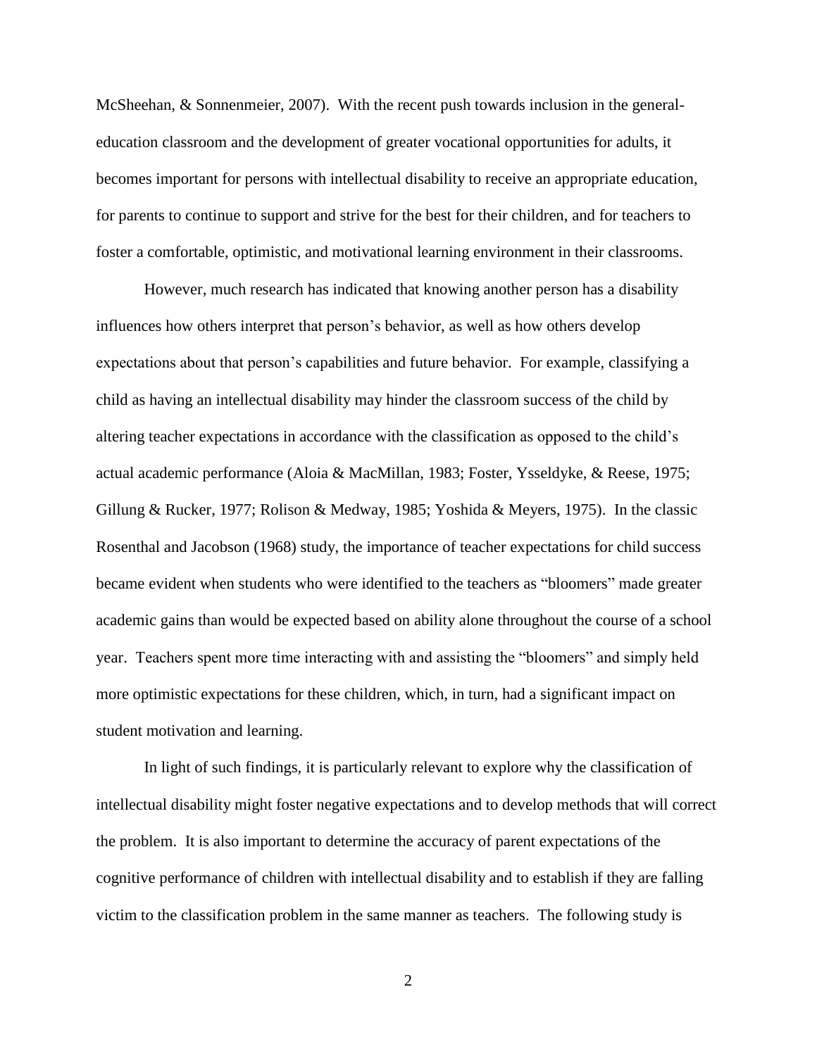McSheehan, & Sonnenmeier, 2007). With the recent push towards inclusion in the general-education classroom and the development of greater vocational opportunities for adults, it becomes important for persons with intellectual disability to receive an appropriate education, for parents to continue to support and strive for the best for their children, and for teachers to foster a comfortable, optimistic, and motivational learning environment in their classrooms.

However, much research has indicated that knowing another person has a disability influences how others interpret that person's behavior, as well as how others develop expectations about that person's capabilities and future behavior. For example, classifying a child as having an intellectual disability may hinder the classroom success of the child by altering teacher expectations in accordance with the classification as opposed to the child's actual academic performance (Aloia & MacMillan, 1983; Foster, Ysseldyke, & Reese, 1975; Gillung & Rucker, 1977; Rolison & Medway, 1985; Yoshida & Meyers, 1975). In the classic Rosenthal and Jacobson (1968) study, the importance of teacher expectations for child success became evident when students who were identified to the teachers as "bloomers" made greater academic gains than would be expected based on ability alone throughout the course of a school year. Teachers spent more time interacting with and assisting the "bloomers" and simply held more optimistic expectations for these children, which, in turn, had a significant impact on student motivation and learning.

In light of such findings, it is particularly relevant to explore why the classification of intellectual disability might foster negative expectations and to develop methods that will correct the problem. It is also important to determine the accuracy of parent expectations of the cognitive performance of children with intellectual disability and to establish if they are falling victim to the classification problem in the same manner as teachers. The following study is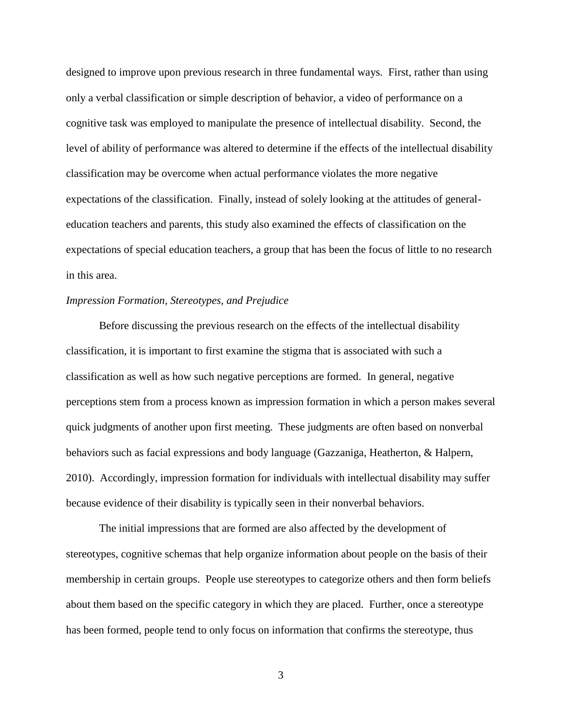designed to improve upon previous research in three fundamental ways. First, rather than using only a verbal classification or simple description of behavior, a video of performance on a cognitive task was employed to manipulate the presence of intellectual disability. Second, the level of ability of performance was altered to determine if the effects of the intellectual disability classification may be overcome when actual performance violates the more negative expectations of the classification. Finally, instead of solely looking at the attitudes of general-education teachers and parents, this study also examined the effects of classification on the expectations of special education teachers, a group that has been the focus of little to no research in this area.

### *Impression Formation, Stereotypes, and Prejudice*

Before discussing the previous research on the effects of the intellectual disability classification, it is important to first examine the stigma that is associated with such a classification as well as how such negative perceptions are formed. In general, negative perceptions stem from a process known as impression formation in which a person makes several quick judgments of another upon first meeting. These judgments are often based on nonverbal behaviors such as facial expressions and body language (Gazzaniga, Heatherton, & Halpern, 2010). Accordingly, impression formation for individuals with intellectual disability may suffer because evidence of their disability is typically seen in their nonverbal behaviors.

The initial impressions that are formed are also affected by the development of stereotypes, cognitive schemas that help organize information about people on the basis of their membership in certain groups. People use stereotypes to categorize others and then form beliefs about them based on the specific category in which they are placed. Further, once a stereotype has been formed, people tend to only focus on information that confirms the stereotype, thus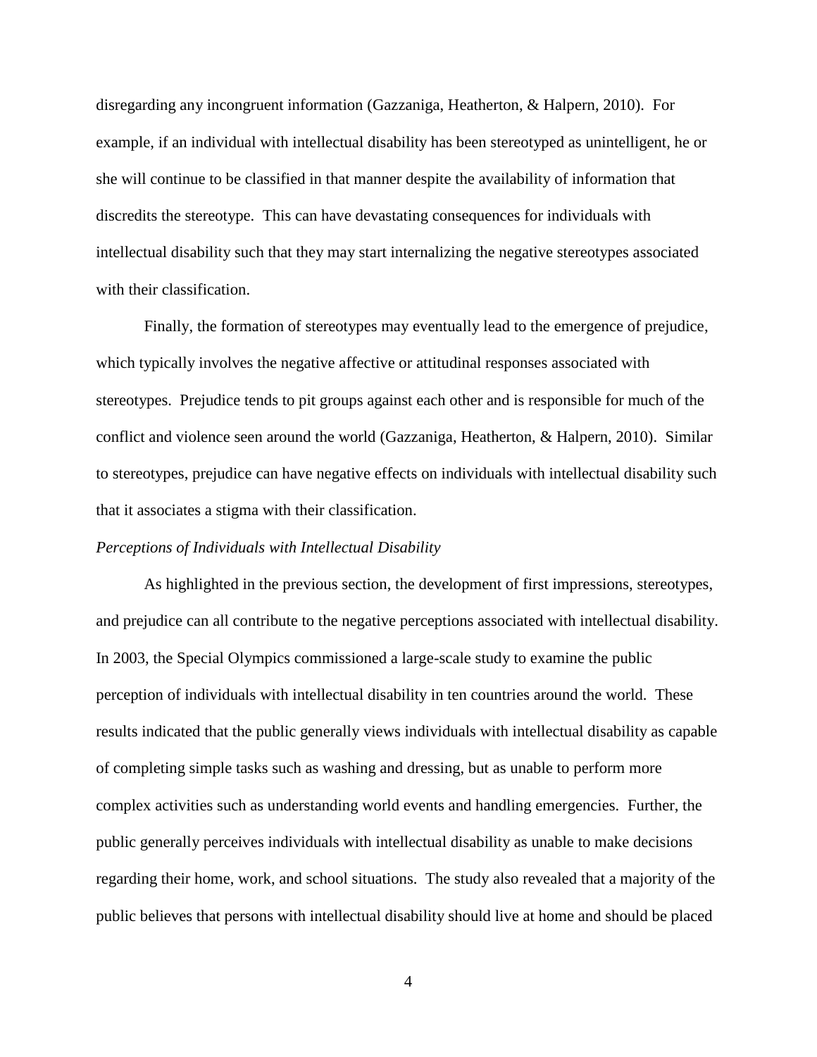disregarding any incongruent information (Gazzaniga, Heatherton, & Halpern, 2010). For example, if an individual with intellectual disability has been stereotyped as unintelligent, he or she will continue to be classified in that manner despite the availability of information that discredits the stereotype. This can have devastating consequences for individuals with intellectual disability such that they may start internalizing the negative stereotypes associated with their classification.

Finally, the formation of stereotypes may eventually lead to the emergence of prejudice, which typically involves the negative affective or attitudinal responses associated with stereotypes. Prejudice tends to pit groups against each other and is responsible for much of the conflict and violence seen around the world (Gazzaniga, Heatherton, & Halpern, 2010). Similar to stereotypes, prejudice can have negative effects on individuals with intellectual disability such that it associates a stigma with their classification.

*Perceptions of Individuals with Intellectual Disability*

As highlighted in the previous section, the development of first impressions, stereotypes, and prejudice can all contribute to the negative perceptions associated with intellectual disability. In 2003, the Special Olympics commissioned a large-scale study to examine the public perception of individuals with intellectual disability in ten countries around the world. These results indicated that the public generally views individuals with intellectual disability as capable of completing simple tasks such as washing and dressing, but as unable to perform more complex activities such as understanding world events and handling emergencies. Further, the public generally perceives individuals with intellectual disability as unable to make decisions regarding their home, work, and school situations. The study also revealed that a majority of the public believes that persons with intellectual disability should live at home and should be placed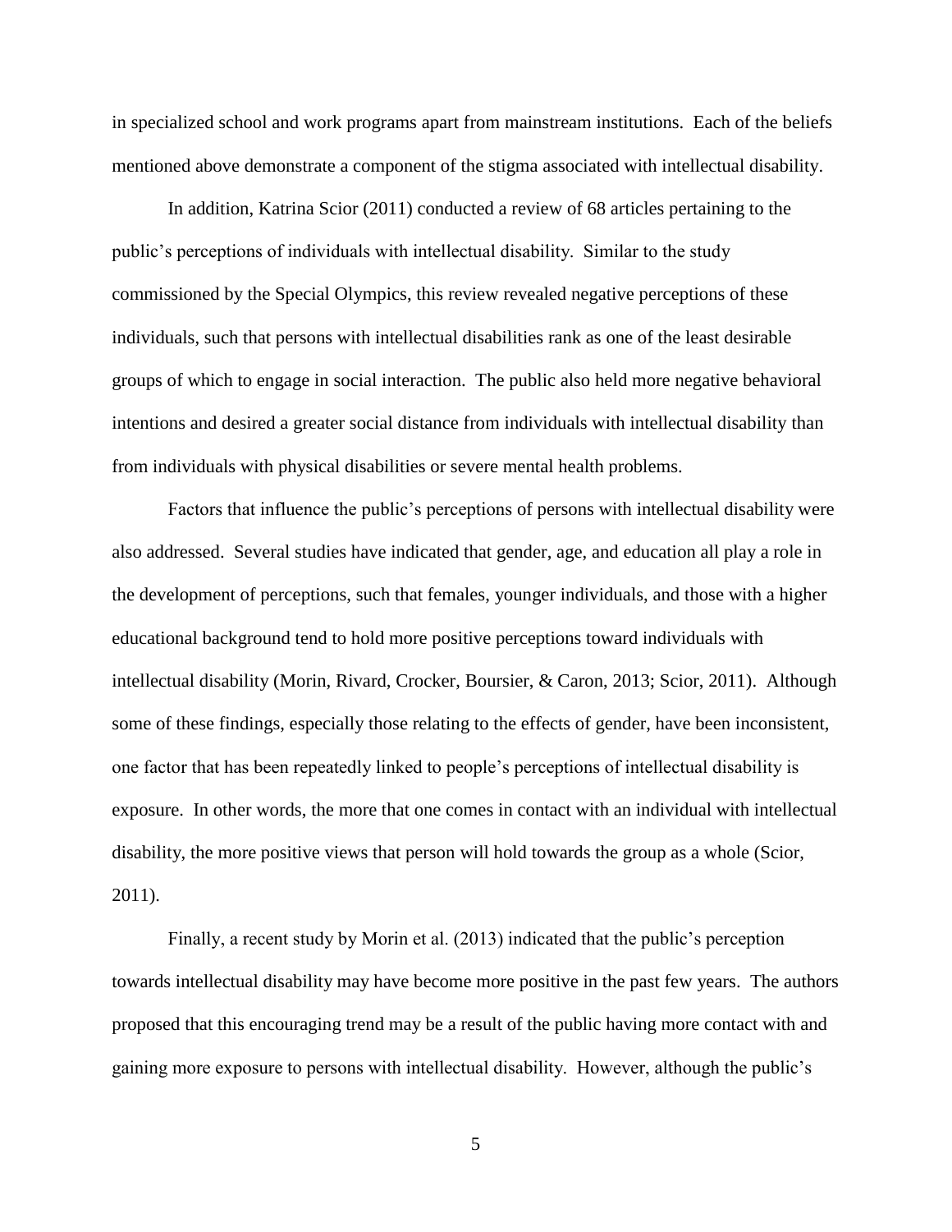in specialized school and work programs apart from mainstream institutions. Each of the beliefs mentioned above demonstrate a component of the stigma associated with intellectual disability.

In addition, Katrina Scior (2011) conducted a review of 68 articles pertaining to the public's perceptions of individuals with intellectual disability. Similar to the study commissioned by the Special Olympics, this review revealed negative perceptions of these individuals, such that persons with intellectual disabilities rank as one of the least desirable groups of which to engage in social interaction. The public also held more negative behavioral intentions and desired a greater social distance from individuals with intellectual disability than from individuals with physical disabilities or severe mental health problems.

Factors that influence the public's perceptions of persons with intellectual disability were also addressed. Several studies have indicated that gender, age, and education all play a role in the development of perceptions, such that females, younger individuals, and those with a higher educational background tend to hold more positive perceptions toward individuals with intellectual disability (Morin, Rivard, Crocker, Boursier, & Caron, 2013; Scior, 2011). Although some of these findings, especially those relating to the effects of gender, have been inconsistent, one factor that has been repeatedly linked to people's perceptions of intellectual disability is exposure. In other words, the more that one comes in contact with an individual with intellectual disability, the more positive views that person will hold towards the group as a whole (Scior, 2011).

Finally, a recent study by Morin et al. (2013) indicated that the public's perception towards intellectual disability may have become more positive in the past few years. The authors proposed that this encouraging trend may be a result of the public having more contact with and gaining more exposure to persons with intellectual disability. However, although the public's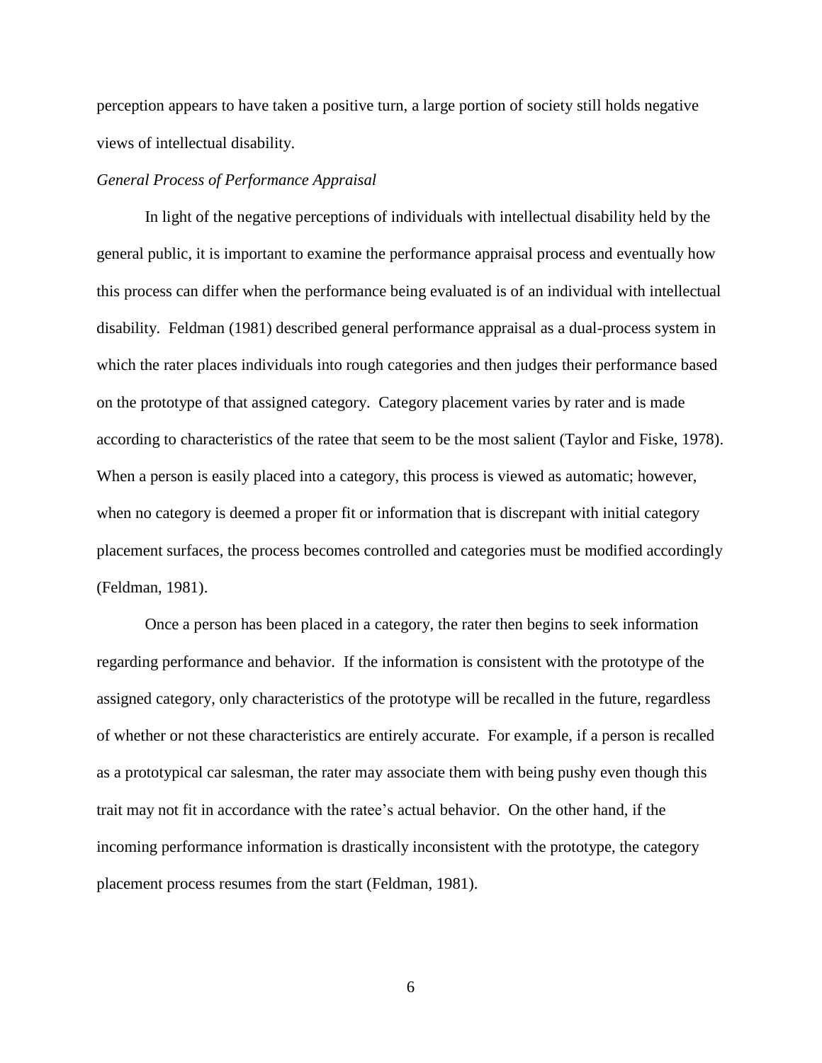perception appears to have taken a positive turn, a large portion of society still holds negative views of intellectual disability.

*General Process of Performance Appraisal*

In light of the negative perceptions of individuals with intellectual disability held by the general public, it is important to examine the performance appraisal process and eventually how this process can differ when the performance being evaluated is of an individual with intellectual disability. Feldman (1981) described general performance appraisal as a dual-process system in which the rater places individuals into rough categories and then judges their performance based on the prototype of that assigned category. Category placement varies by rater and is made according to characteristics of the ratee that seem to be the most salient (Taylor and Fiske, 1978). When a person is easily placed into a category, this process is viewed as automatic; however, when no category is deemed a proper fit or information that is discrepant with initial category placement surfaces, the process becomes controlled and categories must be modified accordingly (Feldman, 1981).

Once a person has been placed in a category, the rater then begins to seek information regarding performance and behavior. If the information is consistent with the prototype of the assigned category, only characteristics of the prototype will be recalled in the future, regardless of whether or not these characteristics are entirely accurate. For example, if a person is recalled as a prototypical car salesman, the rater may associate them with being pushy even though this trait may not fit in accordance with the ratee's actual behavior. On the other hand, if the incoming performance information is drastically inconsistent with the prototype, the category placement process resumes from the start (Feldman, 1981).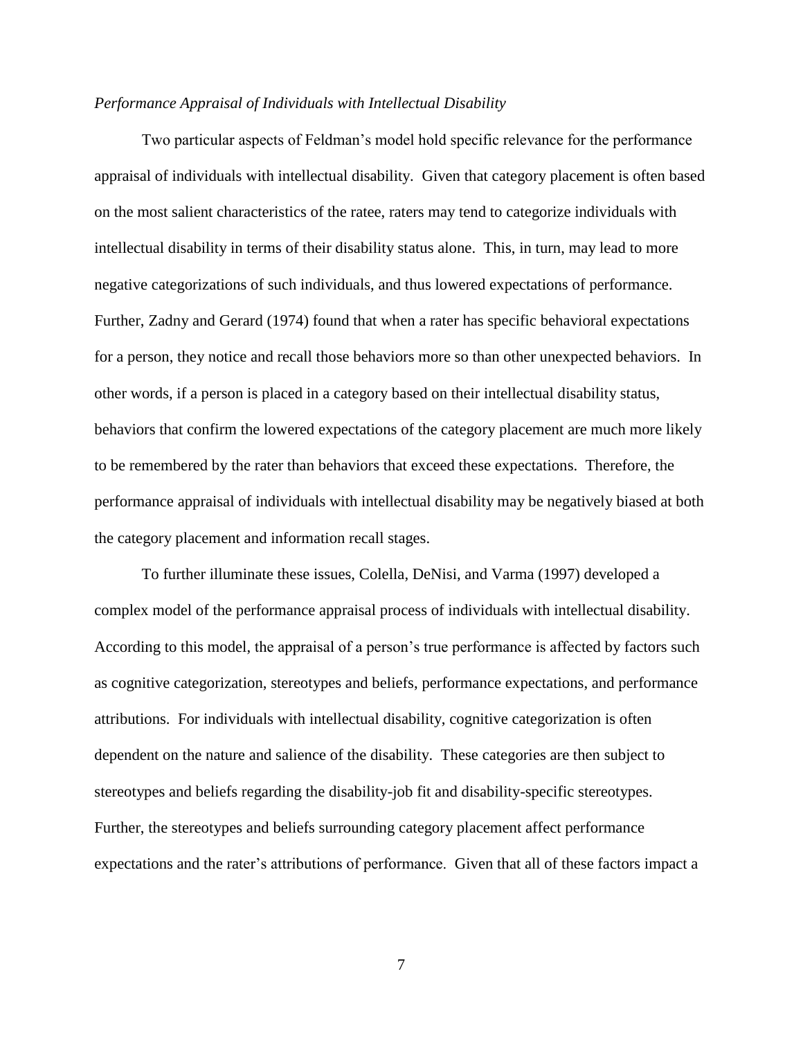*Performance Appraisal of Individuals with Intellectual Disability*

Two particular aspects of Feldman's model hold specific relevance for the performance appraisal of individuals with intellectual disability. Given that category placement is often based on the most salient characteristics of the ratee, raters may tend to categorize individuals with intellectual disability in terms of their disability status alone. This, in turn, may lead to more negative categorizations of such individuals, and thus lowered expectations of performance. Further, Zadny and Gerard (1974) found that when a rater has specific behavioral expectations for a person, they notice and recall those behaviors more so than other unexpected behaviors. In other words, if a person is placed in a category based on their intellectual disability status, behaviors that confirm the lowered expectations of the category placement are much more likely to be remembered by the rater than behaviors that exceed these expectations. Therefore, the performance appraisal of individuals with intellectual disability may be negatively biased at both the category placement and information recall stages.

To further illuminate these issues, Colella, DeNisi, and Varma (1997) developed a complex model of the performance appraisal process of individuals with intellectual disability. According to this model, the appraisal of a person's true performance is affected by factors such as cognitive categorization, stereotypes and beliefs, performance expectations, and performance attributions. For individuals with intellectual disability, cognitive categorization is often dependent on the nature and salience of the disability. These categories are then subject to stereotypes and beliefs regarding the disability-job fit and disability-specific stereotypes. Further, the stereotypes and beliefs surrounding category placement affect performance expectations and the rater's attributions of performance. Given that all of these factors impact a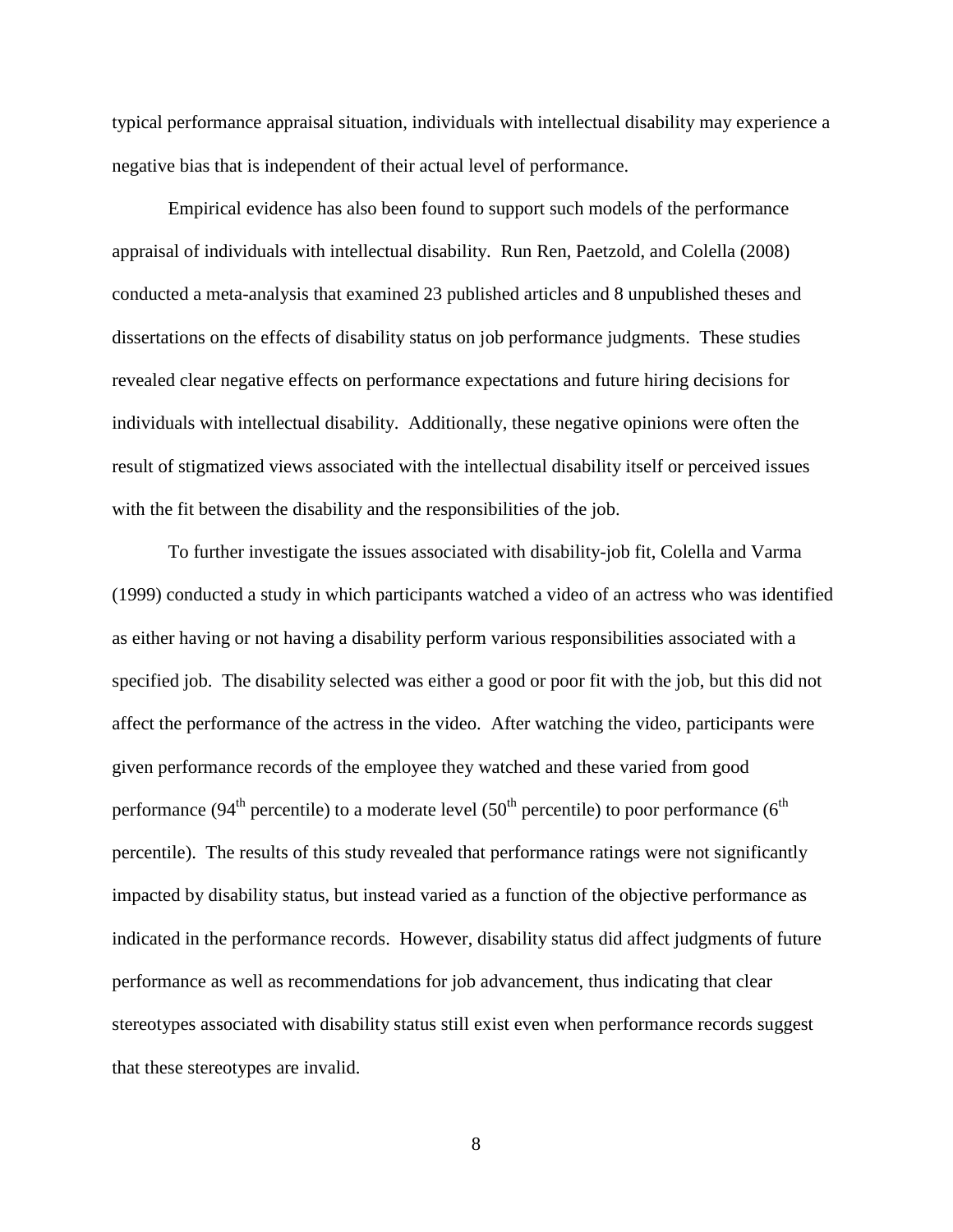typical performance appraisal situation, individuals with intellectual disability may experience a negative bias that is independent of their actual level of performance.

Empirical evidence has also been found to support such models of the performance appraisal of individuals with intellectual disability. Run Ren, Paetzold, and Colella (2008) conducted a meta-analysis that examined 23 published articles and 8 unpublished theses and dissertations on the effects of disability status on job performance judgments. These studies revealed clear negative effects on performance expectations and future hiring decisions for individuals with intellectual disability. Additionally, these negative opinions were often the result of stigmatized views associated with the intellectual disability itself or perceived issues with the fit between the disability and the responsibilities of the job.

To further investigate the issues associated with disability-job fit, Colella and Varma (1999) conducted a study in which participants watched a video of an actress who was identified as either having or not having a disability perform various responsibilities associated with a specified job. The disability selected was either a good or poor fit with the job, but this did not affect the performance of the actress in the video. After watching the video, participants were given performance records of the employee they watched and these varied from good performance (94$^{th}$ percentile) to a moderate level (50$^{th}$ percentile) to poor performance (6$^{th}$ percentile). The results of this study revealed that performance ratings were not significantly impacted by disability status, but instead varied as a function of the objective performance as indicated in the performance records. However, disability status did affect judgments of future performance as well as recommendations for job advancement, thus indicating that clear stereotypes associated with disability status still exist even when performance records suggest that these stereotypes are invalid.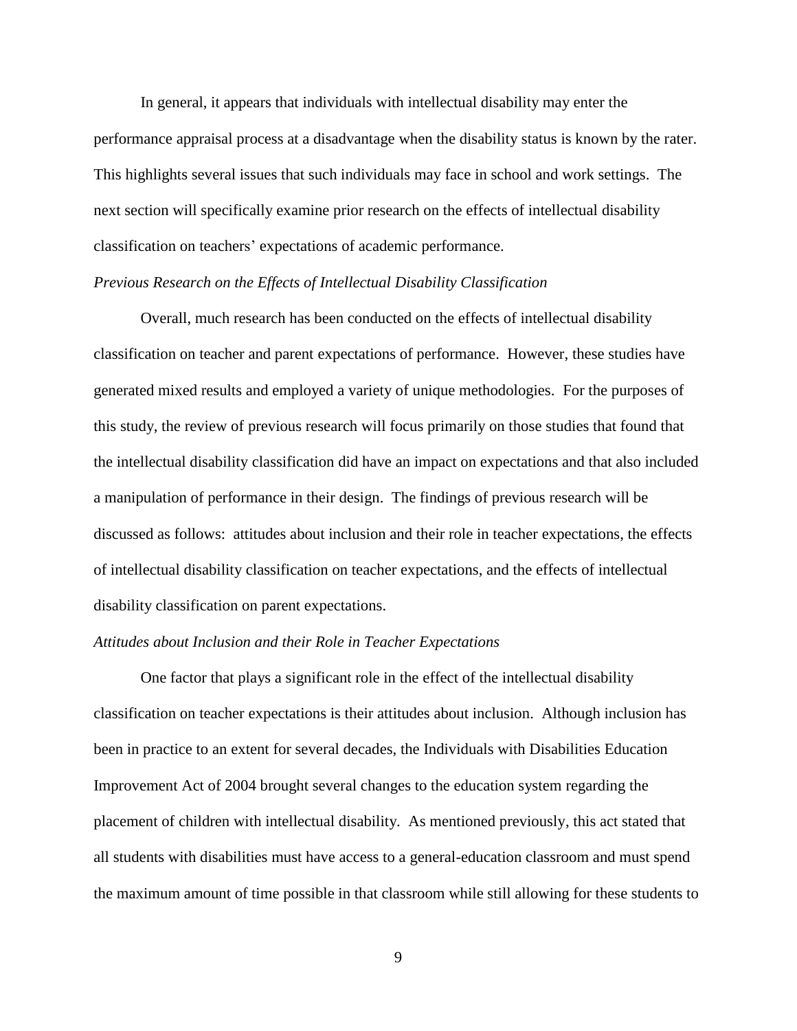In general, it appears that individuals with intellectual disability may enter the performance appraisal process at a disadvantage when the disability status is known by the rater. This highlights several issues that such individuals may face in school and work settings. The next section will specifically examine prior research on the effects of intellectual disability classification on teachers' expectations of academic performance.

*Previous Research on the Effects of Intellectual Disability Classification*

Overall, much research has been conducted on the effects of intellectual disability classification on teacher and parent expectations of performance. However, these studies have generated mixed results and employed a variety of unique methodologies. For the purposes of this study, the review of previous research will focus primarily on those studies that found that the intellectual disability classification did have an impact on expectations and that also included a manipulation of performance in their design. The findings of previous research will be discussed as follows: attitudes about inclusion and their role in teacher expectations, the effects of intellectual disability classification on teacher expectations, and the effects of intellectual disability classification on parent expectations.

*Attitudes about Inclusion and their Role in Teacher Expectations*

One factor that plays a significant role in the effect of the intellectual disability classification on teacher expectations is their attitudes about inclusion. Although inclusion has been in practice to an extent for several decades, the Individuals with Disabilities Education Improvement Act of 2004 brought several changes to the education system regarding the placement of children with intellectual disability. As mentioned previously, this act stated that all students with disabilities must have access to a general-education classroom and must spend the maximum amount of time possible in that classroom while still allowing for these students to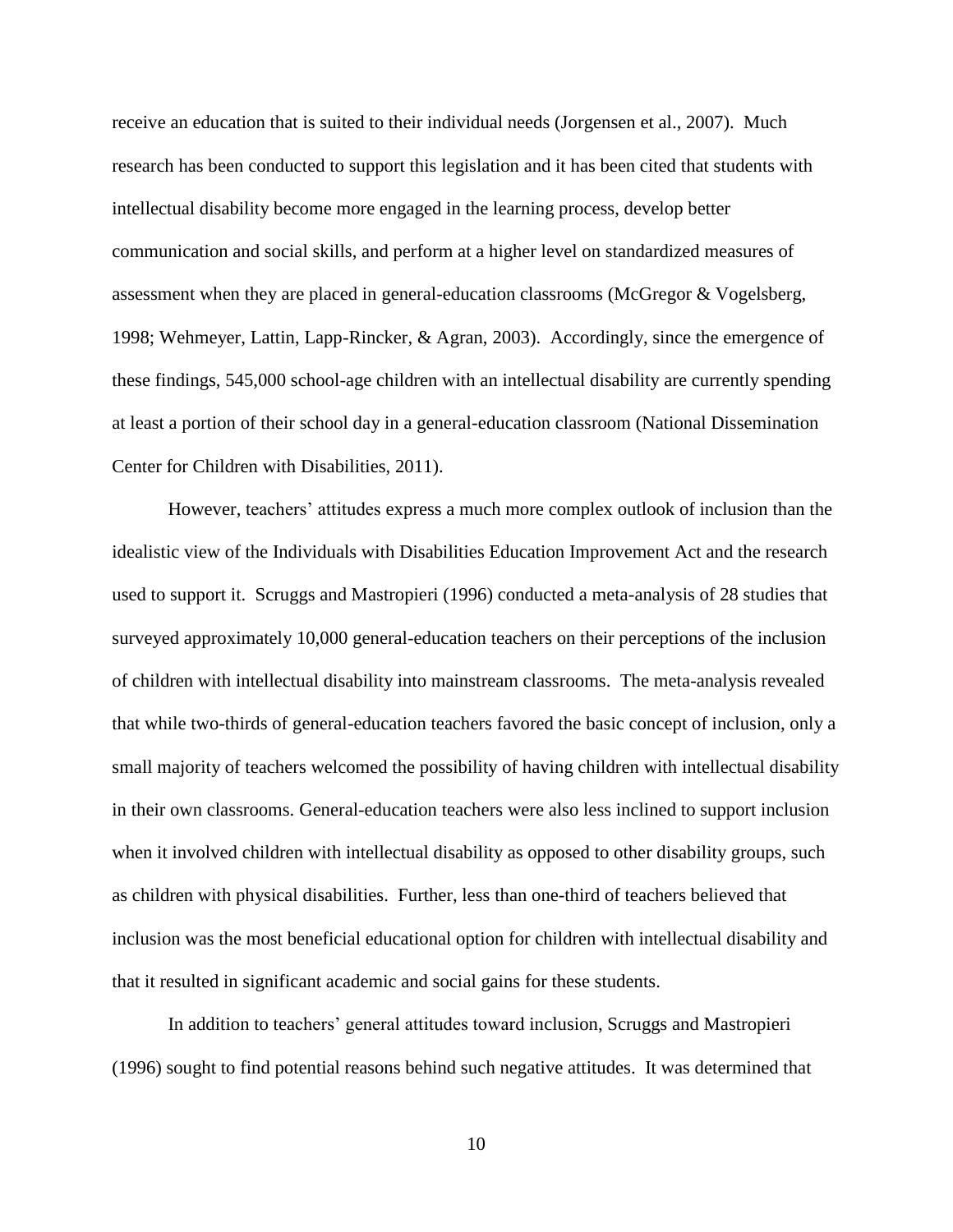receive an education that is suited to their individual needs (Jorgensen et al., 2007). Much research has been conducted to support this legislation and it has been cited that students with intellectual disability become more engaged in the learning process, develop better communication and social skills, and perform at a higher level on standardized measures of assessment when they are placed in general-education classrooms (McGregor & Vogelsberg, 1998; Wehmeyer, Lattin, Lapp-Rincker, & Agran, 2003). Accordingly, since the emergence of these findings, 545,000 school-age children with an intellectual disability are currently spending at least a portion of their school day in a general-education classroom (National Dissemination Center for Children with Disabilities, 2011).

However, teachers' attitudes express a much more complex outlook of inclusion than the idealistic view of the Individuals with Disabilities Education Improvement Act and the research used to support it. Scruggs and Mastropieri (1996) conducted a meta-analysis of 28 studies that surveyed approximately 10,000 general-education teachers on their perceptions of the inclusion of children with intellectual disability into mainstream classrooms. The meta-analysis revealed that while two-thirds of general-education teachers favored the basic concept of inclusion, only a small majority of teachers welcomed the possibility of having children with intellectual disability in their own classrooms. General-education teachers were also less inclined to support inclusion when it involved children with intellectual disability as opposed to other disability groups, such as children with physical disabilities. Further, less than one-third of teachers believed that inclusion was the most beneficial educational option for children with intellectual disability and that it resulted in significant academic and social gains for these students.

In addition to teachers' general attitudes toward inclusion, Scruggs and Mastropieri (1996) sought to find potential reasons behind such negative attitudes. It was determined that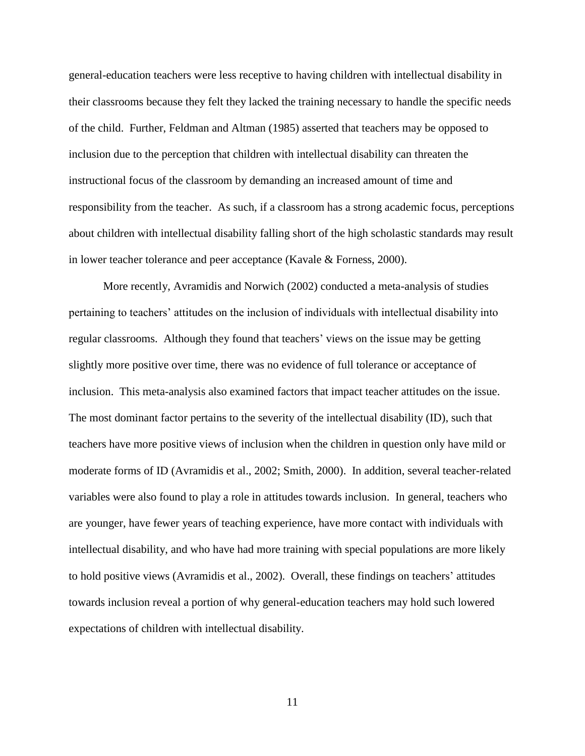general-education teachers were less receptive to having children with intellectual disability in their classrooms because they felt they lacked the training necessary to handle the specific needs of the child. Further, Feldman and Altman (1985) asserted that teachers may be opposed to inclusion due to the perception that children with intellectual disability can threaten the instructional focus of the classroom by demanding an increased amount of time and responsibility from the teacher. As such, if a classroom has a strong academic focus, perceptions about children with intellectual disability falling short of the high scholastic standards may result in lower teacher tolerance and peer acceptance (Kavale & Forness, 2000).

More recently, Avramidis and Norwich (2002) conducted a meta-analysis of studies pertaining to teachers' attitudes on the inclusion of individuals with intellectual disability into regular classrooms. Although they found that teachers' views on the issue may be getting slightly more positive over time, there was no evidence of full tolerance or acceptance of inclusion. This meta-analysis also examined factors that impact teacher attitudes on the issue. The most dominant factor pertains to the severity of the intellectual disability (ID), such that teachers have more positive views of inclusion when the children in question only have mild or moderate forms of ID (Avramidis et al., 2002; Smith, 2000). In addition, several teacher-related variables were also found to play a role in attitudes towards inclusion. In general, teachers who are younger, have fewer years of teaching experience, have more contact with individuals with intellectual disability, and who have had more training with special populations are more likely to hold positive views (Avramidis et al., 2002). Overall, these findings on teachers' attitudes towards inclusion reveal a portion of why general-education teachers may hold such lowered expectations of children with intellectual disability.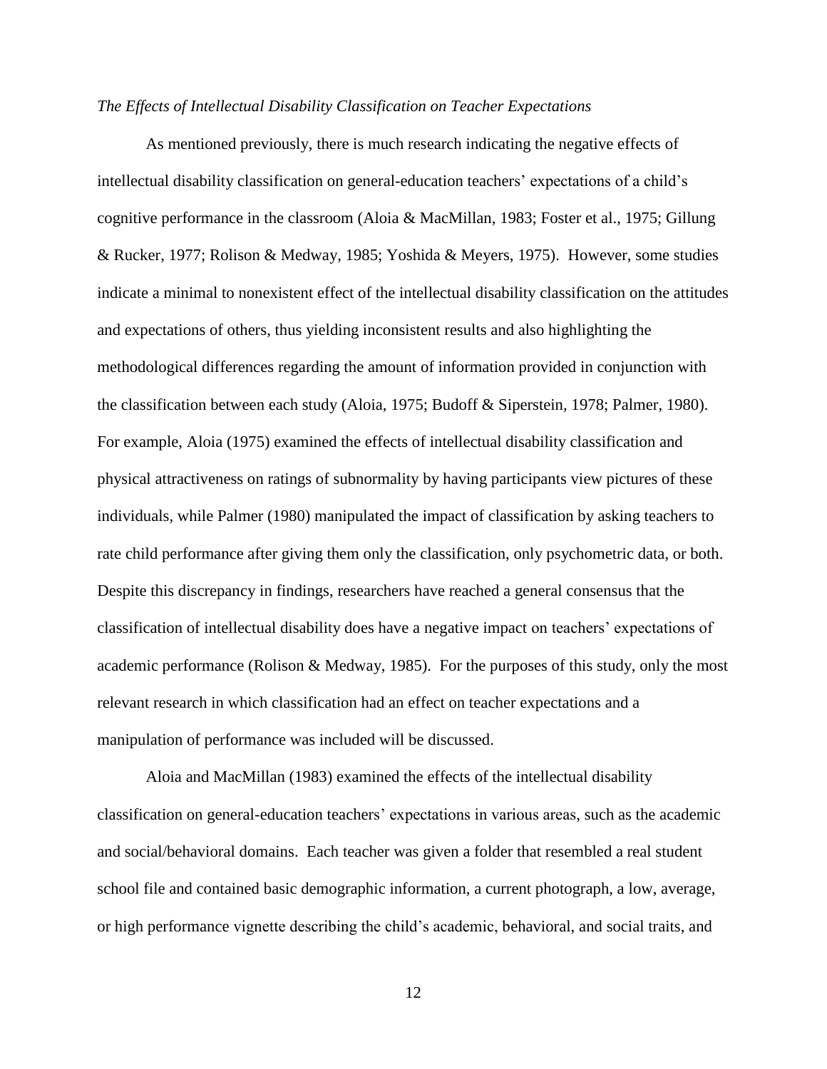*The Effects of Intellectual Disability Classification on Teacher Expectations*

As mentioned previously, there is much research indicating the negative effects of intellectual disability classification on general-education teachers' expectations of a child's cognitive performance in the classroom (Aloia & MacMillan, 1983; Foster et al., 1975; Gillung & Rucker, 1977; Rolison & Medway, 1985; Yoshida & Meyers, 1975). However, some studies indicate a minimal to nonexistent effect of the intellectual disability classification on the attitudes and expectations of others, thus yielding inconsistent results and also highlighting the methodological differences regarding the amount of information provided in conjunction with the classification between each study (Aloia, 1975; Budoff & Siperstein, 1978; Palmer, 1980). For example, Aloia (1975) examined the effects of intellectual disability classification and physical attractiveness on ratings of subnormality by having participants view pictures of these individuals, while Palmer (1980) manipulated the impact of classification by asking teachers to rate child performance after giving them only the classification, only psychometric data, or both. Despite this discrepancy in findings, researchers have reached a general consensus that the classification of intellectual disability does have a negative impact on teachers' expectations of academic performance (Rolison & Medway, 1985). For the purposes of this study, only the most relevant research in which classification had an effect on teacher expectations and a manipulation of performance was included will be discussed.

Aloia and MacMillan (1983) examined the effects of the intellectual disability classification on general-education teachers' expectations in various areas, such as the academic and social/behavioral domains. Each teacher was given a folder that resembled a real student school file and contained basic demographic information, a current photograph, a low, average, or high performance vignette describing the child's academic, behavioral, and social traits, and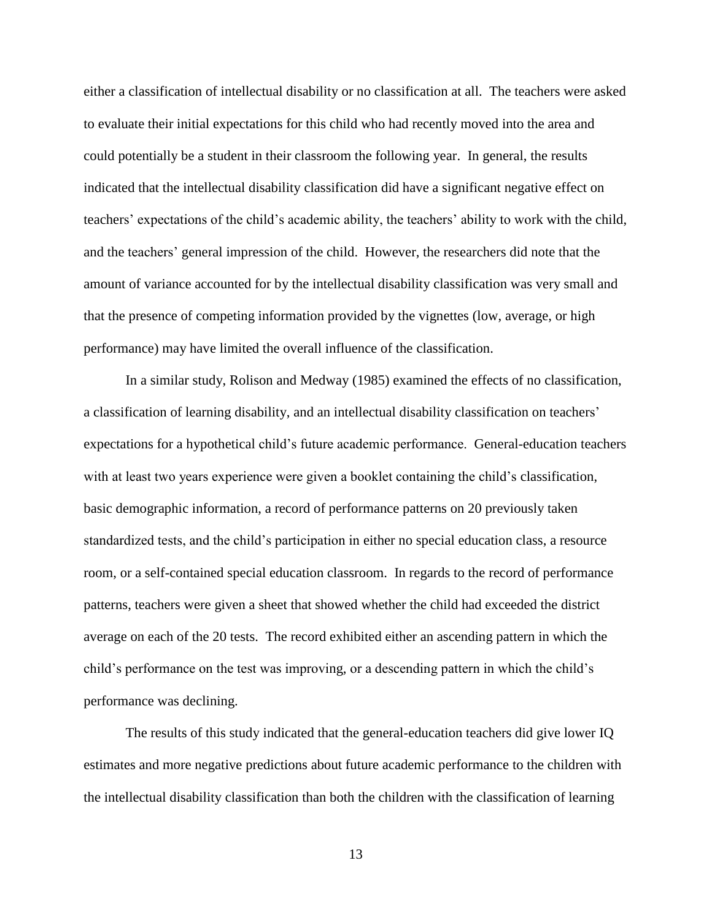either a classification of intellectual disability or no classification at all. The teachers were asked to evaluate their initial expectations for this child who had recently moved into the area and could potentially be a student in their classroom the following year. In general, the results indicated that the intellectual disability classification did have a significant negative effect on teachers' expectations of the child's academic ability, the teachers' ability to work with the child, and the teachers' general impression of the child. However, the researchers did note that the amount of variance accounted for by the intellectual disability classification was very small and that the presence of competing information provided by the vignettes (low, average, or high performance) may have limited the overall influence of the classification.

In a similar study, Rolison and Medway (1985) examined the effects of no classification, a classification of learning disability, and an intellectual disability classification on teachers' expectations for a hypothetical child's future academic performance. General-education teachers with at least two years experience were given a booklet containing the child's classification, basic demographic information, a record of performance patterns on 20 previously taken standardized tests, and the child's participation in either no special education class, a resource room, or a self-contained special education classroom. In regards to the record of performance patterns, teachers were given a sheet that showed whether the child had exceeded the district average on each of the 20 tests. The record exhibited either an ascending pattern in which the child's performance on the test was improving, or a descending pattern in which the child's performance was declining.

The results of this study indicated that the general-education teachers did give lower IQ estimates and more negative predictions about future academic performance to the children with the intellectual disability classification than both the children with the classification of learning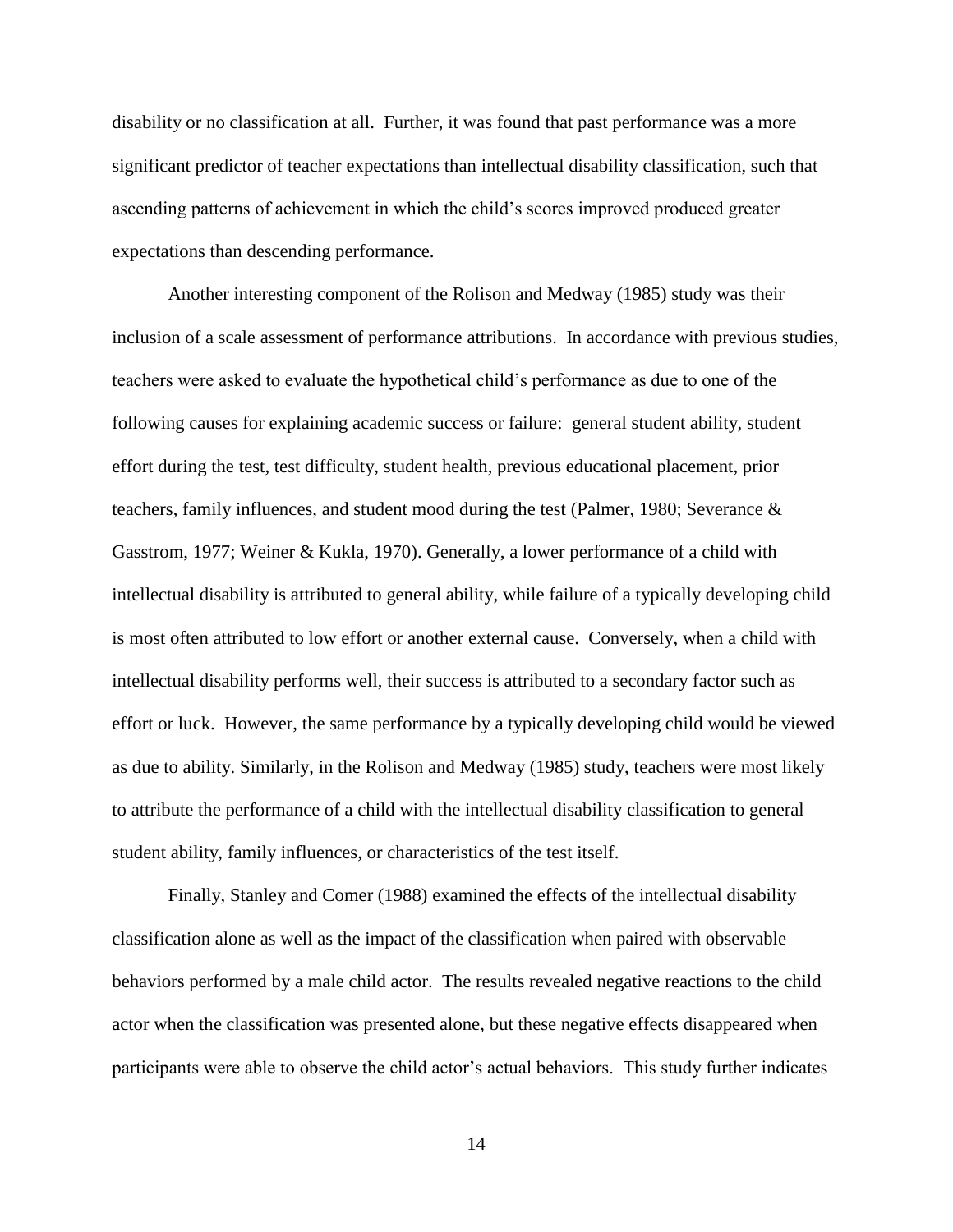disability or no classification at all. Further, it was found that past performance was a more significant predictor of teacher expectations than intellectual disability classification, such that ascending patterns of achievement in which the child's scores improved produced greater expectations than descending performance.

Another interesting component of the Rolison and Medway (1985) study was their inclusion of a scale assessment of performance attributions. In accordance with previous studies, teachers were asked to evaluate the hypothetical child's performance as due to one of the following causes for explaining academic success or failure: general student ability, student effort during the test, test difficulty, student health, previous educational placement, prior teachers, family influences, and student mood during the test (Palmer, 1980; Severance & Gasstrom, 1977; Weiner & Kukla, 1970). Generally, a lower performance of a child with intellectual disability is attributed to general ability, while failure of a typically developing child is most often attributed to low effort or another external cause. Conversely, when a child with intellectual disability performs well, their success is attributed to a secondary factor such as effort or luck. However, the same performance by a typically developing child would be viewed as due to ability. Similarly, in the Rolison and Medway (1985) study, teachers were most likely to attribute the performance of a child with the intellectual disability classification to general student ability, family influences, or characteristics of the test itself.

Finally, Stanley and Comer (1988) examined the effects of the intellectual disability classification alone as well as the impact of the classification when paired with observable behaviors performed by a male child actor. The results revealed negative reactions to the child actor when the classification was presented alone, but these negative effects disappeared when participants were able to observe the child actor's actual behaviors. This study further indicates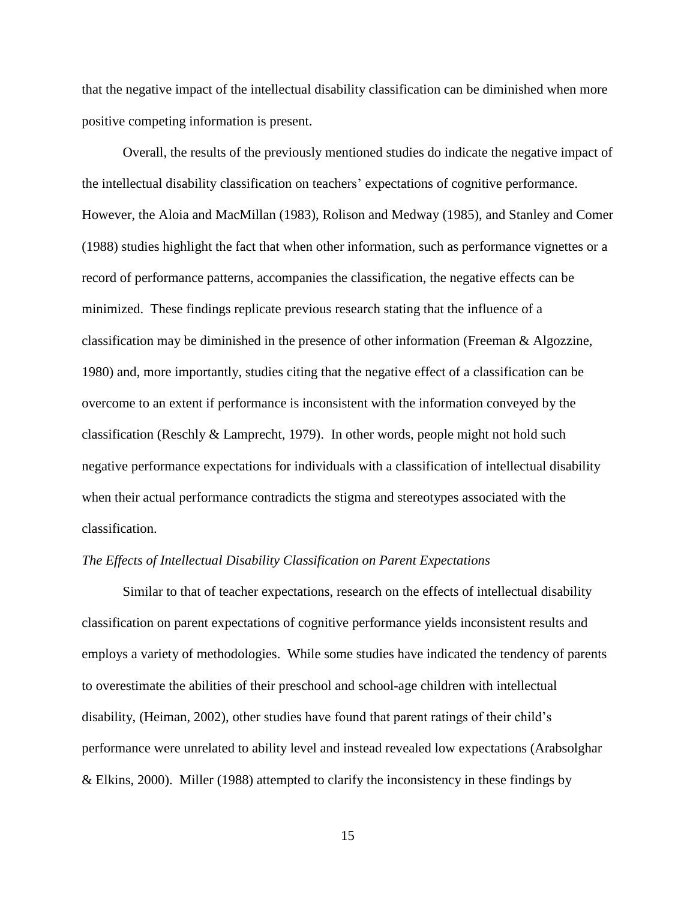that the negative impact of the intellectual disability classification can be diminished when more positive competing information is present.

Overall, the results of the previously mentioned studies do indicate the negative impact of the intellectual disability classification on teachers' expectations of cognitive performance. However, the Aloia and MacMillan (1983), Rolison and Medway (1985), and Stanley and Comer (1988) studies highlight the fact that when other information, such as performance vignettes or a record of performance patterns, accompanies the classification, the negative effects can be minimized. These findings replicate previous research stating that the influence of a classification may be diminished in the presence of other information (Freeman & Algozzine, 1980) and, more importantly, studies citing that the negative effect of a classification can be overcome to an extent if performance is inconsistent with the information conveyed by the classification (Reschly & Lamprecht, 1979). In other words, people might not hold such negative performance expectations for individuals with a classification of intellectual disability when their actual performance contradicts the stigma and stereotypes associated with the classification.

*The Effects of Intellectual Disability Classification on Parent Expectations*

Similar to that of teacher expectations, research on the effects of intellectual disability classification on parent expectations of cognitive performance yields inconsistent results and employs a variety of methodologies. While some studies have indicated the tendency of parents to overestimate the abilities of their preschool and school-age children with intellectual disability, (Heiman, 2002), other studies have found that parent ratings of their child's performance were unrelated to ability level and instead revealed low expectations (Arabsolghar & Elkins, 2000). Miller (1988) attempted to clarify the inconsistency in these findings by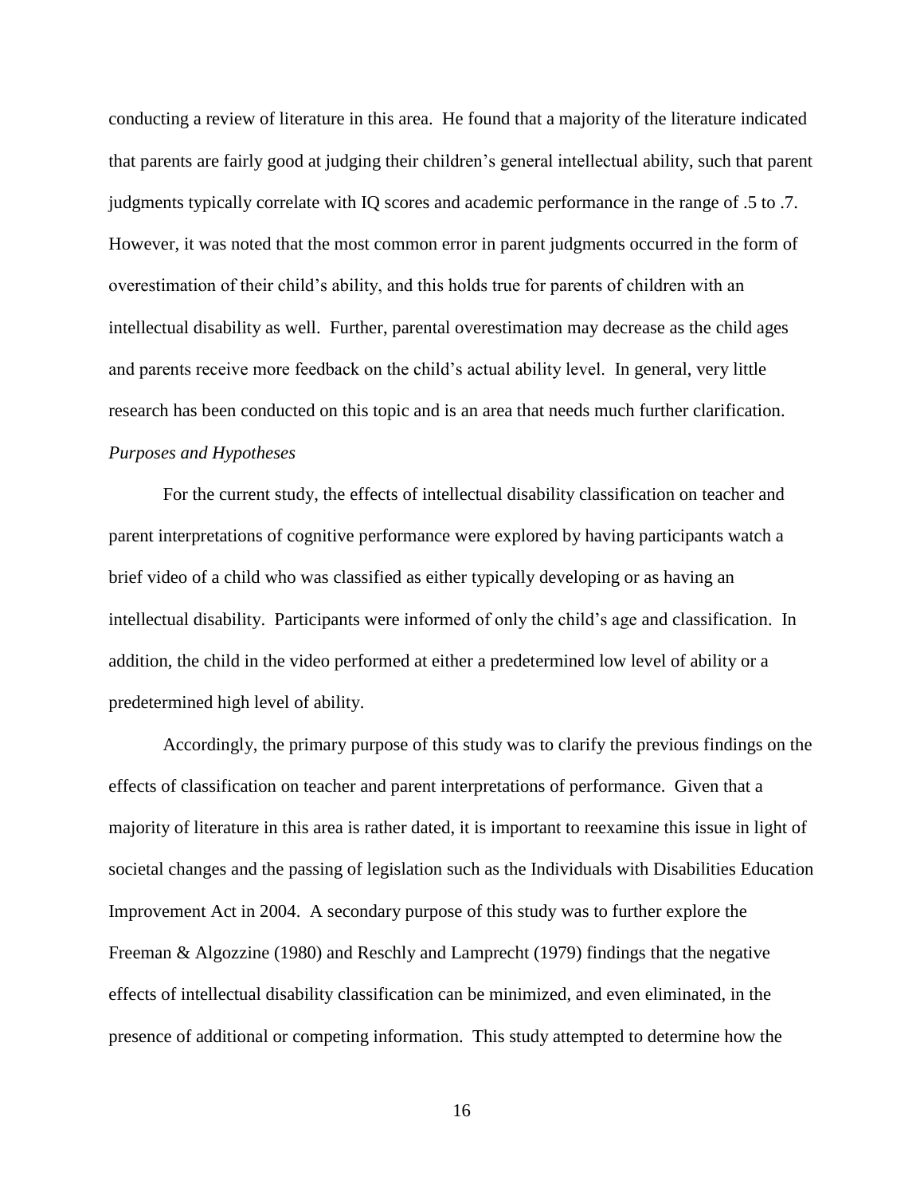conducting a review of literature in this area. He found that a majority of the literature indicated that parents are fairly good at judging their children's general intellectual ability, such that parent judgments typically correlate with IQ scores and academic performance in the range of .5 to .7. However, it was noted that the most common error in parent judgments occurred in the form of overestimation of their child's ability, and this holds true for parents of children with an intellectual disability as well. Further, parental overestimation may decrease as the child ages and parents receive more feedback on the child's actual ability level. In general, very little research has been conducted on this topic and is an area that needs much further clarification.

*Purposes and Hypotheses*

For the current study, the effects of intellectual disability classification on teacher and parent interpretations of cognitive performance were explored by having participants watch a brief video of a child who was classified as either typically developing or as having an intellectual disability. Participants were informed of only the child's age and classification. In addition, the child in the video performed at either a predetermined low level of ability or a predetermined high level of ability.

Accordingly, the primary purpose of this study was to clarify the previous findings on the effects of classification on teacher and parent interpretations of performance. Given that a majority of literature in this area is rather dated, it is important to reexamine this issue in light of societal changes and the passing of legislation such as the Individuals with Disabilities Education Improvement Act in 2004. A secondary purpose of this study was to further explore the Freeman & Algozzine (1980) and Reschly and Lamprecht (1979) findings that the negative effects of intellectual disability classification can be minimized, and even eliminated, in the presence of additional or competing information. This study attempted to determine how the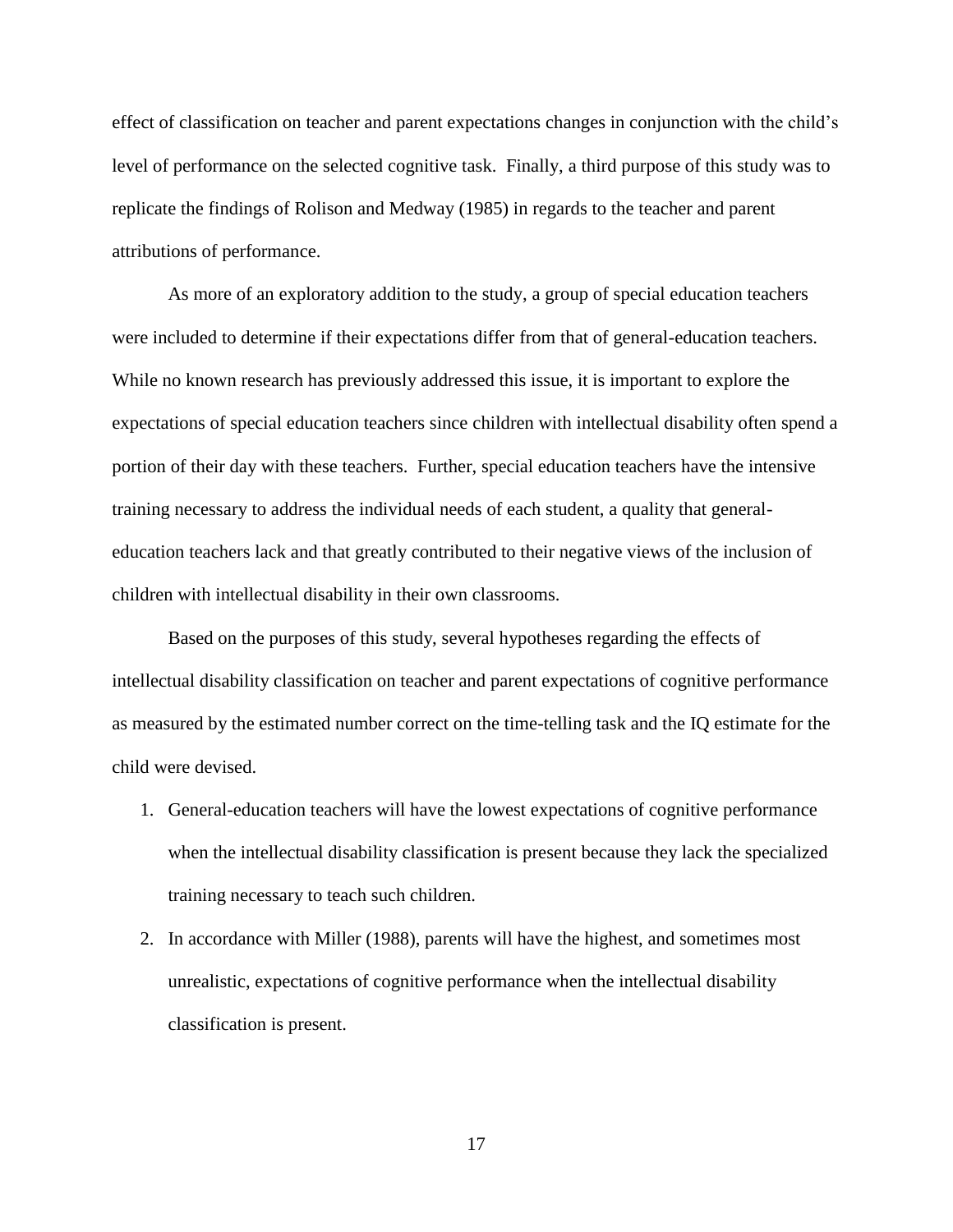effect of classification on teacher and parent expectations changes in conjunction with the child's level of performance on the selected cognitive task. Finally, a third purpose of this study was to replicate the findings of Rolison and Medway (1985) in regards to the teacher and parent attributions of performance.

As more of an exploratory addition to the study, a group of special education teachers were included to determine if their expectations differ from that of general-education teachers. While no known research has previously addressed this issue, it is important to explore the expectations of special education teachers since children with intellectual disability often spend a portion of their day with these teachers. Further, special education teachers have the intensive training necessary to address the individual needs of each student, a quality that general-education teachers lack and that greatly contributed to their negative views of the inclusion of children with intellectual disability in their own classrooms.

Based on the purposes of this study, several hypotheses regarding the effects of intellectual disability classification on teacher and parent expectations of cognitive performance as measured by the estimated number correct on the time-telling task and the IQ estimate for the child were devised.

1. General-education teachers will have the lowest expectations of cognitive performance when the intellectual disability classification is present because they lack the specialized training necessary to teach such children.
2. In accordance with Miller (1988), parents will have the highest, and sometimes most unrealistic, expectations of cognitive performance when the intellectual disability classification is present.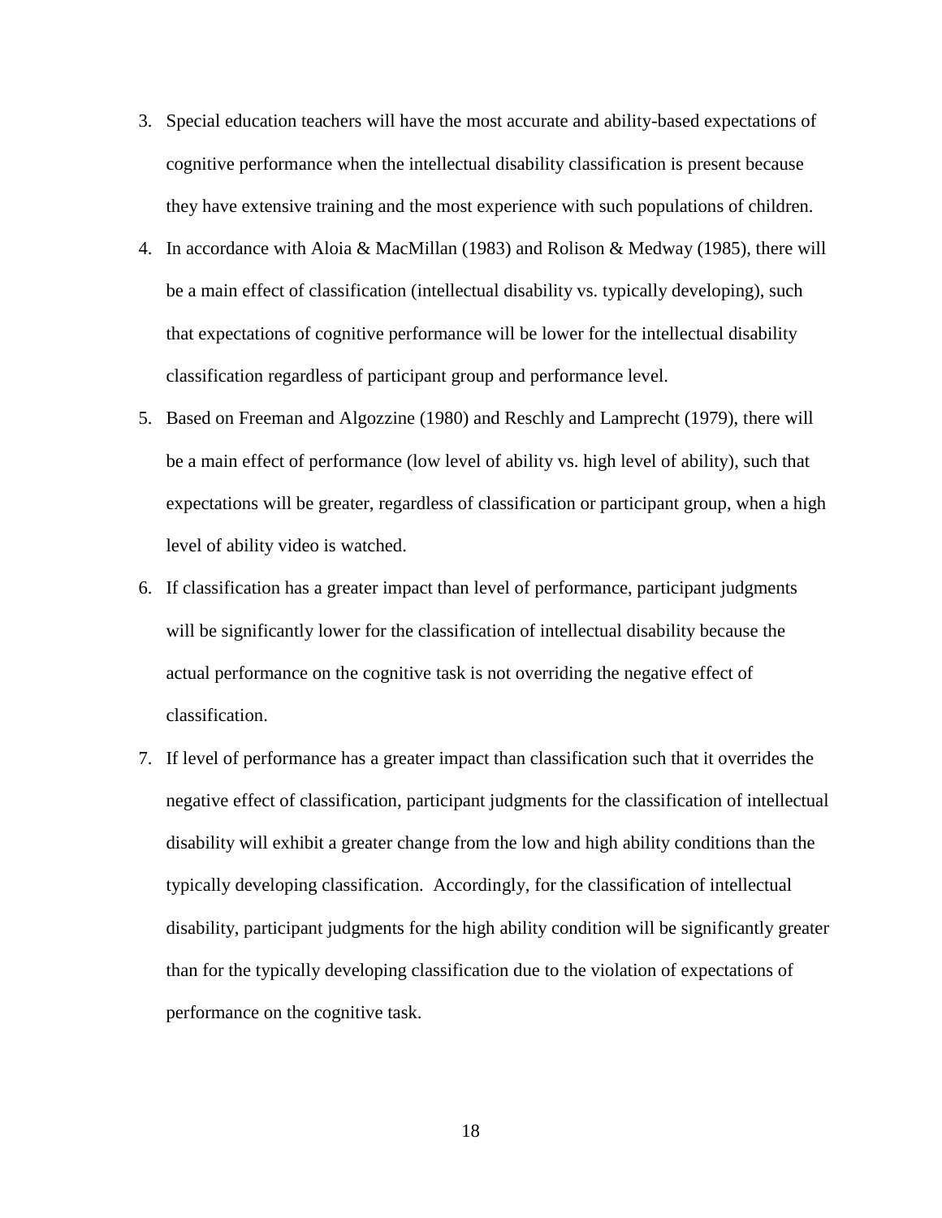3. Special education teachers will have the most accurate and ability-based expectations of cognitive performance when the intellectual disability classification is present because they have extensive training and the most experience with such populations of children.
4. In accordance with Aloia & MacMillan (1983) and Rolison & Medway (1985), there will be a main effect of classification (intellectual disability vs. typically developing), such that expectations of cognitive performance will be lower for the intellectual disability classification regardless of participant group and performance level.
5. Based on Freeman and Algozzine (1980) and Reschly and Lamprecht (1979), there will be a main effect of performance (low level of ability vs. high level of ability), such that expectations will be greater, regardless of classification or participant group, when a high level of ability video is watched.
6. If classification has a greater impact than level of performance, participant judgments will be significantly lower for the classification of intellectual disability because the actual performance on the cognitive task is not overriding the negative effect of classification.
7. If level of performance has a greater impact than classification such that it overrides the negative effect of classification, participant judgments for the classification of intellectual disability will exhibit a greater change from the low and high ability conditions than the typically developing classification. Accordingly, for the classification of intellectual disability, participant judgments for the high ability condition will be significantly greater than for the typically developing classification due to the violation of expectations of performance on the cognitive task.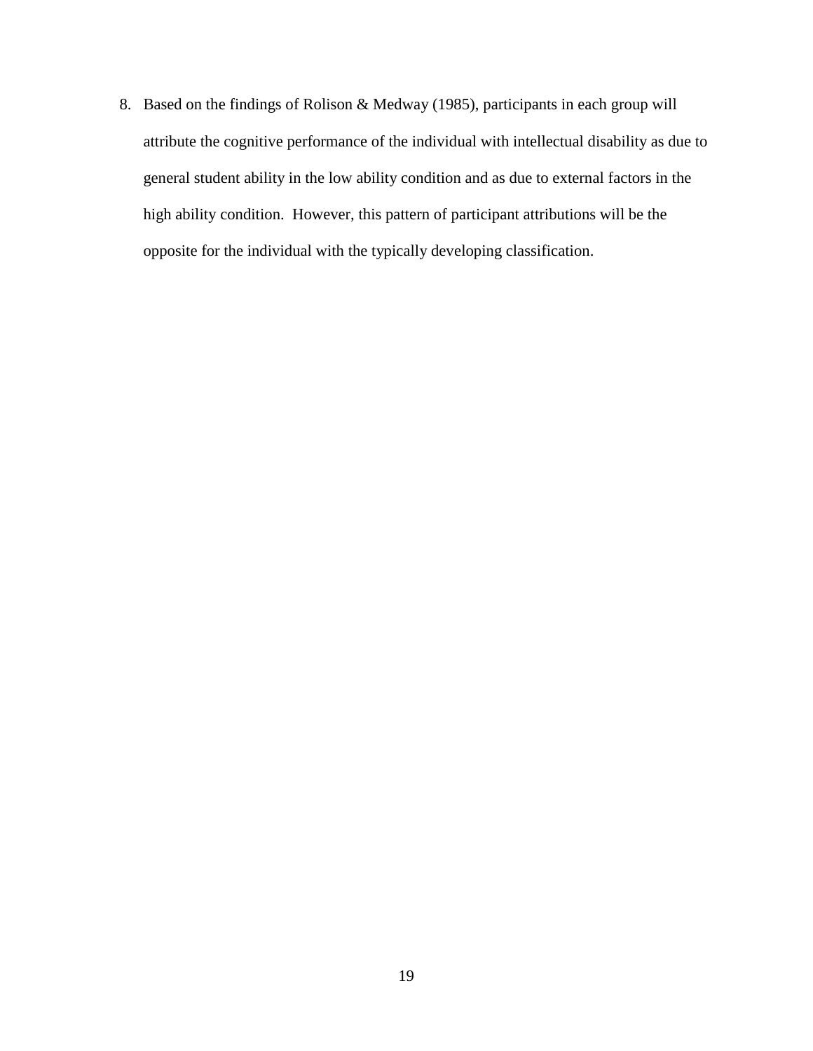8. Based on the findings of Rolison & Medway (1985), participants in each group will attribute the cognitive performance of the individual with intellectual disability as due to general student ability in the low ability condition and as due to external factors in the high ability condition. However, this pattern of participant attributions will be the opposite for the individual with the typically developing classification.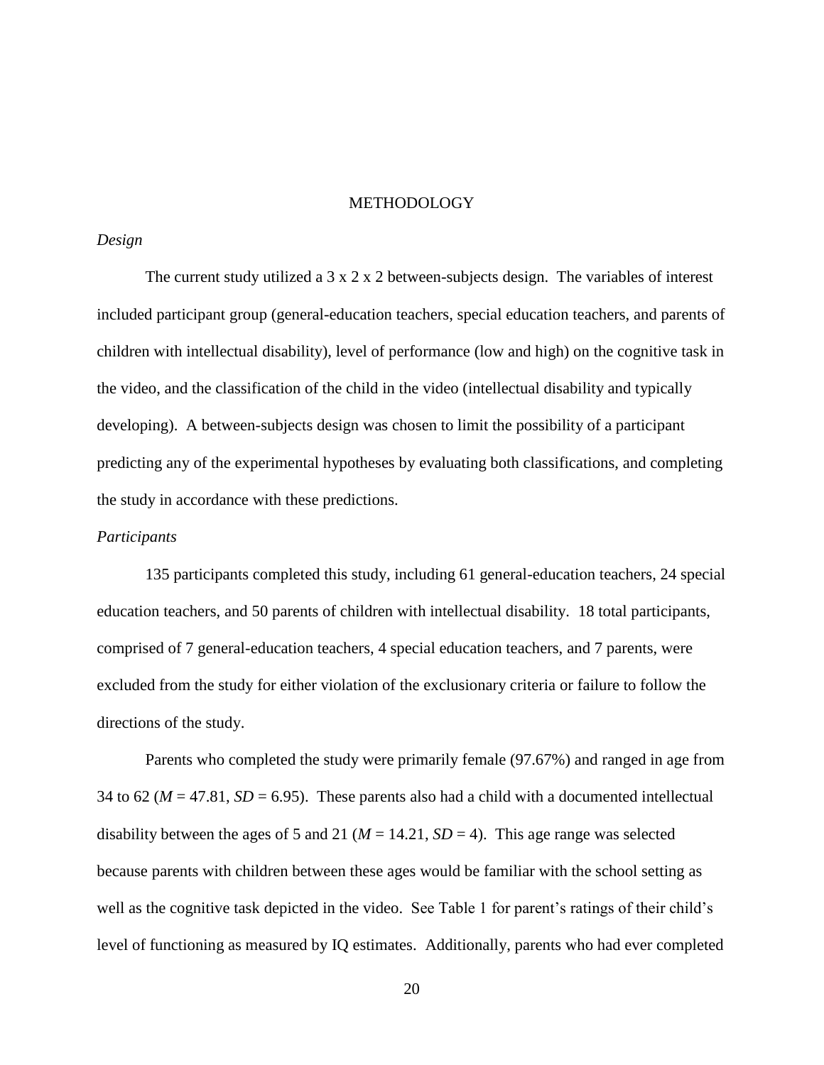# METHODOLOGY

*Design*

The current study utilized a 3 x 2 x 2 between-subjects design. The variables of interest included participant group (general-education teachers, special education teachers, and parents of children with intellectual disability), level of performance (low and high) on the cognitive task in the video, and the classification of the child in the video (intellectual disability and typically developing). A between-subjects design was chosen to limit the possibility of a participant predicting any of the experimental hypotheses by evaluating both classifications, and completing the study in accordance with these predictions.

*Participants*

135 participants completed this study, including 61 general-education teachers, 24 special education teachers, and 50 parents of children with intellectual disability. 18 total participants, comprised of 7 general-education teachers, 4 special education teachers, and 7 parents, were excluded from the study for either violation of the exclusionary criteria or failure to follow the directions of the study.

Parents who completed the study were primarily female (97.67%) and ranged in age from 34 to 62 ($M$ = 47.81, $SD$ = 6.95). These parents also had a child with a documented intellectual disability between the ages of 5 and 21 ($M$ = 14.21, $SD$ = 4). This age range was selected because parents with children between these ages would be familiar with the school setting as well as the cognitive task depicted in the video. See Table 1 for parent's ratings of their child's level of functioning as measured by IQ estimates. Additionally, parents who had ever completed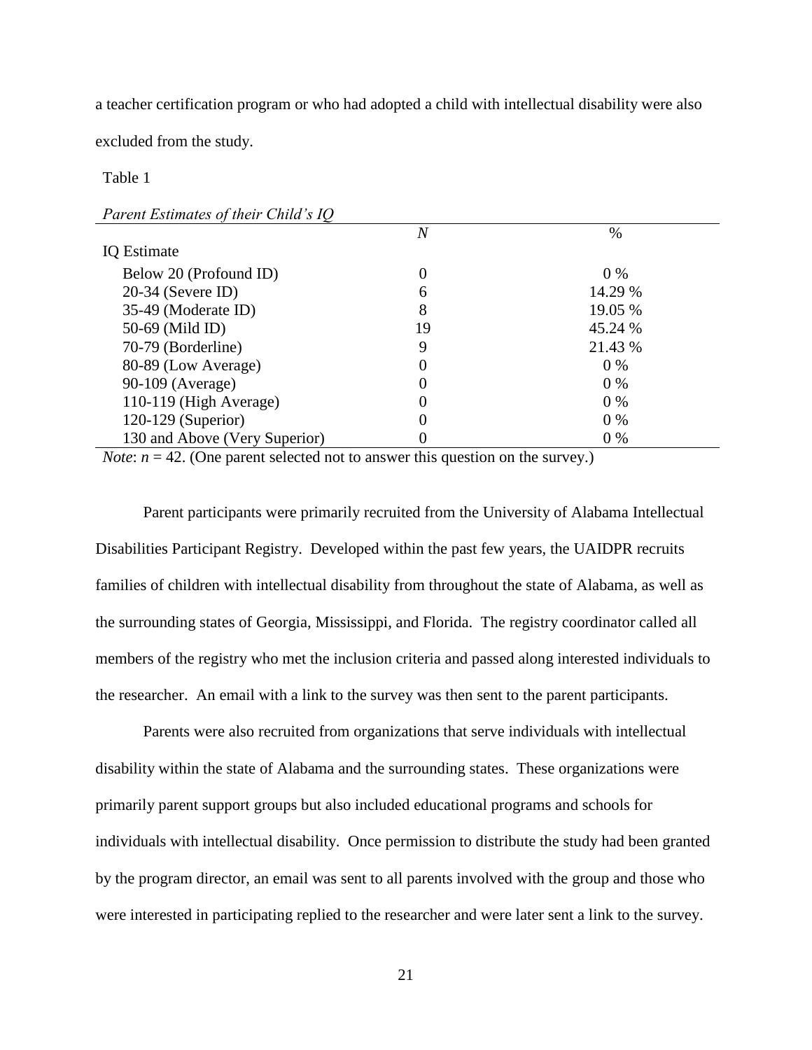a teacher certification program or who had adopted a child with intellectual disability were also excluded from the study.

Table 1

*Parent Estimates of their Child's IQ*

| | *N* | % |
|---|---|---|
| IQ Estimate | | |
| Below 20 (Profound ID) | 0 | 0 % |
| 20-34 (Severe ID) | 6 | 14.29 % |
| 35-49 (Moderate ID) | 8 | 19.05 % |
| 50-69 (Mild ID) | 19 | 45.24 % |
| 70-79 (Borderline) | 9 | 21.43 % |
| 80-89 (Low Average) | 0 | 0 % |
| 90-109 (Average) | 0 | 0 % |
| 110-119 (High Average) | 0 | 0 % |
| 120-129 (Superior) | 0 | 0 % |
| 130 and Above (Very Superior) | 0 | 0 % |

*Note*: $n = 42$. (One parent selected not to answer this question on the survey.)

Parent participants were primarily recruited from the University of Alabama Intellectual Disabilities Participant Registry. Developed within the past few years, the UAIDPR recruits families of children with intellectual disability from throughout the state of Alabama, as well as the surrounding states of Georgia, Mississippi, and Florida. The registry coordinator called all members of the registry who met the inclusion criteria and passed along interested individuals to the researcher. An email with a link to the survey was then sent to the parent participants.

Parents were also recruited from organizations that serve individuals with intellectual disability within the state of Alabama and the surrounding states. These organizations were primarily parent support groups but also included educational programs and schools for individuals with intellectual disability. Once permission to distribute the study had been granted by the program director, an email was sent to all parents involved with the group and those who were interested in participating replied to the researcher and were later sent a link to the survey.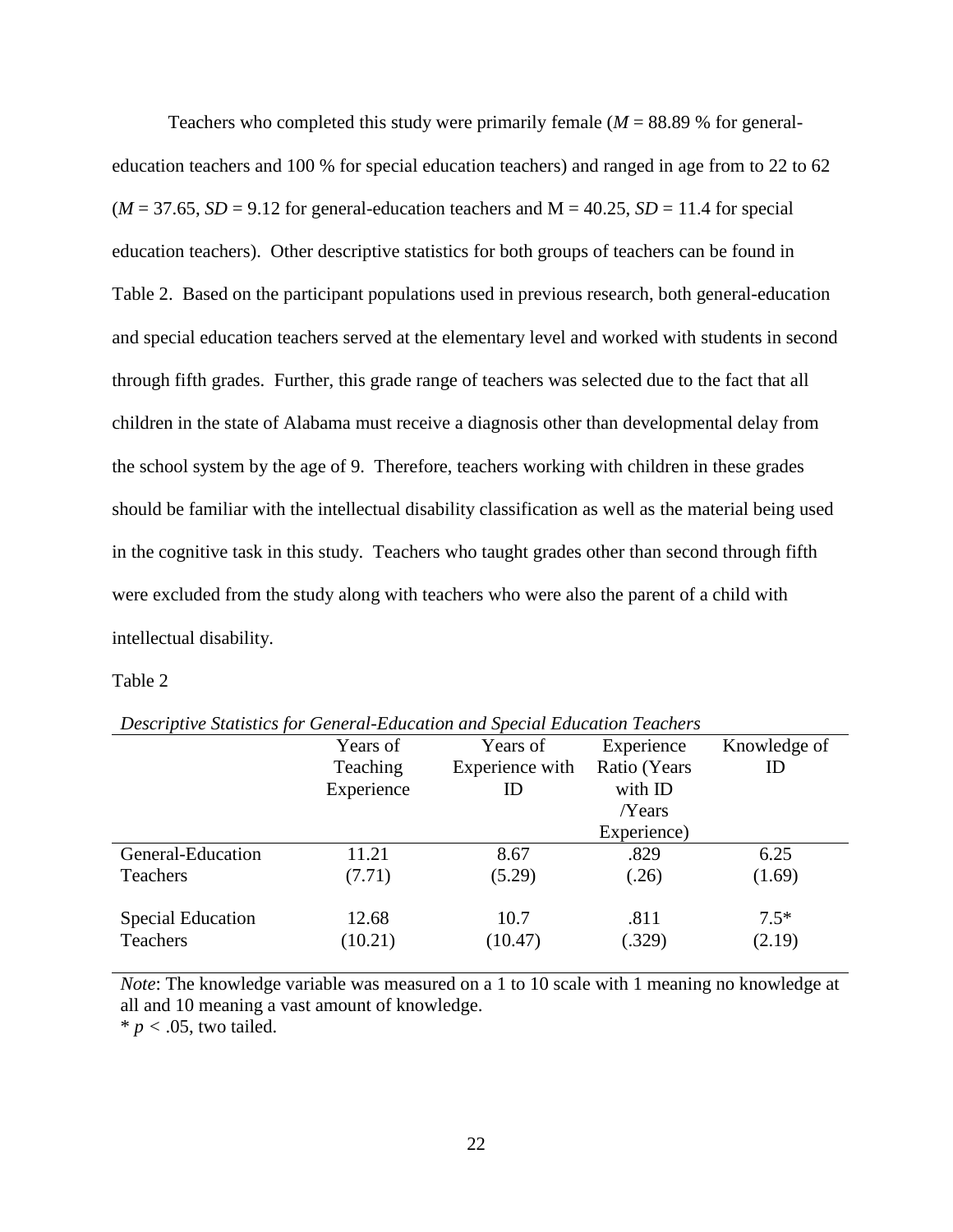Teachers who completed this study were primarily female (*M* = 88.89 % for general-education teachers and 100 % for special education teachers) and ranged in age from to 22 to 62 (*M* = 37.65, *SD* = 9.12 for general-education teachers and M = 40.25, *SD* = 11.4 for special education teachers). Other descriptive statistics for both groups of teachers can be found in Table 2. Based on the participant populations used in previous research, both general-education and special education teachers served at the elementary level and worked with students in second through fifth grades. Further, this grade range of teachers was selected due to the fact that all children in the state of Alabama must receive a diagnosis other than developmental delay from the school system by the age of 9. Therefore, teachers working with children in these grades should be familiar with the intellectual disability classification as well as the material being used in the cognitive task in this study. Teachers who taught grades other than second through fifth were excluded from the study along with teachers who were also the parent of a child with intellectual disability.

Table 2

*Descriptive Statistics for General-Education and Special Education Teachers*

| | Years of Teaching Experience | Years of Experience with ID | Experience Ratio (Years with ID /Years Experience) | Knowledge of ID |
|---|---|---|---|---|
| General-Education Teachers | 11.21 (7.71) | 8.67 (5.29) | .829 (.26) | 6.25 (1.69) |
| Special Education Teachers | 12.68 (10.21) | 10.7 (10.47) | .811 (.329) | 7.5* (2.19) |

*Note*: The knowledge variable was measured on a 1 to 10 scale with 1 meaning no knowledge at all and 10 meaning a vast amount of knowledge.
\* $p < .05$, two tailed.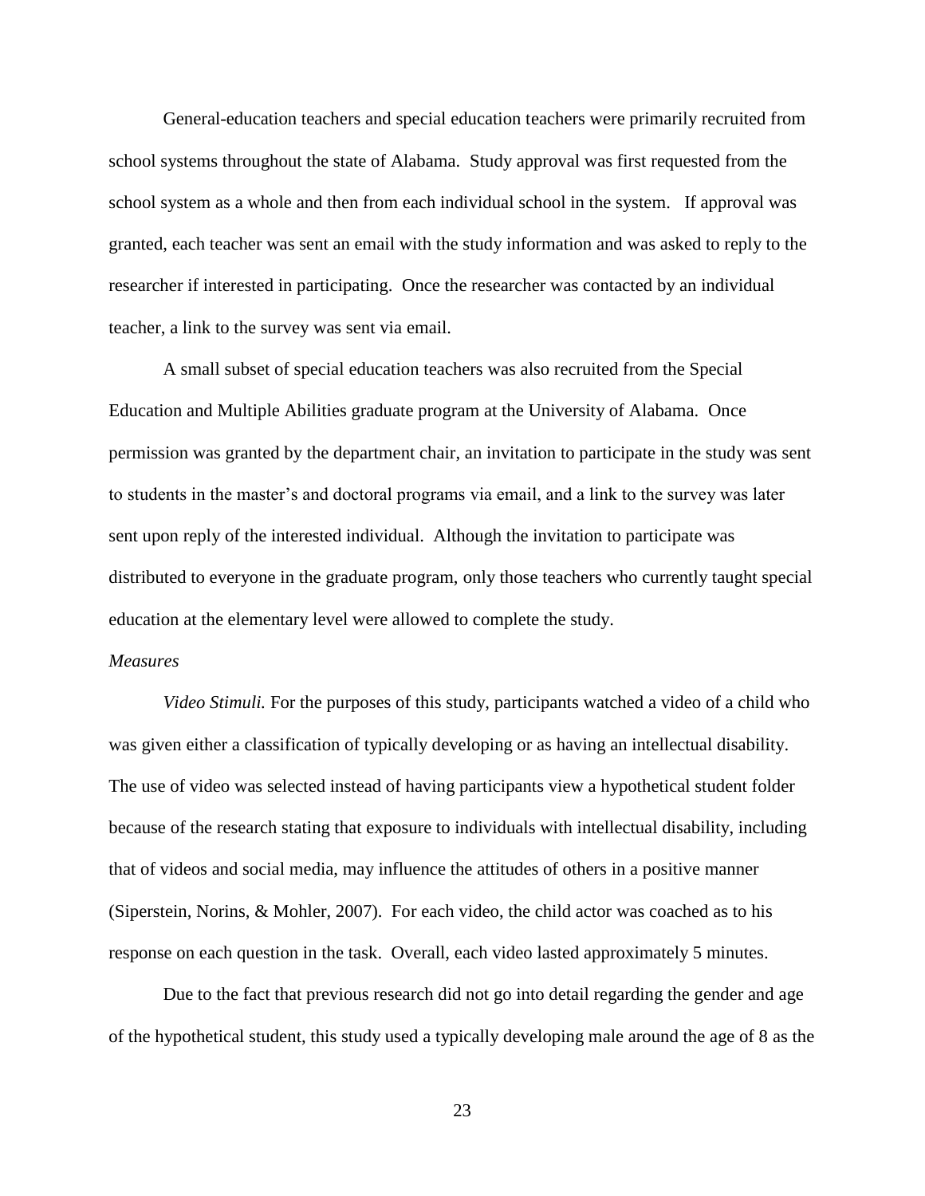General-education teachers and special education teachers were primarily recruited from school systems throughout the state of Alabama. Study approval was first requested from the school system as a whole and then from each individual school in the system. If approval was granted, each teacher was sent an email with the study information and was asked to reply to the researcher if interested in participating. Once the researcher was contacted by an individual teacher, a link to the survey was sent via email.

A small subset of special education teachers was also recruited from the Special Education and Multiple Abilities graduate program at the University of Alabama. Once permission was granted by the department chair, an invitation to participate in the study was sent to students in the master's and doctoral programs via email, and a link to the survey was later sent upon reply of the interested individual. Although the invitation to participate was distributed to everyone in the graduate program, only those teachers who currently taught special education at the elementary level were allowed to complete the study.

*Measures*

*Video Stimuli.* For the purposes of this study, participants watched a video of a child who was given either a classification of typically developing or as having an intellectual disability. The use of video was selected instead of having participants view a hypothetical student folder because of the research stating that exposure to individuals with intellectual disability, including that of videos and social media, may influence the attitudes of others in a positive manner (Siperstein, Norins, & Mohler, 2007). For each video, the child actor was coached as to his response on each question in the task. Overall, each video lasted approximately 5 minutes.

Due to the fact that previous research did not go into detail regarding the gender and age of the hypothetical student, this study used a typically developing male around the age of 8 as the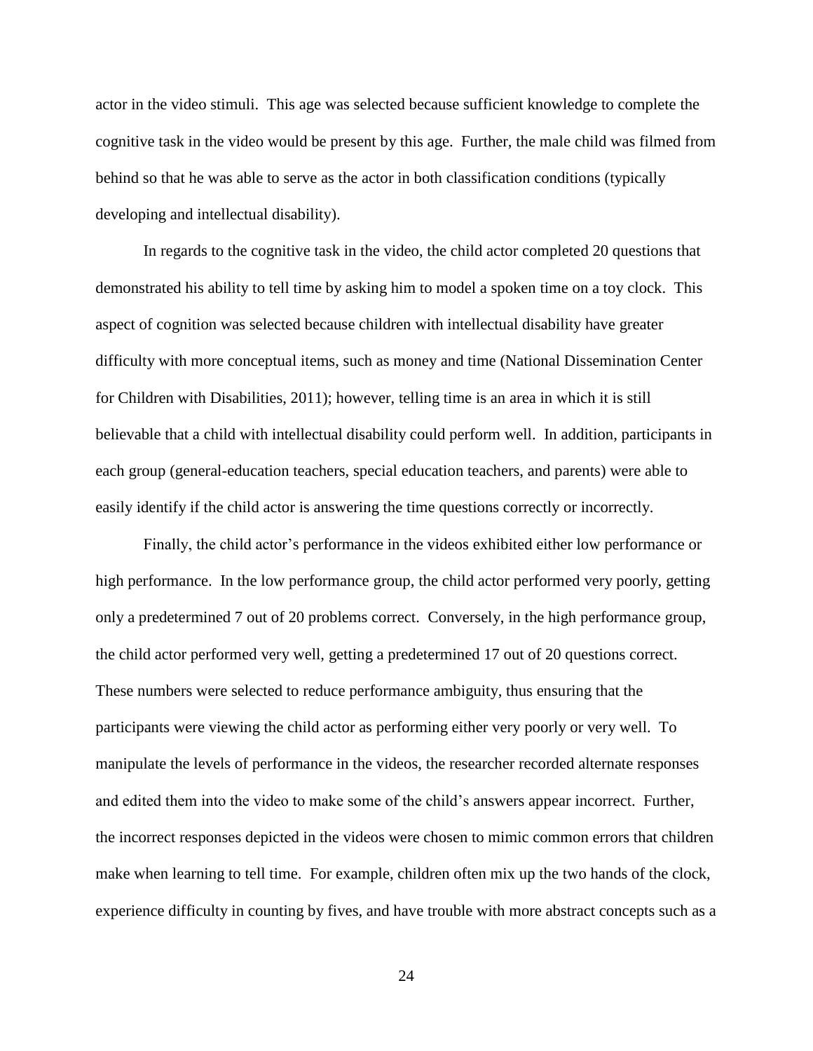actor in the video stimuli. This age was selected because sufficient knowledge to complete the cognitive task in the video would be present by this age. Further, the male child was filmed from behind so that he was able to serve as the actor in both classification conditions (typically developing and intellectual disability).

In regards to the cognitive task in the video, the child actor completed 20 questions that demonstrated his ability to tell time by asking him to model a spoken time on a toy clock. This aspect of cognition was selected because children with intellectual disability have greater difficulty with more conceptual items, such as money and time (National Dissemination Center for Children with Disabilities, 2011); however, telling time is an area in which it is still believable that a child with intellectual disability could perform well. In addition, participants in each group (general-education teachers, special education teachers, and parents) were able to easily identify if the child actor is answering the time questions correctly or incorrectly.

Finally, the child actor's performance in the videos exhibited either low performance or high performance. In the low performance group, the child actor performed very poorly, getting only a predetermined 7 out of 20 problems correct. Conversely, in the high performance group, the child actor performed very well, getting a predetermined 17 out of 20 questions correct. These numbers were selected to reduce performance ambiguity, thus ensuring that the participants were viewing the child actor as performing either very poorly or very well. To manipulate the levels of performance in the videos, the researcher recorded alternate responses and edited them into the video to make some of the child's answers appear incorrect. Further, the incorrect responses depicted in the videos were chosen to mimic common errors that children make when learning to tell time. For example, children often mix up the two hands of the clock, experience difficulty in counting by fives, and have trouble with more abstract concepts such as a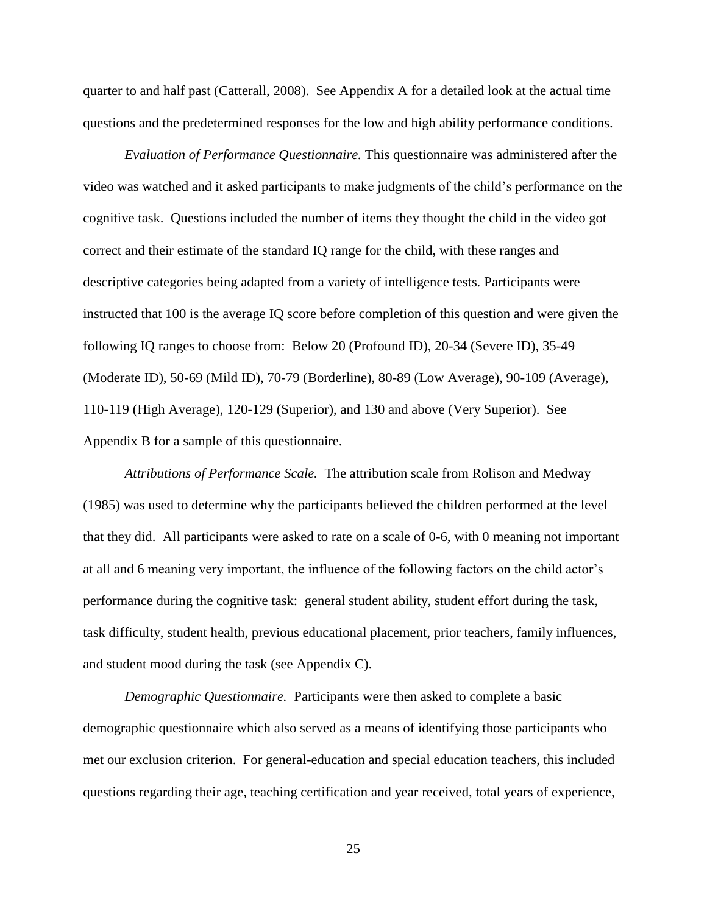quarter to and half past (Catterall, 2008). See Appendix A for a detailed look at the actual time questions and the predetermined responses for the low and high ability performance conditions.

*Evaluation of Performance Questionnaire.* This questionnaire was administered after the video was watched and it asked participants to make judgments of the child's performance on the cognitive task. Questions included the number of items they thought the child in the video got correct and their estimate of the standard IQ range for the child, with these ranges and descriptive categories being adapted from a variety of intelligence tests. Participants were instructed that 100 is the average IQ score before completion of this question and were given the following IQ ranges to choose from: Below 20 (Profound ID), 20-34 (Severe ID), 35-49 (Moderate ID), 50-69 (Mild ID), 70-79 (Borderline), 80-89 (Low Average), 90-109 (Average), 110-119 (High Average), 120-129 (Superior), and 130 and above (Very Superior). See Appendix B for a sample of this questionnaire.

*Attributions of Performance Scale.* The attribution scale from Rolison and Medway (1985) was used to determine why the participants believed the children performed at the level that they did. All participants were asked to rate on a scale of 0-6, with 0 meaning not important at all and 6 meaning very important, the influence of the following factors on the child actor's performance during the cognitive task: general student ability, student effort during the task, task difficulty, student health, previous educational placement, prior teachers, family influences, and student mood during the task (see Appendix C).

*Demographic Questionnaire.* Participants were then asked to complete a basic demographic questionnaire which also served as a means of identifying those participants who met our exclusion criterion. For general-education and special education teachers, this included questions regarding their age, teaching certification and year received, total years of experience,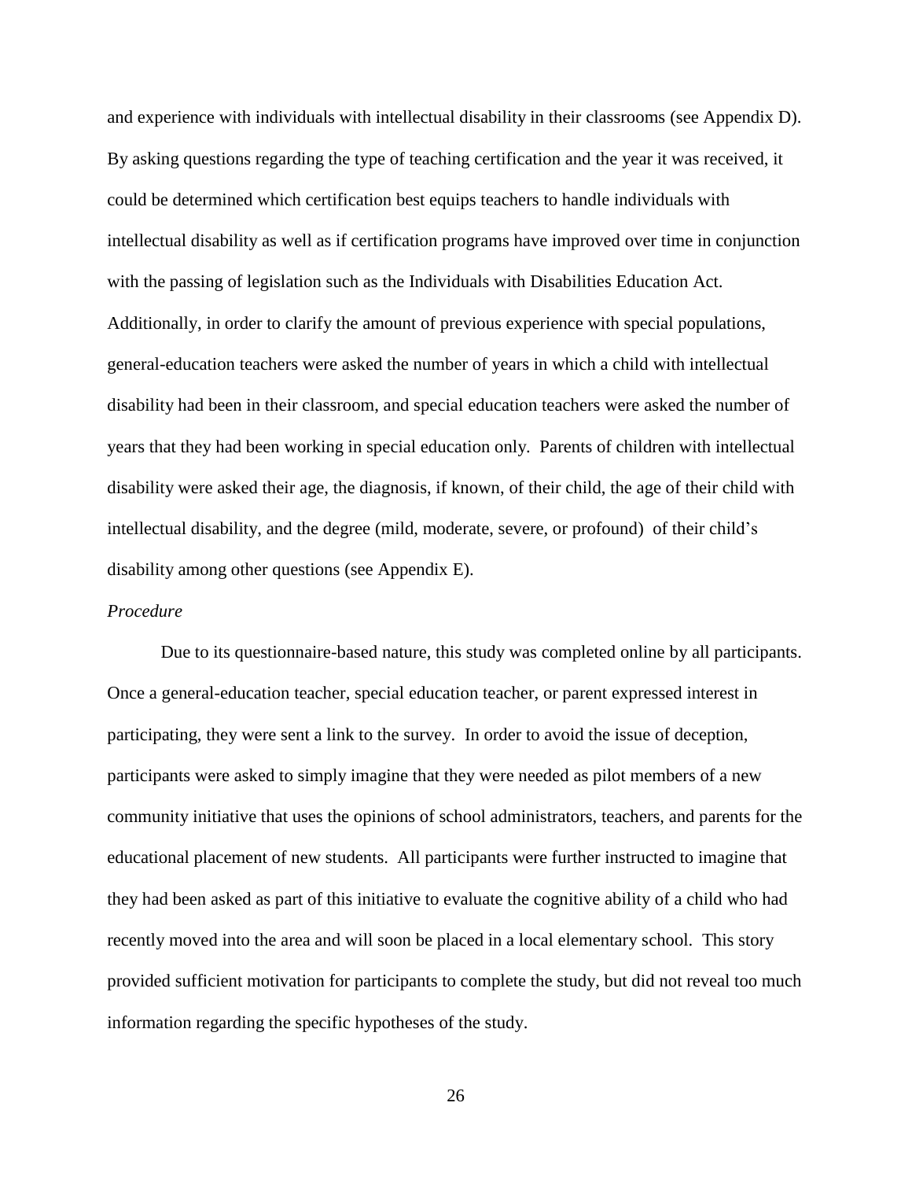and experience with individuals with intellectual disability in their classrooms (see Appendix D). By asking questions regarding the type of teaching certification and the year it was received, it could be determined which certification best equips teachers to handle individuals with intellectual disability as well as if certification programs have improved over time in conjunction with the passing of legislation such as the Individuals with Disabilities Education Act. Additionally, in order to clarify the amount of previous experience with special populations, general-education teachers were asked the number of years in which a child with intellectual disability had been in their classroom, and special education teachers were asked the number of years that they had been working in special education only. Parents of children with intellectual disability were asked their age, the diagnosis, if known, of their child, the age of their child with intellectual disability, and the degree (mild, moderate, severe, or profound) of their child's disability among other questions (see Appendix E).

*Procedure*

Due to its questionnaire-based nature, this study was completed online by all participants. Once a general-education teacher, special education teacher, or parent expressed interest in participating, they were sent a link to the survey. In order to avoid the issue of deception, participants were asked to simply imagine that they were needed as pilot members of a new community initiative that uses the opinions of school administrators, teachers, and parents for the educational placement of new students. All participants were further instructed to imagine that they had been asked as part of this initiative to evaluate the cognitive ability of a child who had recently moved into the area and will soon be placed in a local elementary school. This story provided sufficient motivation for participants to complete the study, but did not reveal too much information regarding the specific hypotheses of the study.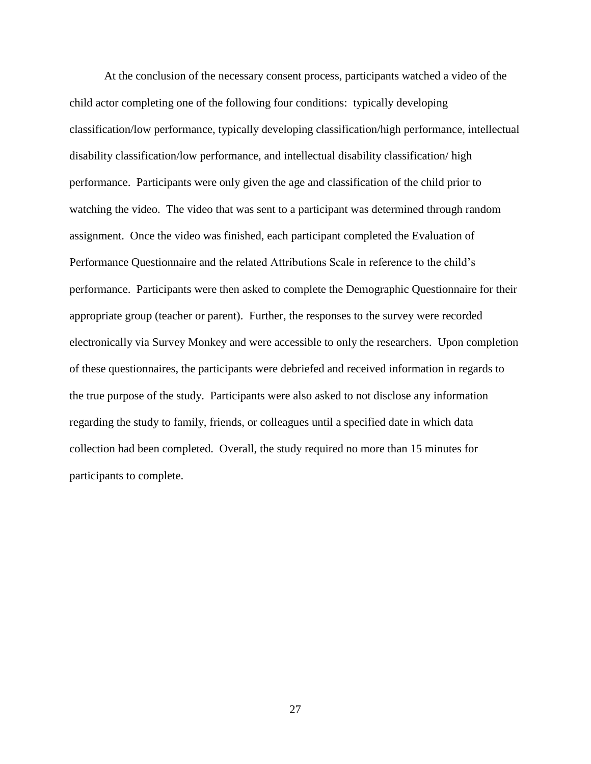At the conclusion of the necessary consent process, participants watched a video of the child actor completing one of the following four conditions: typically developing classification/low performance, typically developing classification/high performance, intellectual disability classification/low performance, and intellectual disability classification/ high performance. Participants were only given the age and classification of the child prior to watching the video. The video that was sent to a participant was determined through random assignment. Once the video was finished, each participant completed the Evaluation of Performance Questionnaire and the related Attributions Scale in reference to the child's performance. Participants were then asked to complete the Demographic Questionnaire for their appropriate group (teacher or parent). Further, the responses to the survey were recorded electronically via Survey Monkey and were accessible to only the researchers. Upon completion of these questionnaires, the participants were debriefed and received information in regards to the true purpose of the study. Participants were also asked to not disclose any information regarding the study to family, friends, or colleagues until a specified date in which data collection had been completed. Overall, the study required no more than 15 minutes for participants to complete.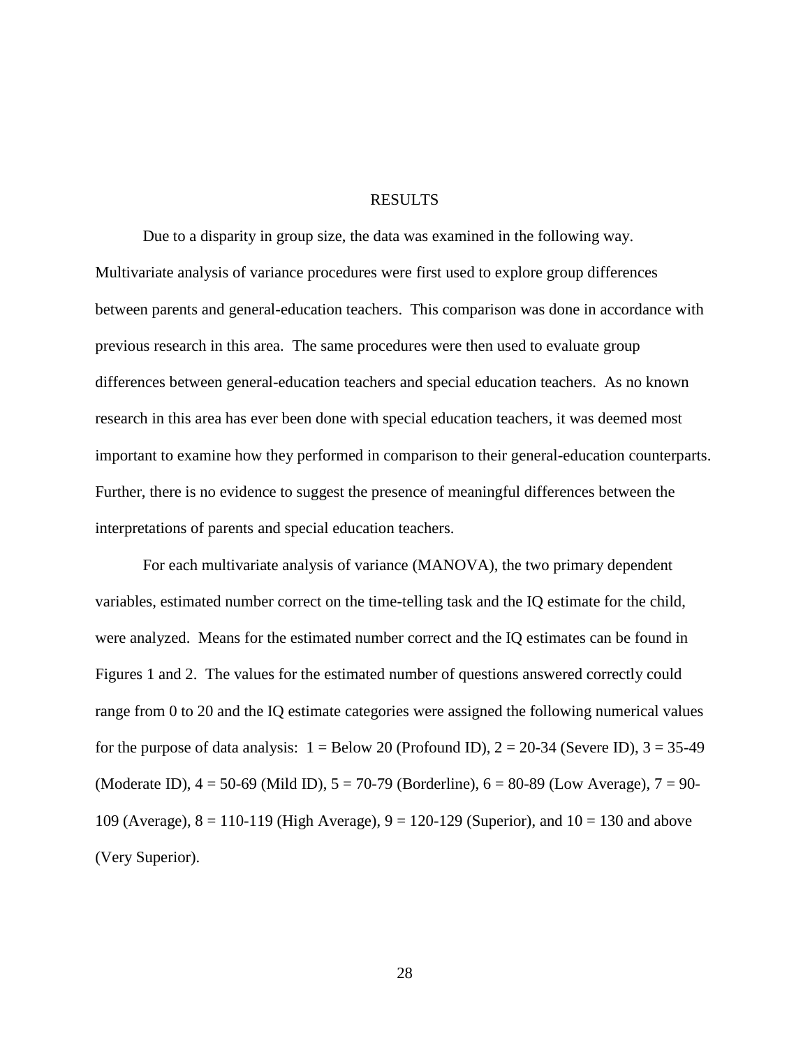# RESULTS

Due to a disparity in group size, the data was examined in the following way. Multivariate analysis of variance procedures were first used to explore group differences between parents and general-education teachers. This comparison was done in accordance with previous research in this area. The same procedures were then used to evaluate group differences between general-education teachers and special education teachers. As no known research in this area has ever been done with special education teachers, it was deemed most important to examine how they performed in comparison to their general-education counterparts. Further, there is no evidence to suggest the presence of meaningful differences between the interpretations of parents and special education teachers.

For each multivariate analysis of variance (MANOVA), the two primary dependent variables, estimated number correct on the time-telling task and the IQ estimate for the child, were analyzed. Means for the estimated number correct and the IQ estimates can be found in Figures 1 and 2. The values for the estimated number of questions answered correctly could range from 0 to 20 and the IQ estimate categories were assigned the following numerical values for the purpose of data analysis: 1 = Below 20 (Profound ID), 2 = 20-34 (Severe ID), 3 = 35-49 (Moderate ID), 4 = 50-69 (Mild ID), 5 = 70-79 (Borderline), 6 = 80-89 (Low Average), 7 = 90-109 (Average), 8 = 110-119 (High Average), 9 = 120-129 (Superior), and 10 = 130 and above (Very Superior).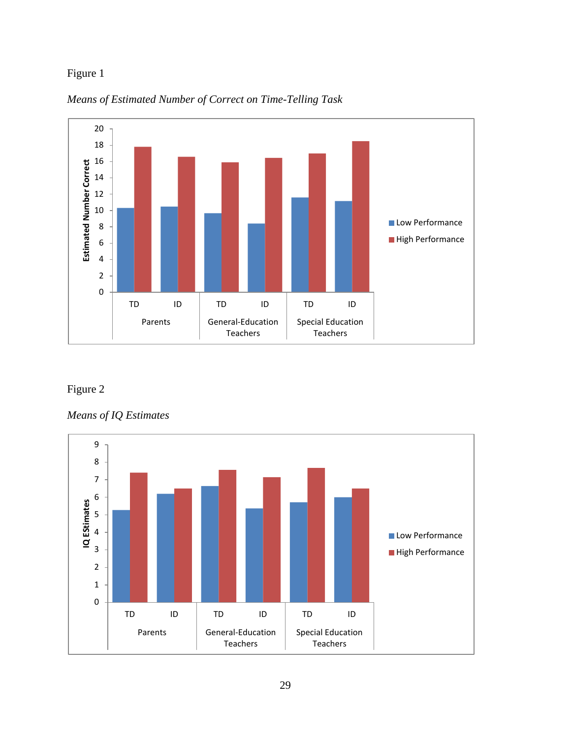Figure 1

*Means of Estimated Number of Correct on Time-Telling Task*

Figure 2

*Means of IQ Estimates*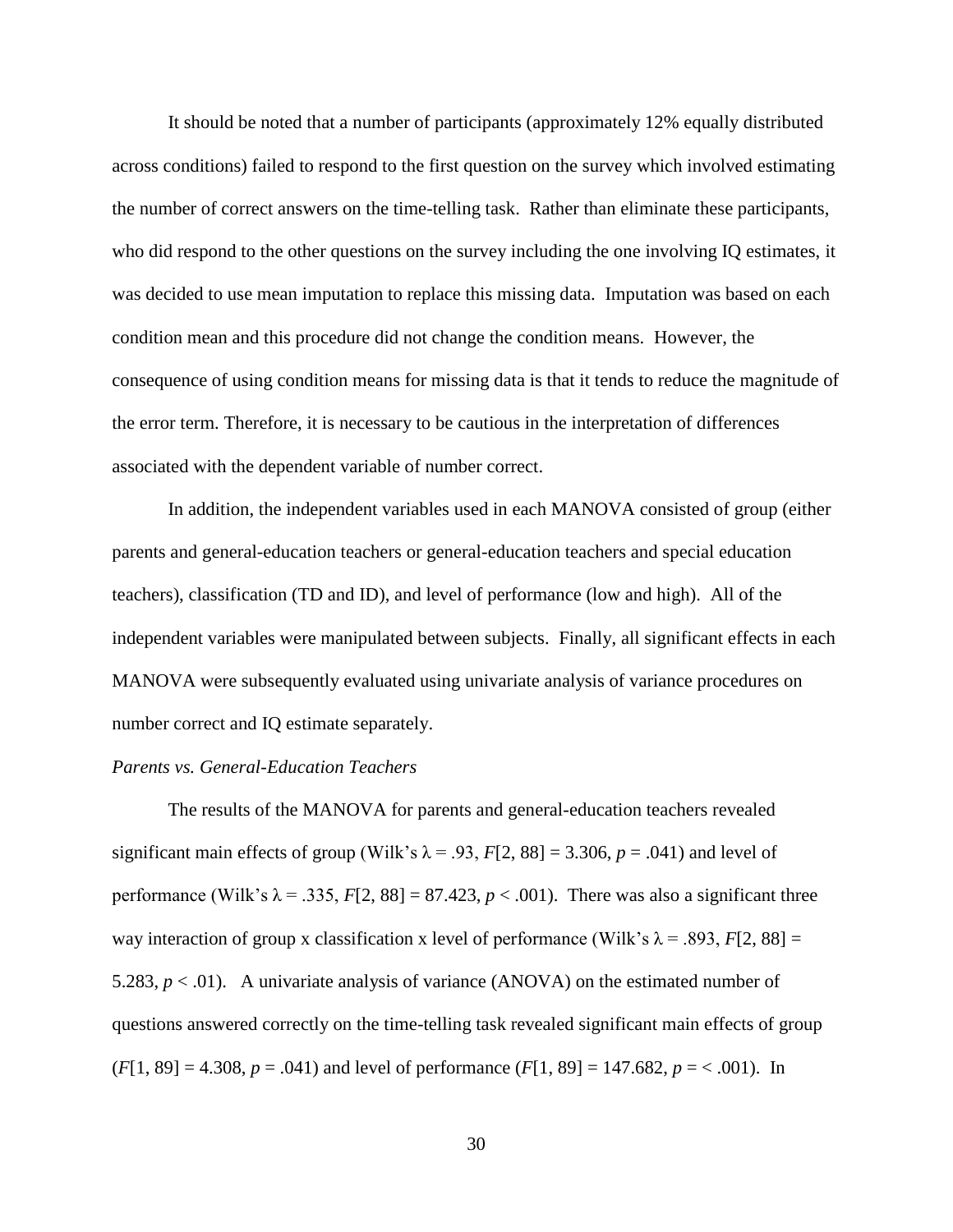It should be noted that a number of participants (approximately 12% equally distributed across conditions) failed to respond to the first question on the survey which involved estimating the number of correct answers on the time-telling task. Rather than eliminate these participants, who did respond to the other questions on the survey including the one involving IQ estimates, it was decided to use mean imputation to replace this missing data. Imputation was based on each condition mean and this procedure did not change the condition means. However, the consequence of using condition means for missing data is that it tends to reduce the magnitude of the error term. Therefore, it is necessary to be cautious in the interpretation of differences associated with the dependent variable of number correct.

In addition, the independent variables used in each MANOVA consisted of group (either parents and general-education teachers or general-education teachers and special education teachers), classification (TD and ID), and level of performance (low and high). All of the independent variables were manipulated between subjects. Finally, all significant effects in each MANOVA were subsequently evaluated using univariate analysis of variance procedures on number correct and IQ estimate separately.

*Parents vs. General-Education Teachers*

The results of the MANOVA for parents and general-education teachers revealed significant main effects of group (Wilk's $\lambda = .93$, $F[2, 88] = 3.306$, $p = .041$) and level of performance (Wilk's $\lambda = .335$, $F[2, 88] = 87.423$, $p < .001$). There was also a significant three way interaction of group x classification x level of performance (Wilk's $\lambda = .893$, $F[2, 88] = 5.283$, $p < .01$). A univariate analysis of variance (ANOVA) on the estimated number of questions answered correctly on the time-telling task revealed significant main effects of group ($F[1, 89] = 4.308$, $p = .041$) and level of performance ($F[1, 89] = 147.682$, $p = < .001$). In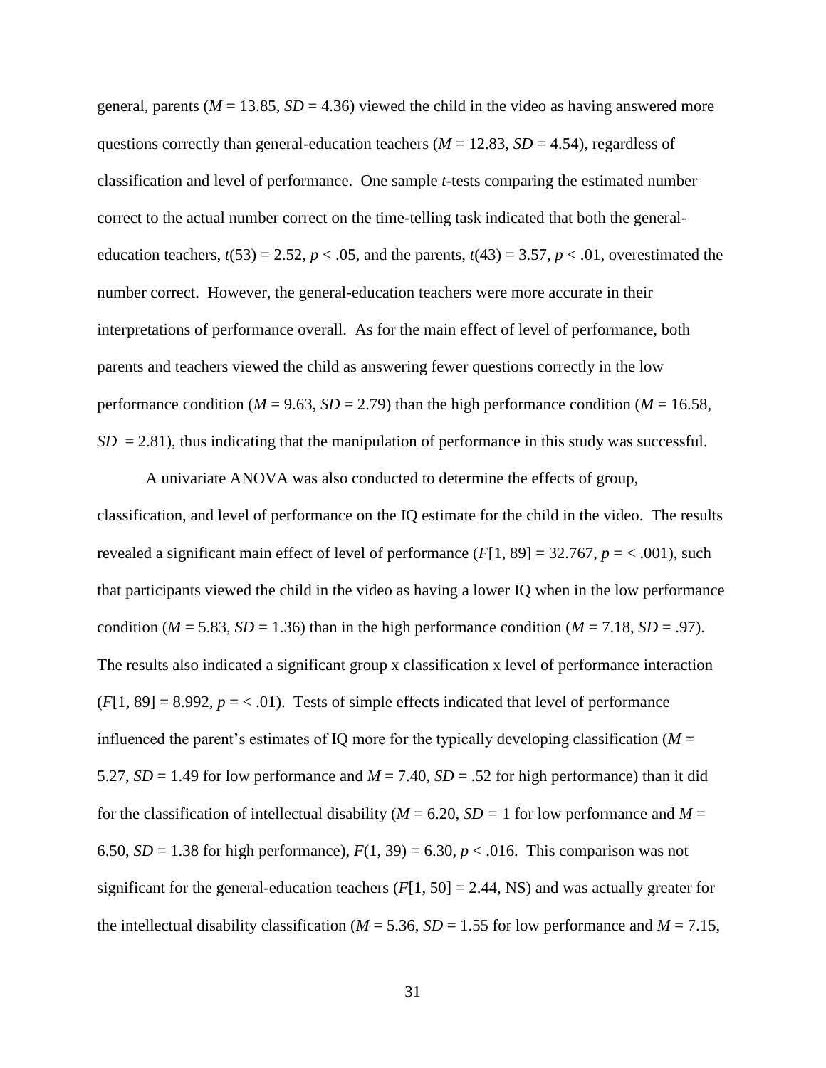general, parents ($M$ = 13.85, $SD$ = 4.36) viewed the child in the video as having answered more questions correctly than general-education teachers ($M$ = 12.83, $SD$ = 4.54), regardless of classification and level of performance. One sample $t$-tests comparing the estimated number correct to the actual number correct on the time-telling task indicated that both the general-education teachers, $t(53) = 2.52$, $p < .05$, and the parents, $t(43) = 3.57$, $p < .01$, overestimated the number correct. However, the general-education teachers were more accurate in their interpretations of performance overall. As for the main effect of level of performance, both parents and teachers viewed the child as answering fewer questions correctly in the low performance condition ($M$ = 9.63, $SD$ = 2.79) than the high performance condition ($M$ = 16.58, $SD$ = 2.81), thus indicating that the manipulation of performance in this study was successful.

A univariate ANOVA was also conducted to determine the effects of group, classification, and level of performance on the IQ estimate for the child in the video. The results revealed a significant main effect of level of performance ($F$[1, 89] = 32.767, $p$ = < .001), such that participants viewed the child in the video as having a lower IQ when in the low performance condition ($M$ = 5.83, $SD$ = 1.36) than in the high performance condition ($M$ = 7.18, $SD$ = .97). The results also indicated a significant group x classification x level of performance interaction ($F$[1, 89] = 8.992, $p$ = < .01). Tests of simple effects indicated that level of performance influenced the parent's estimates of IQ more for the typically developing classification ($M$ = 5.27, $SD$ = 1.49 for low performance and $M$ = 7.40, $SD$ = .52 for high performance) than it did for the classification of intellectual disability ($M$ = 6.20, $SD$ = 1 for low performance and $M$ = 6.50, $SD$ = 1.38 for high performance), $F(1, 39) = 6.30$, $p < .016$. This comparison was not significant for the general-education teachers ($F$[1, 50] = 2.44, NS) and was actually greater for the intellectual disability classification ($M$ = 5.36, $SD$ = 1.55 for low performance and $M$ = 7.15,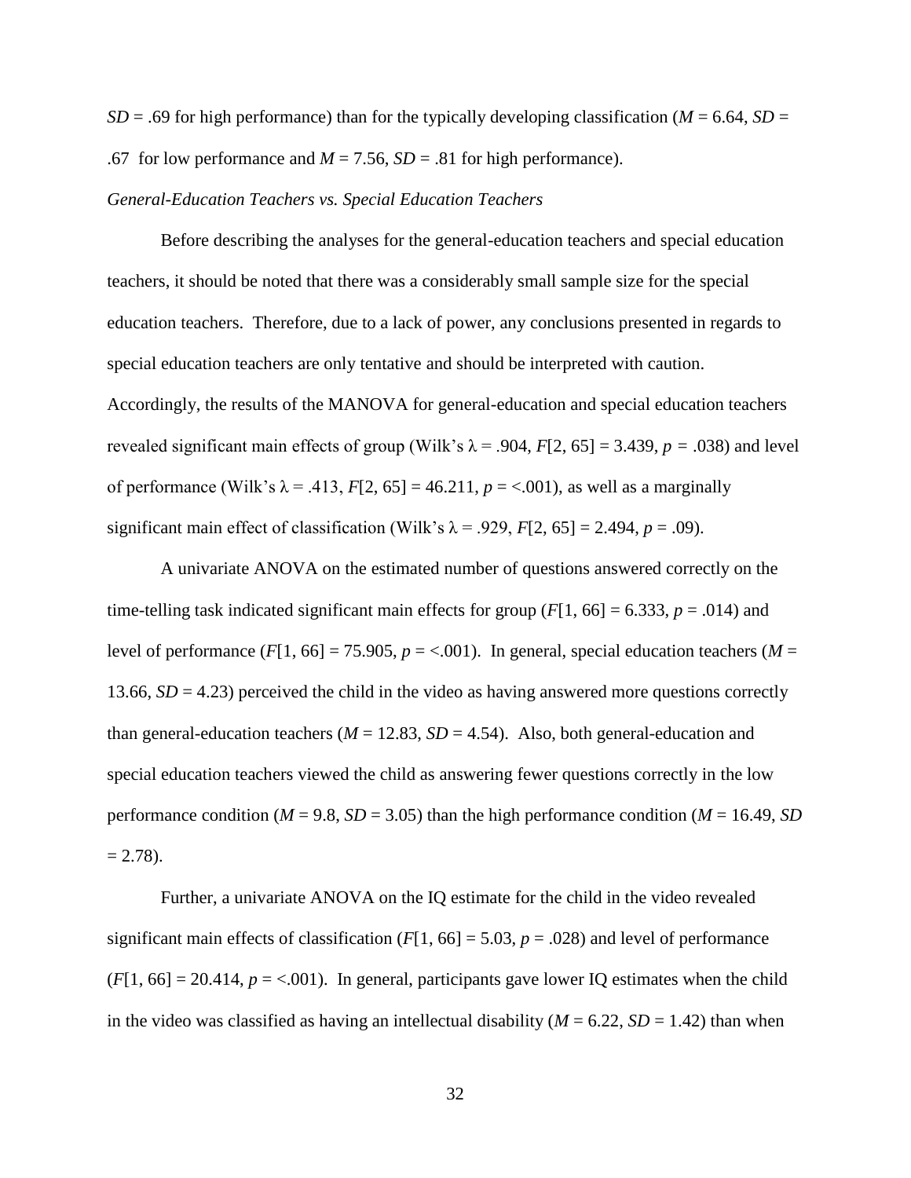$SD = .69$ for high performance) than for the typically developing classification ($M = 6.64$, $SD = .67$ for low performance and $M = 7.56$, $SD = .81$ for high performance).

*General-Education Teachers vs. Special Education Teachers*

Before describing the analyses for the general-education teachers and special education teachers, it should be noted that there was a considerably small sample size for the special education teachers. Therefore, due to a lack of power, any conclusions presented in regards to special education teachers are only tentative and should be interpreted with caution. Accordingly, the results of the MANOVA for general-education and special education teachers revealed significant main effects of group (Wilk's $\lambda = .904$, $F[2, 65] = 3.439$, $p = .038$) and level of performance (Wilk's $\lambda = .413$, $F[2, 65] = 46.211$, $p = <.001$), as well as a marginally significant main effect of classification (Wilk's $\lambda = .929$, $F[2, 65] = 2.494$, $p = .09$).

A univariate ANOVA on the estimated number of questions answered correctly on the time-telling task indicated significant main effects for group ($F[1, 66] = 6.333$, $p = .014$) and level of performance ($F[1, 66] = 75.905$, $p = <.001$). In general, special education teachers ($M = 13.66$, $SD = 4.23$) perceived the child in the video as having answered more questions correctly than general-education teachers ($M = 12.83$, $SD = 4.54$). Also, both general-education and special education teachers viewed the child as answering fewer questions correctly in the low performance condition ($M = 9.8$, $SD = 3.05$) than the high performance condition ($M = 16.49$, $SD = 2.78$).

Further, a univariate ANOVA on the IQ estimate for the child in the video revealed significant main effects of classification ($F[1, 66] = 5.03$, $p = .028$) and level of performance ($F[1, 66] = 20.414$, $p = <.001$). In general, participants gave lower IQ estimates when the child in the video was classified as having an intellectual disability ($M = 6.22$, $SD = 1.42$) than when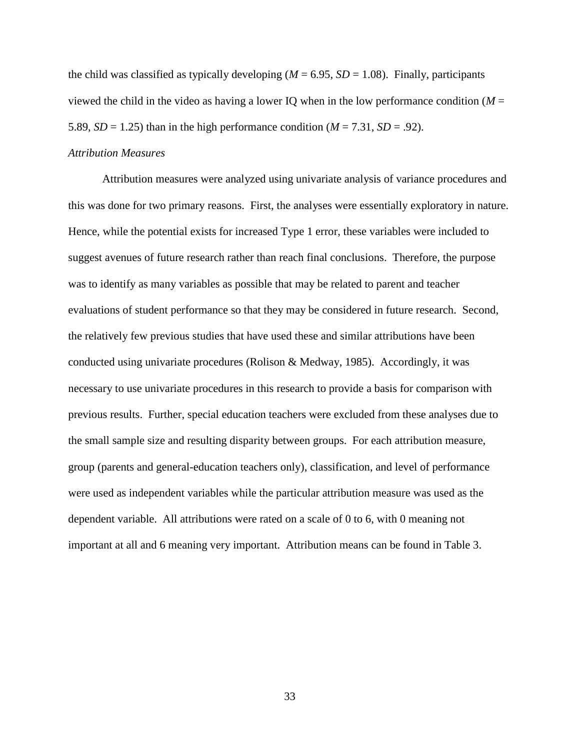the child was classified as typically developing ($M$ = 6.95, $SD$ = 1.08). Finally, participants viewed the child in the video as having a lower IQ when in the low performance condition ($M$ = 5.89, $SD$ = 1.25) than in the high performance condition ($M$ = 7.31, $SD$ = .92).

*Attribution Measures*

Attribution measures were analyzed using univariate analysis of variance procedures and this was done for two primary reasons. First, the analyses were essentially exploratory in nature. Hence, while the potential exists for increased Type 1 error, these variables were included to suggest avenues of future research rather than reach final conclusions. Therefore, the purpose was to identify as many variables as possible that may be related to parent and teacher evaluations of student performance so that they may be considered in future research. Second, the relatively few previous studies that have used these and similar attributions have been conducted using univariate procedures (Rolison & Medway, 1985). Accordingly, it was necessary to use univariate procedures in this research to provide a basis for comparison with previous results. Further, special education teachers were excluded from these analyses due to the small sample size and resulting disparity between groups. For each attribution measure, group (parents and general-education teachers only), classification, and level of performance were used as independent variables while the particular attribution measure was used as the dependent variable. All attributions were rated on a scale of 0 to 6, with 0 meaning not important at all and 6 meaning very important. Attribution means can be found in Table 3.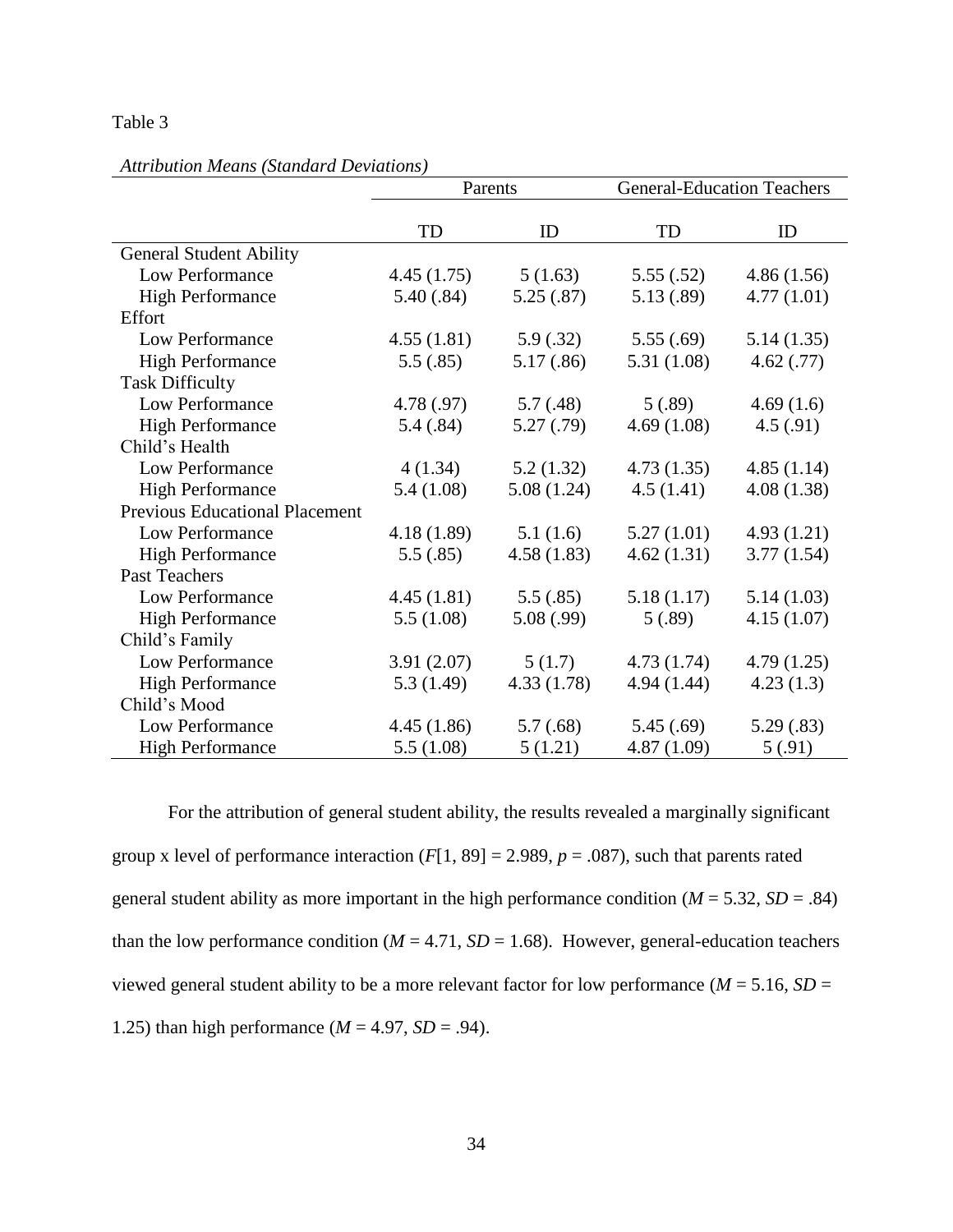Table 3

*Attribution Means (Standard Deviations)*

| | Parents | | General-Education Teachers | |
|---|---|---|---|---|
| | TD | ID | TD | ID |
| General Student Ability | | | | |
| Low Performance | 4.45 (1.75) | 5 (1.63) | 5.55 (.52) | 4.86 (1.56) |
| High Performance | 5.40 (.84) | 5.25 (.87) | 5.13 (.89) | 4.77 (1.01) |
| Effort | | | | |
| Low Performance | 4.55 (1.81) | 5.9 (.32) | 5.55 (.69) | 5.14 (1.35) |
| High Performance | 5.5 (.85) | 5.17 (.86) | 5.31 (1.08) | 4.62 (.77) |
| Task Difficulty | | | | |
| Low Performance | 4.78 (.97) | 5.7 (.48) | 5 (.89) | 4.69 (1.6) |
| High Performance | 5.4 (.84) | 5.27 (.79) | 4.69 (1.08) | 4.5 (.91) |
| Child's Health | | | | |
| Low Performance | 4 (1.34) | 5.2 (1.32) | 4.73 (1.35) | 4.85 (1.14) |
| High Performance | 5.4 (1.08) | 5.08 (1.24) | 4.5 (1.41) | 4.08 (1.38) |
| Previous Educational Placement | | | | |
| Low Performance | 4.18 (1.89) | 5.1 (1.6) | 5.27 (1.01) | 4.93 (1.21) |
| High Performance | 5.5 (.85) | 4.58 (1.83) | 4.62 (1.31) | 3.77 (1.54) |
| Past Teachers | | | | |
| Low Performance | 4.45 (1.81) | 5.5 (.85) | 5.18 (1.17) | 5.14 (1.03) |
| High Performance | 5.5 (1.08) | 5.08 (.99) | 5 (.89) | 4.15 (1.07) |
| Child's Family | | | | |
| Low Performance | 3.91 (2.07) | 5 (1.7) | 4.73 (1.74) | 4.79 (1.25) |
| High Performance | 5.3 (1.49) | 4.33 (1.78) | 4.94 (1.44) | 4.23 (1.3) |
| Child's Mood | | | | |
| Low Performance | 4.45 (1.86) | 5.7 (.68) | 5.45 (.69) | 5.29 (.83) |
| High Performance | 5.5 (1.08) | 5 (1.21) | 4.87 (1.09) | 5 (.91) |

For the attribution of general student ability, the results revealed a marginally significant group x level of performance interaction ($F[1, 89] = 2.989$, $p = .087$), such that parents rated general student ability as more important in the high performance condition ($M = 5.32$, $SD = .84$) than the low performance condition ($M = 4.71$, $SD = 1.68$). However, general-education teachers viewed general student ability to be a more relevant factor for low performance ($M = 5.16$, $SD = 1.25$) than high performance ($M = 4.97$, $SD = .94$).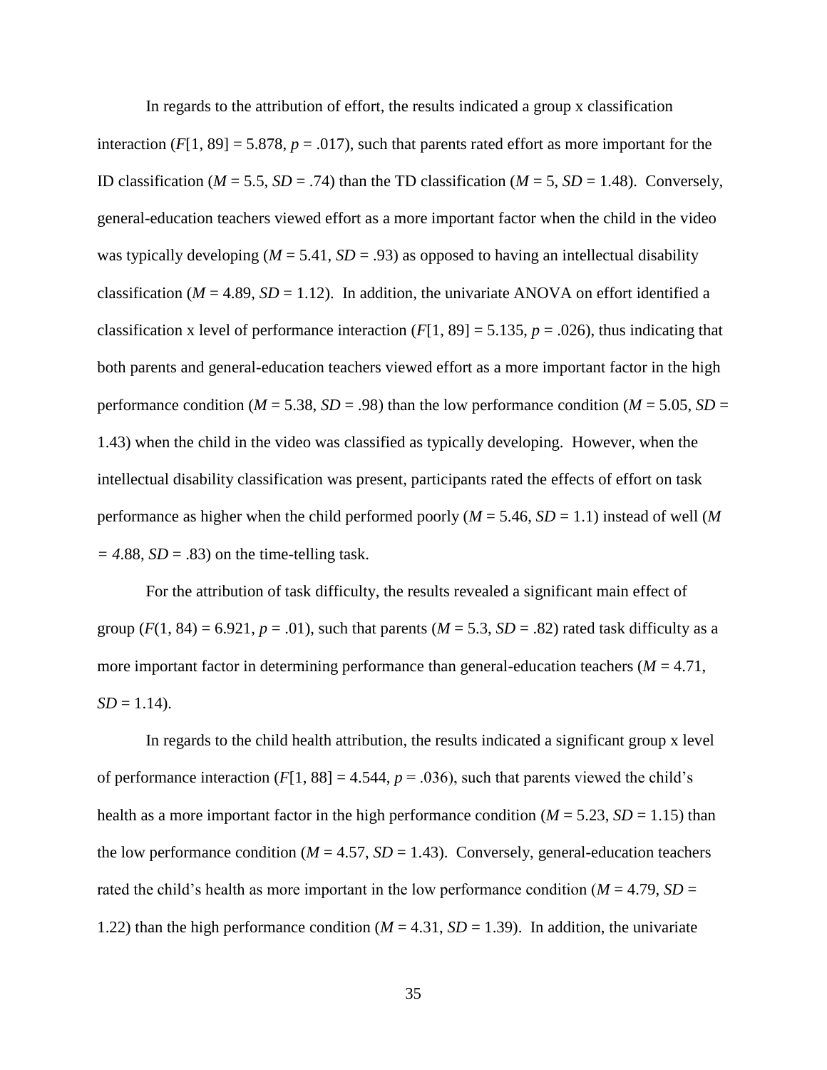In regards to the attribution of effort, the results indicated a group x classification interaction ($F[1, 89] = 5.878$, $p = .017$), such that parents rated effort as more important for the ID classification ($M = 5.5$, $SD = .74$) than the TD classification ($M = 5$, $SD = 1.48$). Conversely, general-education teachers viewed effort as a more important factor when the child in the video was typically developing ($M = 5.41$, $SD = .93$) as opposed to having an intellectual disability classification ($M = 4.89$, $SD = 1.12$). In addition, the univariate ANOVA on effort identified a classification x level of performance interaction ($F[1, 89] = 5.135$, $p = .026$), thus indicating that both parents and general-education teachers viewed effort as a more important factor in the high performance condition ($M = 5.38$, $SD = .98$) than the low performance condition ($M = 5.05$, $SD = 1.43$) when the child in the video was classified as typically developing. However, when the intellectual disability classification was present, participants rated the effects of effort on task performance as higher when the child performed poorly ($M = 5.46$, $SD = 1.1$) instead of well ($M = 4.88$, $SD = .83$) on the time-telling task.

For the attribution of task difficulty, the results revealed a significant main effect of group ($F(1, 84) = 6.921$, $p = .01$), such that parents ($M = 5.3$, $SD = .82$) rated task difficulty as a more important factor in determining performance than general-education teachers ($M = 4.71$, $SD = 1.14$).

In regards to the child health attribution, the results indicated a significant group x level of performance interaction ($F[1, 88] = 4.544$, $p = .036$), such that parents viewed the child's health as a more important factor in the high performance condition ($M = 5.23$, $SD = 1.15$) than the low performance condition ($M = 4.57$, $SD = 1.43$). Conversely, general-education teachers rated the child's health as more important in the low performance condition ($M = 4.79$, $SD = 1.22$) than the high performance condition ($M = 4.31$, $SD = 1.39$). In addition, the univariate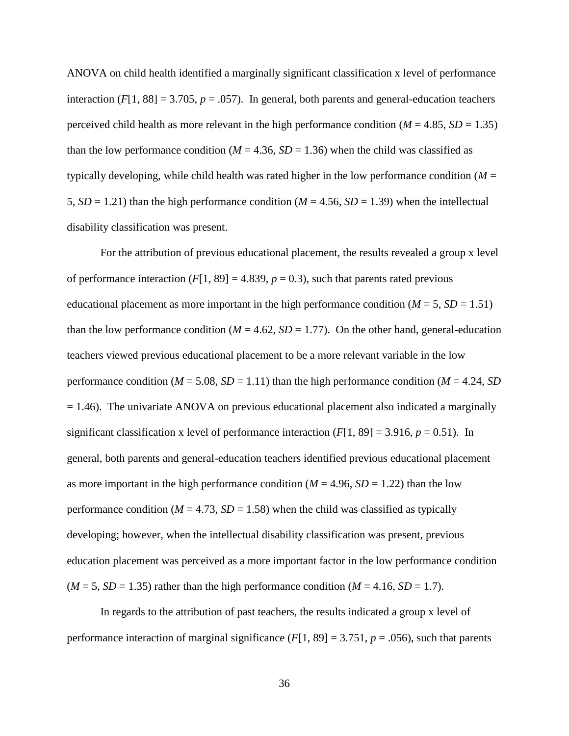ANOVA on child health identified a marginally significant classification x level of performance interaction ($F[1, 88] = 3.705$, $p = .057$). In general, both parents and general-education teachers perceived child health as more relevant in the high performance condition ($M = 4.85$, $SD = 1.35$) than the low performance condition ($M = 4.36$, $SD = 1.36$) when the child was classified as typically developing, while child health was rated higher in the low performance condition ($M = 5$, $SD = 1.21$) than the high performance condition ($M = 4.56$, $SD = 1.39$) when the intellectual disability classification was present.

For the attribution of previous educational placement, the results revealed a group x level of performance interaction ($F[1, 89] = 4.839$, $p = 0.3$), such that parents rated previous educational placement as more important in the high performance condition ($M = 5$, $SD = 1.51$) than the low performance condition ($M = 4.62$, $SD = 1.77$). On the other hand, general-education teachers viewed previous educational placement to be a more relevant variable in the low performance condition ($M = 5.08$, $SD = 1.11$) than the high performance condition ($M = 4.24$, $SD = 1.46$). The univariate ANOVA on previous educational placement also indicated a marginally significant classification x level of performance interaction ($F[1, 89] = 3.916$, $p = 0.51$). In general, both parents and general-education teachers identified previous educational placement as more important in the high performance condition ($M = 4.96$, $SD = 1.22$) than the low performance condition ($M = 4.73$, $SD = 1.58$) when the child was classified as typically developing; however, when the intellectual disability classification was present, previous education placement was perceived as a more important factor in the low performance condition ($M = 5$, $SD = 1.35$) rather than the high performance condition ($M = 4.16$, $SD = 1.7$).

In regards to the attribution of past teachers, the results indicated a group x level of performance interaction of marginal significance ($F[1, 89] = 3.751$, $p = .056$), such that parents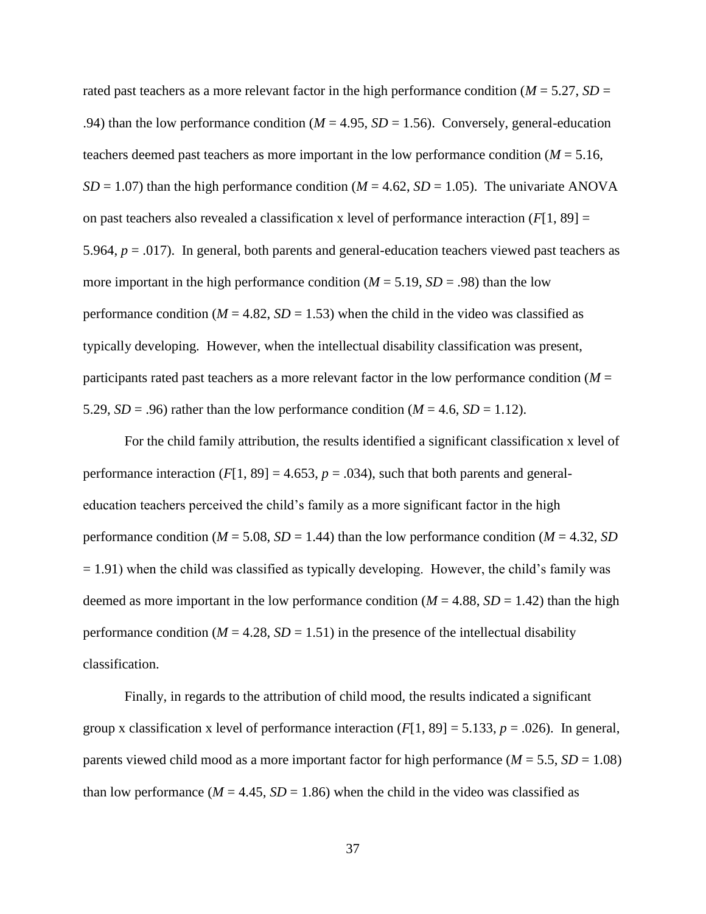rated past teachers as a more relevant factor in the high performance condition ($M$ = 5.27, $SD$ = .94) than the low performance condition ($M$ = 4.95, $SD$ = 1.56). Conversely, general-education teachers deemed past teachers as more important in the low performance condition ($M$ = 5.16, $SD$ = 1.07) than the high performance condition ($M$ = 4.62, $SD$ = 1.05). The univariate ANOVA on past teachers also revealed a classification x level of performance interaction ($F$[1, 89] = 5.964, $p$ = .017). In general, both parents and general-education teachers viewed past teachers as more important in the high performance condition ($M$ = 5.19, $SD$ = .98) than the low performance condition ($M$ = 4.82, $SD$ = 1.53) when the child in the video was classified as typically developing. However, when the intellectual disability classification was present, participants rated past teachers as a more relevant factor in the low performance condition ($M$ = 5.29, $SD$ = .96) rather than the low performance condition ($M$ = 4.6, $SD$ = 1.12).

For the child family attribution, the results identified a significant classification x level of performance interaction ($F$[1, 89] = 4.653, $p$ = .034), such that both parents and general-education teachers perceived the child's family as a more significant factor in the high performance condition ($M$ = 5.08, $SD$ = 1.44) than the low performance condition ($M$ = 4.32, $SD$ = 1.91) when the child was classified as typically developing. However, the child's family was deemed as more important in the low performance condition ($M$ = 4.88, $SD$ = 1.42) than the high performance condition ($M$ = 4.28, $SD$ = 1.51) in the presence of the intellectual disability classification.

Finally, in regards to the attribution of child mood, the results indicated a significant group x classification x level of performance interaction ($F$[1, 89] = 5.133, $p$ = .026). In general, parents viewed child mood as a more important factor for high performance ($M$ = 5.5, $SD$ = 1.08) than low performance ($M$ = 4.45, $SD$ = 1.86) when the child in the video was classified as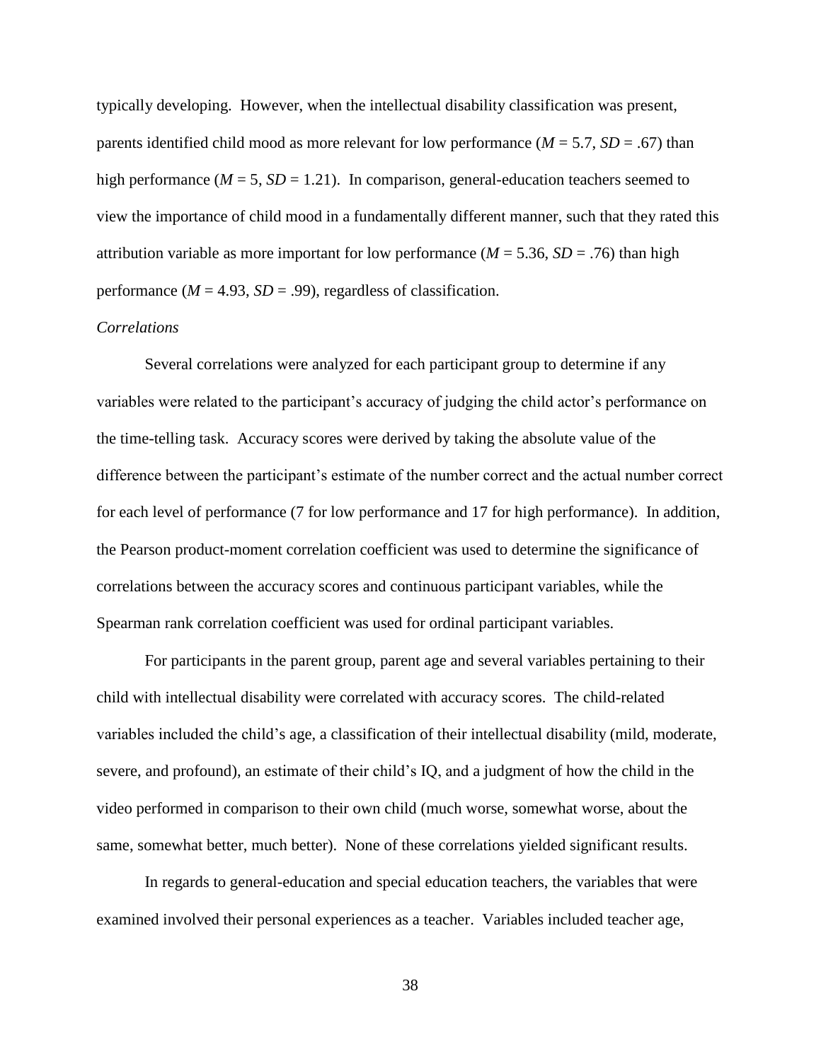typically developing. However, when the intellectual disability classification was present, parents identified child mood as more relevant for low performance ($M = 5.7$, $SD = .67$) than high performance ($M = 5$, $SD = 1.21$). In comparison, general-education teachers seemed to view the importance of child mood in a fundamentally different manner, such that they rated this attribution variable as more important for low performance ($M = 5.36$, $SD = .76$) than high performance ($M = 4.93$, $SD = .99$), regardless of classification.

*Correlations*

Several correlations were analyzed for each participant group to determine if any variables were related to the participant's accuracy of judging the child actor's performance on the time-telling task. Accuracy scores were derived by taking the absolute value of the difference between the participant's estimate of the number correct and the actual number correct for each level of performance (7 for low performance and 17 for high performance). In addition, the Pearson product-moment correlation coefficient was used to determine the significance of correlations between the accuracy scores and continuous participant variables, while the Spearman rank correlation coefficient was used for ordinal participant variables.

For participants in the parent group, parent age and several variables pertaining to their child with intellectual disability were correlated with accuracy scores. The child-related variables included the child's age, a classification of their intellectual disability (mild, moderate, severe, and profound), an estimate of their child's IQ, and a judgment of how the child in the video performed in comparison to their own child (much worse, somewhat worse, about the same, somewhat better, much better). None of these correlations yielded significant results.

In regards to general-education and special education teachers, the variables that were examined involved their personal experiences as a teacher. Variables included teacher age,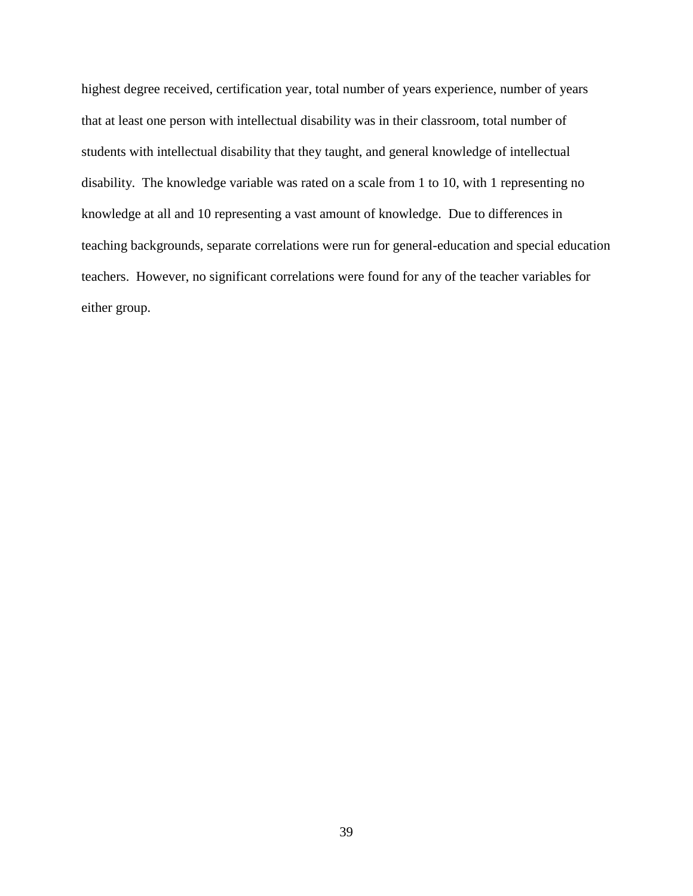highest degree received, certification year, total number of years experience, number of years that at least one person with intellectual disability was in their classroom, total number of students with intellectual disability that they taught, and general knowledge of intellectual disability. The knowledge variable was rated on a scale from 1 to 10, with 1 representing no knowledge at all and 10 representing a vast amount of knowledge. Due to differences in teaching backgrounds, separate correlations were run for general-education and special education teachers. However, no significant correlations were found for any of the teacher variables for either group.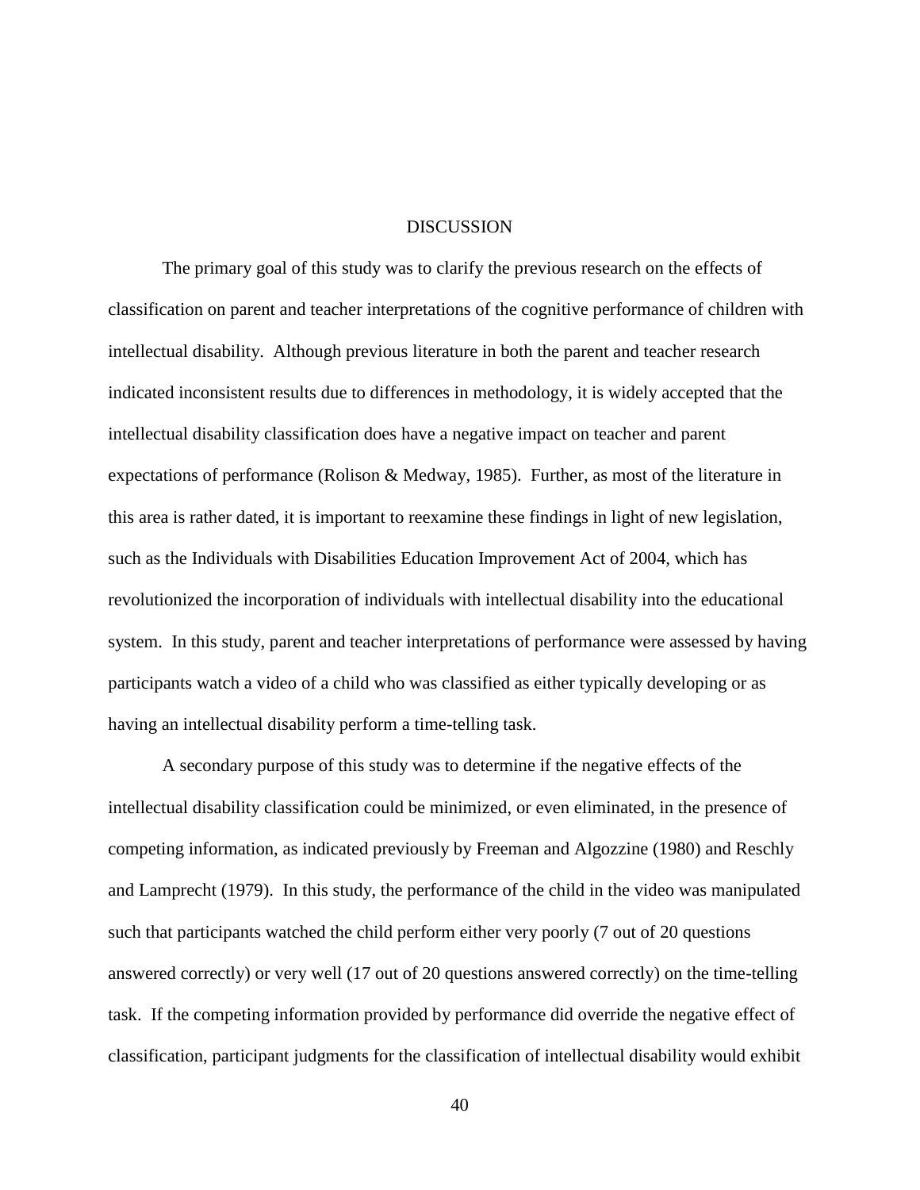# DISCUSSION

The primary goal of this study was to clarify the previous research on the effects of classification on parent and teacher interpretations of the cognitive performance of children with intellectual disability. Although previous literature in both the parent and teacher research indicated inconsistent results due to differences in methodology, it is widely accepted that the intellectual disability classification does have a negative impact on teacher and parent expectations of performance (Rolison & Medway, 1985). Further, as most of the literature in this area is rather dated, it is important to reexamine these findings in light of new legislation, such as the Individuals with Disabilities Education Improvement Act of 2004, which has revolutionized the incorporation of individuals with intellectual disability into the educational system. In this study, parent and teacher interpretations of performance were assessed by having participants watch a video of a child who was classified as either typically developing or as having an intellectual disability perform a time-telling task.

A secondary purpose of this study was to determine if the negative effects of the intellectual disability classification could be minimized, or even eliminated, in the presence of competing information, as indicated previously by Freeman and Algozzine (1980) and Reschly and Lamprecht (1979). In this study, the performance of the child in the video was manipulated such that participants watched the child perform either very poorly (7 out of 20 questions answered correctly) or very well (17 out of 20 questions answered correctly) on the time-telling task. If the competing information provided by performance did override the negative effect of classification, participant judgments for the classification of intellectual disability would exhibit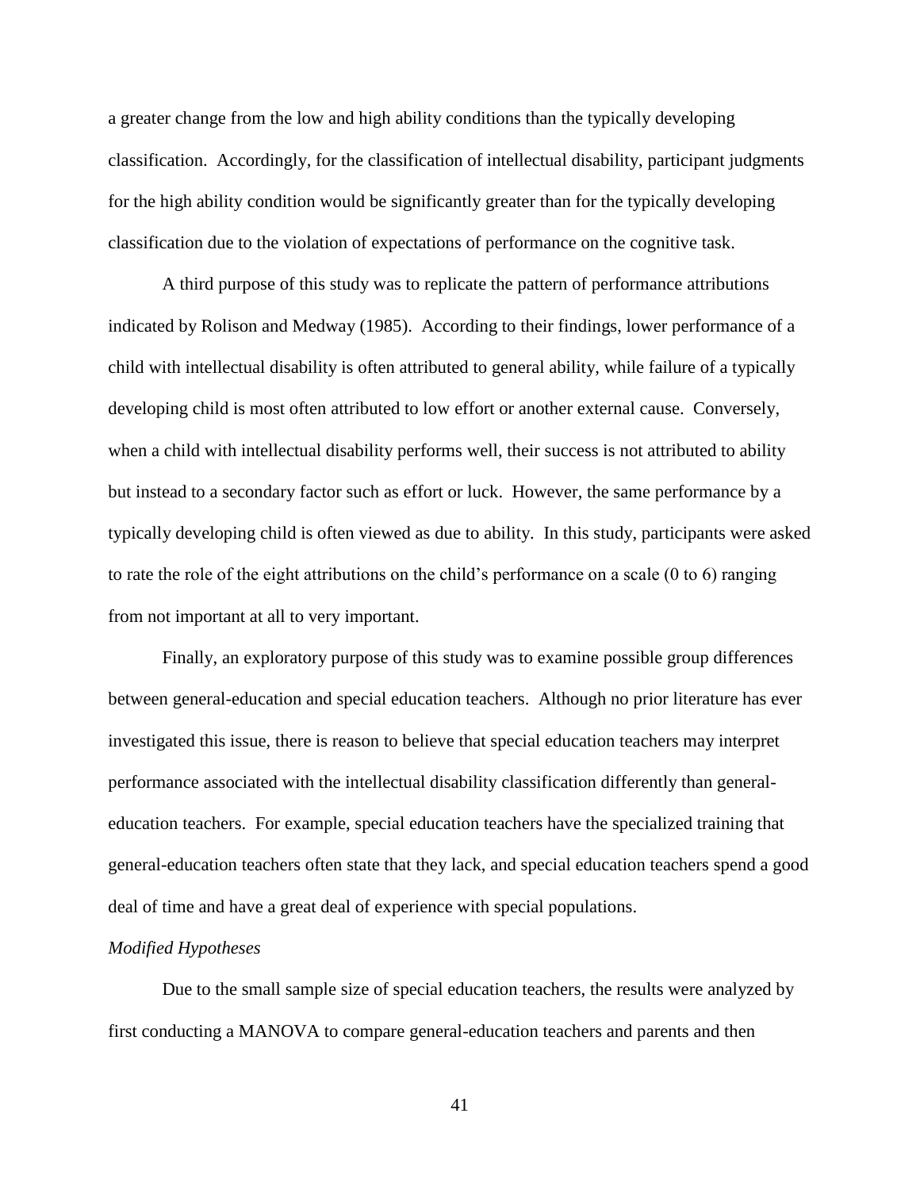a greater change from the low and high ability conditions than the typically developing classification. Accordingly, for the classification of intellectual disability, participant judgments for the high ability condition would be significantly greater than for the typically developing classification due to the violation of expectations of performance on the cognitive task.

A third purpose of this study was to replicate the pattern of performance attributions indicated by Rolison and Medway (1985). According to their findings, lower performance of a child with intellectual disability is often attributed to general ability, while failure of a typically developing child is most often attributed to low effort or another external cause. Conversely, when a child with intellectual disability performs well, their success is not attributed to ability but instead to a secondary factor such as effort or luck. However, the same performance by a typically developing child is often viewed as due to ability. In this study, participants were asked to rate the role of the eight attributions on the child's performance on a scale (0 to 6) ranging from not important at all to very important.

Finally, an exploratory purpose of this study was to examine possible group differences between general-education and special education teachers. Although no prior literature has ever investigated this issue, there is reason to believe that special education teachers may interpret performance associated with the intellectual disability classification differently than general-education teachers. For example, special education teachers have the specialized training that general-education teachers often state that they lack, and special education teachers spend a good deal of time and have a great deal of experience with special populations.

*Modified Hypotheses*

Due to the small sample size of special education teachers, the results were analyzed by first conducting a MANOVA to compare general-education teachers and parents and then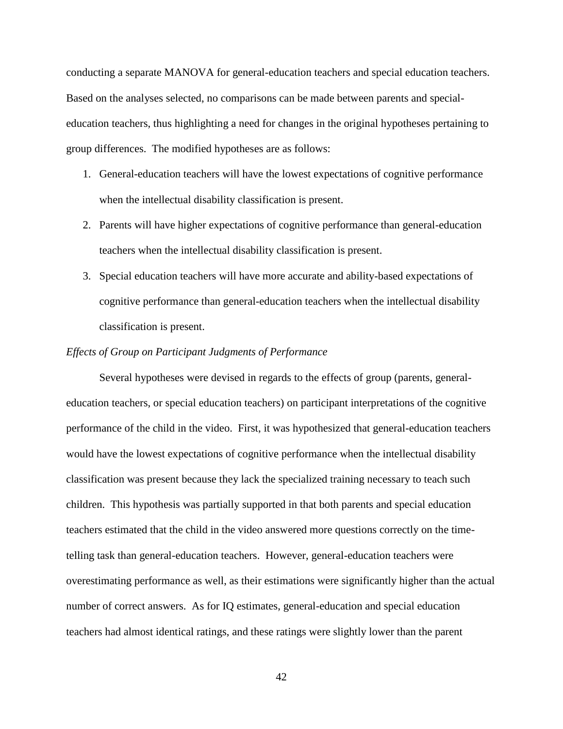conducting a separate MANOVA for general-education teachers and special education teachers. Based on the analyses selected, no comparisons can be made between parents and special-education teachers, thus highlighting a need for changes in the original hypotheses pertaining to group differences. The modified hypotheses are as follows:

1. General-education teachers will have the lowest expectations of cognitive performance when the intellectual disability classification is present.
2. Parents will have higher expectations of cognitive performance than general-education teachers when the intellectual disability classification is present.
3. Special education teachers will have more accurate and ability-based expectations of cognitive performance than general-education teachers when the intellectual disability classification is present.

*Effects of Group on Participant Judgments of Performance*

Several hypotheses were devised in regards to the effects of group (parents, general-education teachers, or special education teachers) on participant interpretations of the cognitive performance of the child in the video. First, it was hypothesized that general-education teachers would have the lowest expectations of cognitive performance when the intellectual disability classification was present because they lack the specialized training necessary to teach such children. This hypothesis was partially supported in that both parents and special education teachers estimated that the child in the video answered more questions correctly on the time-telling task than general-education teachers. However, general-education teachers were overestimating performance as well, as their estimations were significantly higher than the actual number of correct answers. As for IQ estimates, general-education and special education teachers had almost identical ratings, and these ratings were slightly lower than the parent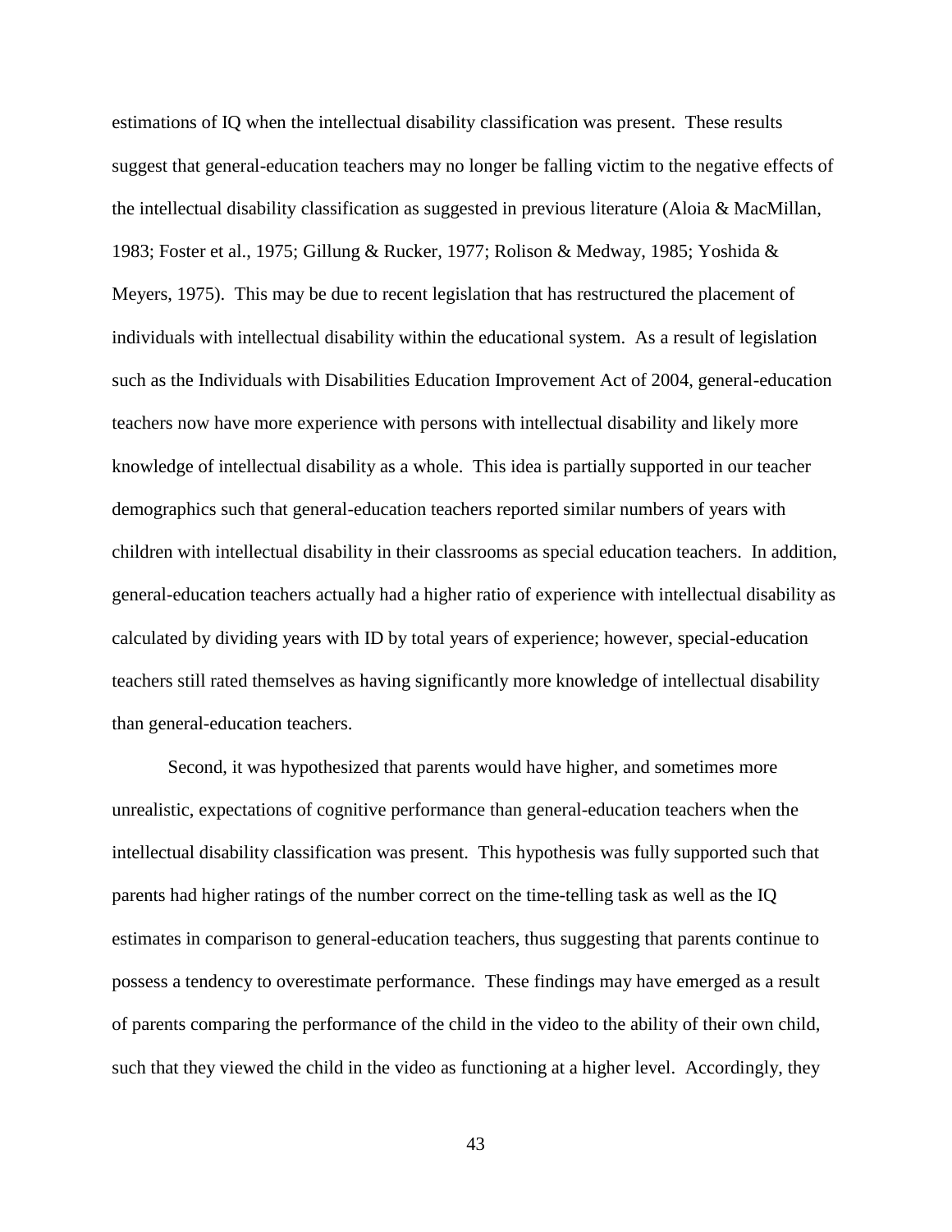estimations of IQ when the intellectual disability classification was present. These results suggest that general-education teachers may no longer be falling victim to the negative effects of the intellectual disability classification as suggested in previous literature (Aloia & MacMillan, 1983; Foster et al., 1975; Gillung & Rucker, 1977; Rolison & Medway, 1985; Yoshida & Meyers, 1975). This may be due to recent legislation that has restructured the placement of individuals with intellectual disability within the educational system. As a result of legislation such as the Individuals with Disabilities Education Improvement Act of 2004, general-education teachers now have more experience with persons with intellectual disability and likely more knowledge of intellectual disability as a whole. This idea is partially supported in our teacher demographics such that general-education teachers reported similar numbers of years with children with intellectual disability in their classrooms as special education teachers. In addition, general-education teachers actually had a higher ratio of experience with intellectual disability as calculated by dividing years with ID by total years of experience; however, special-education teachers still rated themselves as having significantly more knowledge of intellectual disability than general-education teachers.

Second, it was hypothesized that parents would have higher, and sometimes more unrealistic, expectations of cognitive performance than general-education teachers when the intellectual disability classification was present. This hypothesis was fully supported such that parents had higher ratings of the number correct on the time-telling task as well as the IQ estimates in comparison to general-education teachers, thus suggesting that parents continue to possess a tendency to overestimate performance. These findings may have emerged as a result of parents comparing the performance of the child in the video to the ability of their own child, such that they viewed the child in the video as functioning at a higher level. Accordingly, they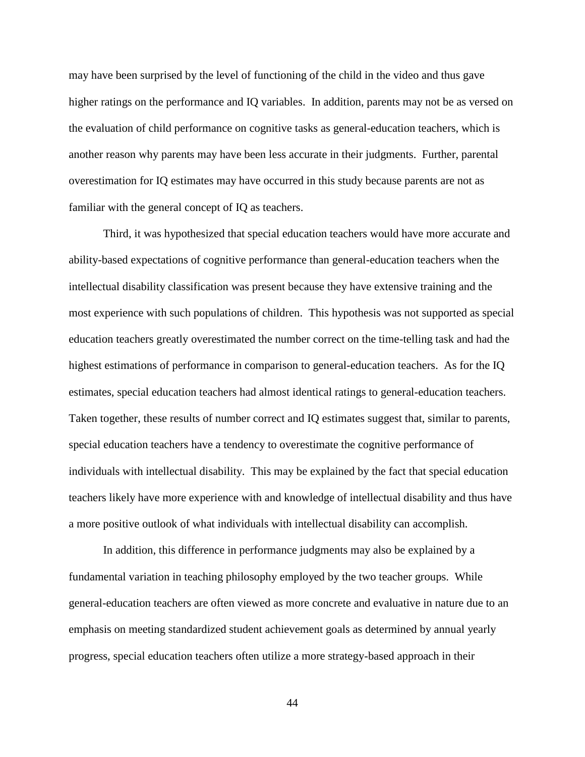may have been surprised by the level of functioning of the child in the video and thus gave higher ratings on the performance and IQ variables. In addition, parents may not be as versed on the evaluation of child performance on cognitive tasks as general-education teachers, which is another reason why parents may have been less accurate in their judgments. Further, parental overestimation for IQ estimates may have occurred in this study because parents are not as familiar with the general concept of IQ as teachers.

Third, it was hypothesized that special education teachers would have more accurate and ability-based expectations of cognitive performance than general-education teachers when the intellectual disability classification was present because they have extensive training and the most experience with such populations of children. This hypothesis was not supported as special education teachers greatly overestimated the number correct on the time-telling task and had the highest estimations of performance in comparison to general-education teachers. As for the IQ estimates, special education teachers had almost identical ratings to general-education teachers. Taken together, these results of number correct and IQ estimates suggest that, similar to parents, special education teachers have a tendency to overestimate the cognitive performance of individuals with intellectual disability. This may be explained by the fact that special education teachers likely have more experience with and knowledge of intellectual disability and thus have a more positive outlook of what individuals with intellectual disability can accomplish.

In addition, this difference in performance judgments may also be explained by a fundamental variation in teaching philosophy employed by the two teacher groups. While general-education teachers are often viewed as more concrete and evaluative in nature due to an emphasis on meeting standardized student achievement goals as determined by annual yearly progress, special education teachers often utilize a more strategy-based approach in their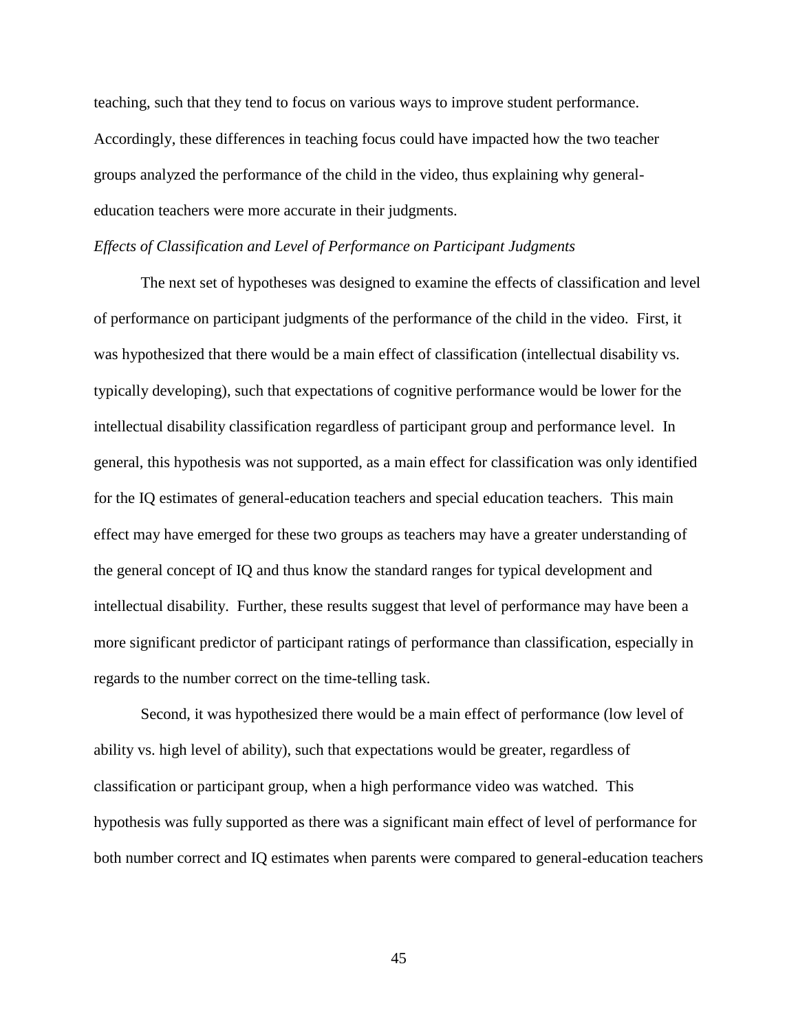teaching, such that they tend to focus on various ways to improve student performance. Accordingly, these differences in teaching focus could have impacted how the two teacher groups analyzed the performance of the child in the video, thus explaining why general-education teachers were more accurate in their judgments.

*Effects of Classification and Level of Performance on Participant Judgments*

The next set of hypotheses was designed to examine the effects of classification and level of performance on participant judgments of the performance of the child in the video. First, it was hypothesized that there would be a main effect of classification (intellectual disability vs. typically developing), such that expectations of cognitive performance would be lower for the intellectual disability classification regardless of participant group and performance level. In general, this hypothesis was not supported, as a main effect for classification was only identified for the IQ estimates of general-education teachers and special education teachers. This main effect may have emerged for these two groups as teachers may have a greater understanding of the general concept of IQ and thus know the standard ranges for typical development and intellectual disability. Further, these results suggest that level of performance may have been a more significant predictor of participant ratings of performance than classification, especially in regards to the number correct on the time-telling task.

Second, it was hypothesized there would be a main effect of performance (low level of ability vs. high level of ability), such that expectations would be greater, regardless of classification or participant group, when a high performance video was watched. This hypothesis was fully supported as there was a significant main effect of level of performance for both number correct and IQ estimates when parents were compared to general-education teachers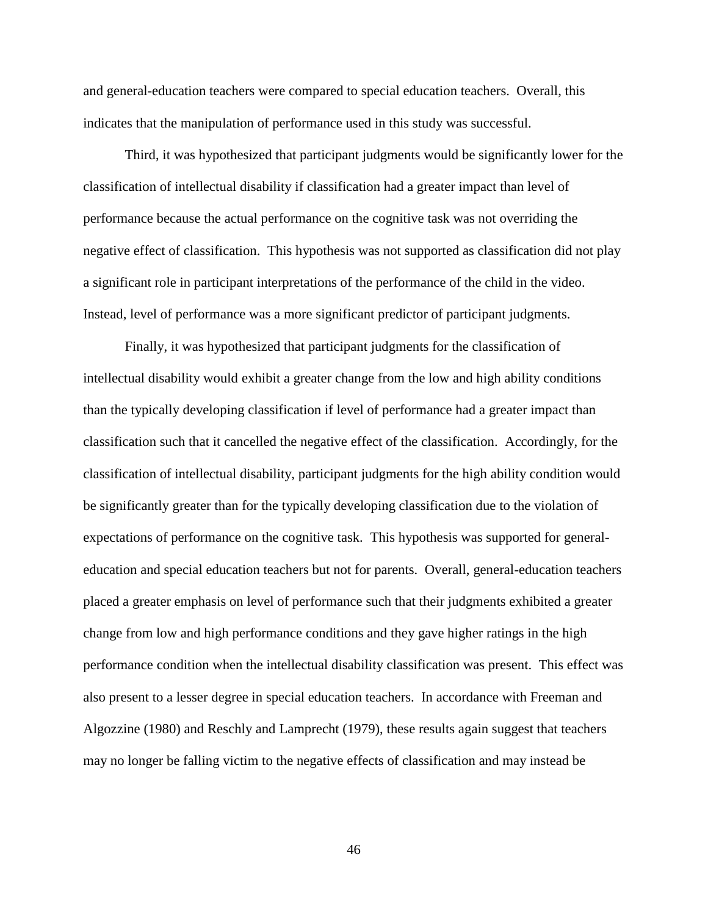and general-education teachers were compared to special education teachers. Overall, this indicates that the manipulation of performance used in this study was successful.

Third, it was hypothesized that participant judgments would be significantly lower for the classification of intellectual disability if classification had a greater impact than level of performance because the actual performance on the cognitive task was not overriding the negative effect of classification. This hypothesis was not supported as classification did not play a significant role in participant interpretations of the performance of the child in the video. Instead, level of performance was a more significant predictor of participant judgments.

Finally, it was hypothesized that participant judgments for the classification of intellectual disability would exhibit a greater change from the low and high ability conditions than the typically developing classification if level of performance had a greater impact than classification such that it cancelled the negative effect of the classification. Accordingly, for the classification of intellectual disability, participant judgments for the high ability condition would be significantly greater than for the typically developing classification due to the violation of expectations of performance on the cognitive task. This hypothesis was supported for general-education and special education teachers but not for parents. Overall, general-education teachers placed a greater emphasis on level of performance such that their judgments exhibited a greater change from low and high performance conditions and they gave higher ratings in the high performance condition when the intellectual disability classification was present. This effect was also present to a lesser degree in special education teachers. In accordance with Freeman and Algozzine (1980) and Reschly and Lamprecht (1979), these results again suggest that teachers may no longer be falling victim to the negative effects of classification and may instead be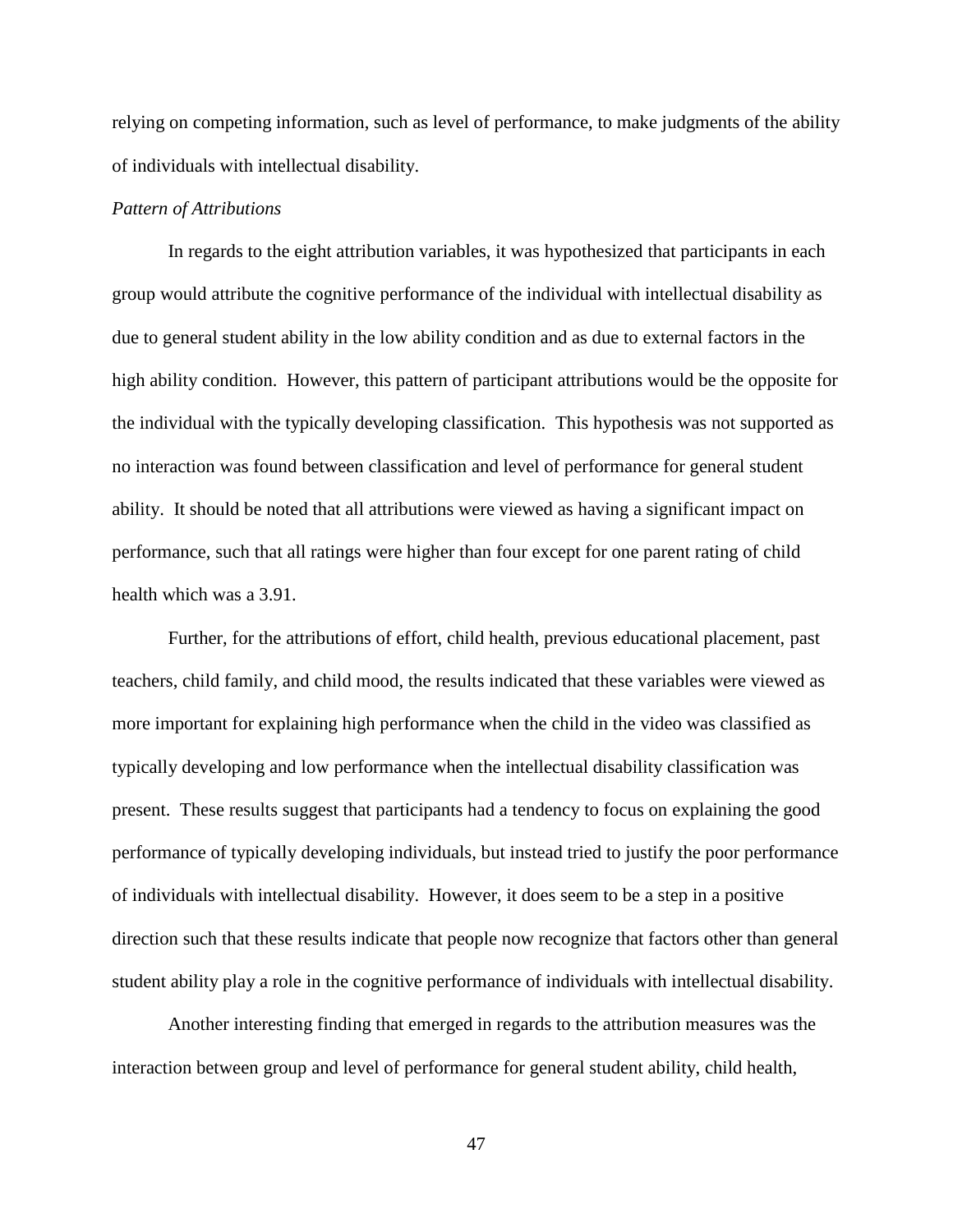relying on competing information, such as level of performance, to make judgments of the ability of individuals with intellectual disability.

*Pattern of Attributions*

In regards to the eight attribution variables, it was hypothesized that participants in each group would attribute the cognitive performance of the individual with intellectual disability as due to general student ability in the low ability condition and as due to external factors in the high ability condition. However, this pattern of participant attributions would be the opposite for the individual with the typically developing classification. This hypothesis was not supported as no interaction was found between classification and level of performance for general student ability. It should be noted that all attributions were viewed as having a significant impact on performance, such that all ratings were higher than four except for one parent rating of child health which was a 3.91.

Further, for the attributions of effort, child health, previous educational placement, past teachers, child family, and child mood, the results indicated that these variables were viewed as more important for explaining high performance when the child in the video was classified as typically developing and low performance when the intellectual disability classification was present. These results suggest that participants had a tendency to focus on explaining the good performance of typically developing individuals, but instead tried to justify the poor performance of individuals with intellectual disability. However, it does seem to be a step in a positive direction such that these results indicate that people now recognize that factors other than general student ability play a role in the cognitive performance of individuals with intellectual disability.

Another interesting finding that emerged in regards to the attribution measures was the interaction between group and level of performance for general student ability, child health,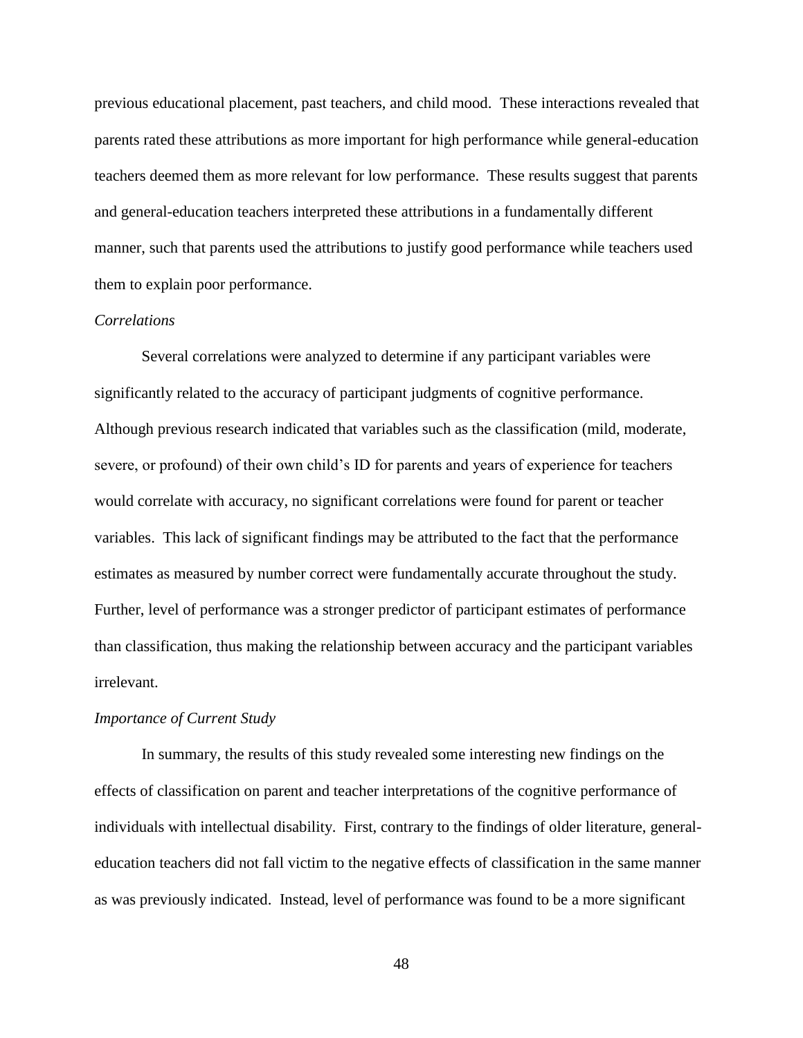previous educational placement, past teachers, and child mood. These interactions revealed that parents rated these attributions as more important for high performance while general-education teachers deemed them as more relevant for low performance. These results suggest that parents and general-education teachers interpreted these attributions in a fundamentally different manner, such that parents used the attributions to justify good performance while teachers used them to explain poor performance.

### *Correlations*

Several correlations were analyzed to determine if any participant variables were significantly related to the accuracy of participant judgments of cognitive performance. Although previous research indicated that variables such as the classification (mild, moderate, severe, or profound) of their own child's ID for parents and years of experience for teachers would correlate with accuracy, no significant correlations were found for parent or teacher variables. This lack of significant findings may be attributed to the fact that the performance estimates as measured by number correct were fundamentally accurate throughout the study. Further, level of performance was a stronger predictor of participant estimates of performance than classification, thus making the relationship between accuracy and the participant variables irrelevant.

### *Importance of Current Study*

In summary, the results of this study revealed some interesting new findings on the effects of classification on parent and teacher interpretations of the cognitive performance of individuals with intellectual disability. First, contrary to the findings of older literature, general-education teachers did not fall victim to the negative effects of classification in the same manner as was previously indicated. Instead, level of performance was found to be a more significant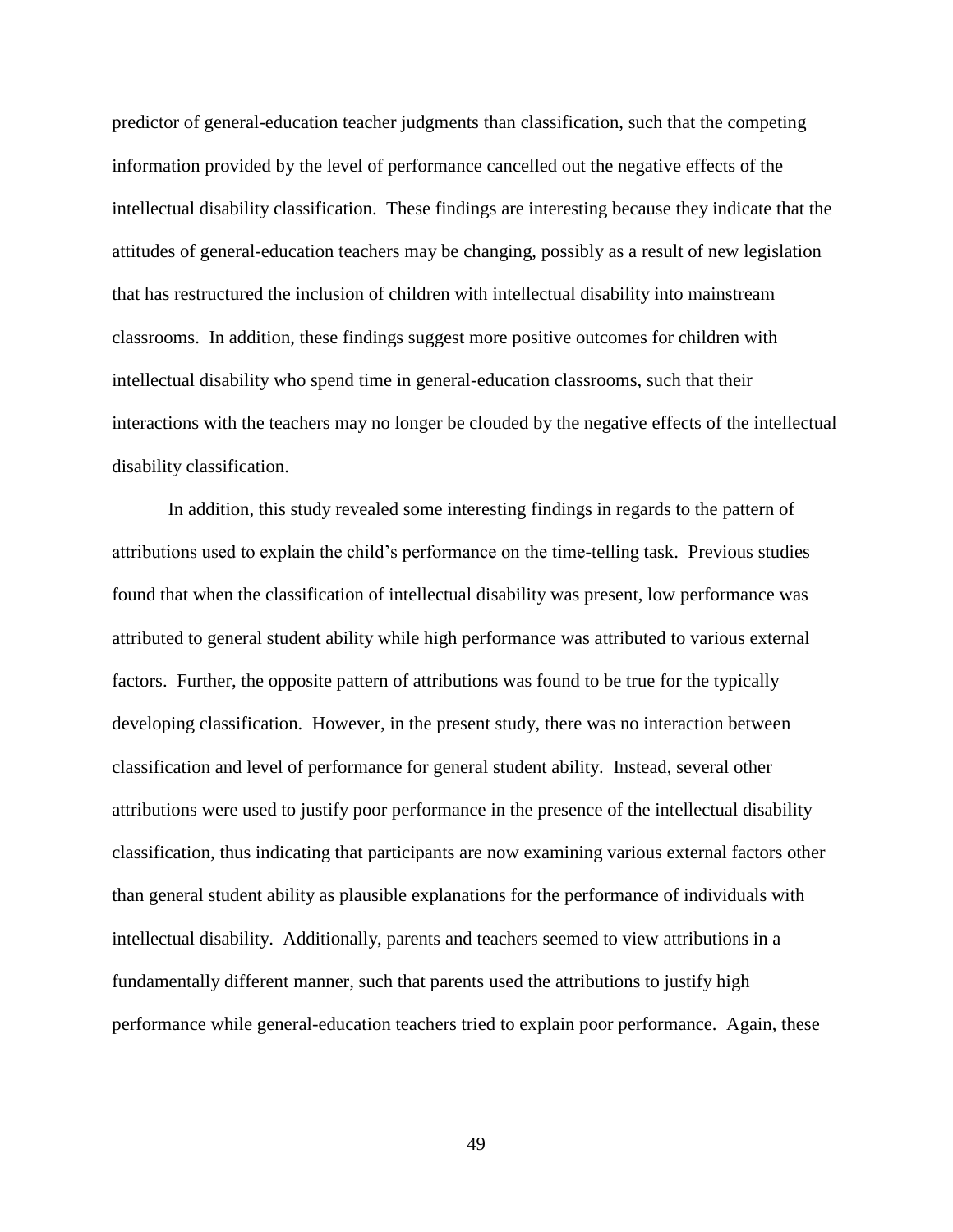predictor of general-education teacher judgments than classification, such that the competing information provided by the level of performance cancelled out the negative effects of the intellectual disability classification. These findings are interesting because they indicate that the attitudes of general-education teachers may be changing, possibly as a result of new legislation that has restructured the inclusion of children with intellectual disability into mainstream classrooms. In addition, these findings suggest more positive outcomes for children with intellectual disability who spend time in general-education classrooms, such that their interactions with the teachers may no longer be clouded by the negative effects of the intellectual disability classification.

In addition, this study revealed some interesting findings in regards to the pattern of attributions used to explain the child's performance on the time-telling task. Previous studies found that when the classification of intellectual disability was present, low performance was attributed to general student ability while high performance was attributed to various external factors. Further, the opposite pattern of attributions was found to be true for the typically developing classification. However, in the present study, there was no interaction between classification and level of performance for general student ability. Instead, several other attributions were used to justify poor performance in the presence of the intellectual disability classification, thus indicating that participants are now examining various external factors other than general student ability as plausible explanations for the performance of individuals with intellectual disability. Additionally, parents and teachers seemed to view attributions in a fundamentally different manner, such that parents used the attributions to justify high performance while general-education teachers tried to explain poor performance. Again, these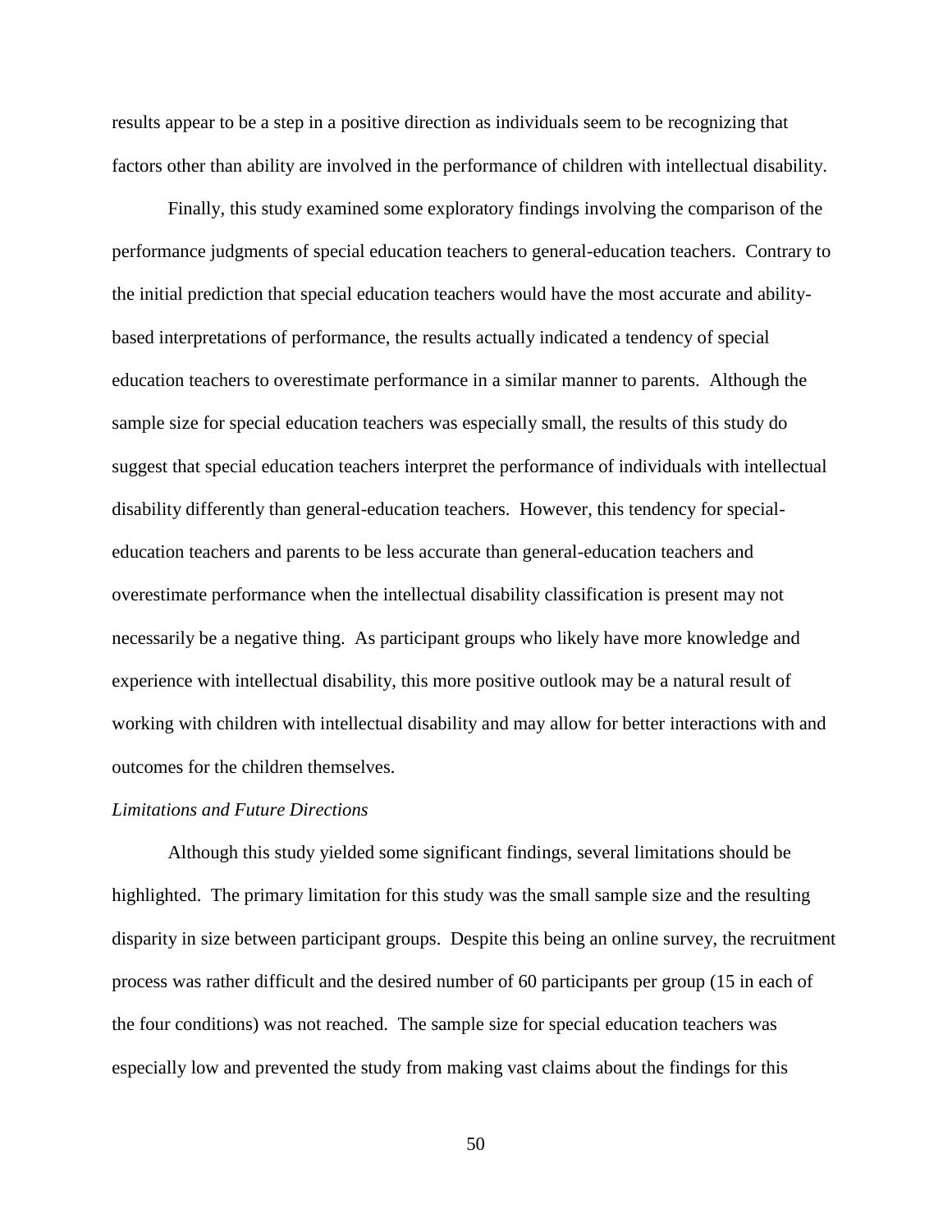results appear to be a step in a positive direction as individuals seem to be recognizing that factors other than ability are involved in the performance of children with intellectual disability.

Finally, this study examined some exploratory findings involving the comparison of the performance judgments of special education teachers to general-education teachers. Contrary to the initial prediction that special education teachers would have the most accurate and ability-based interpretations of performance, the results actually indicated a tendency of special education teachers to overestimate performance in a similar manner to parents. Although the sample size for special education teachers was especially small, the results of this study do suggest that special education teachers interpret the performance of individuals with intellectual disability differently than general-education teachers. However, this tendency for special-education teachers and parents to be less accurate than general-education teachers and overestimate performance when the intellectual disability classification is present may not necessarily be a negative thing. As participant groups who likely have more knowledge and experience with intellectual disability, this more positive outlook may be a natural result of working with children with intellectual disability and may allow for better interactions with and outcomes for the children themselves.

*Limitations and Future Directions*

Although this study yielded some significant findings, several limitations should be highlighted. The primary limitation for this study was the small sample size and the resulting disparity in size between participant groups. Despite this being an online survey, the recruitment process was rather difficult and the desired number of 60 participants per group (15 in each of the four conditions) was not reached. The sample size for special education teachers was especially low and prevented the study from making vast claims about the findings for this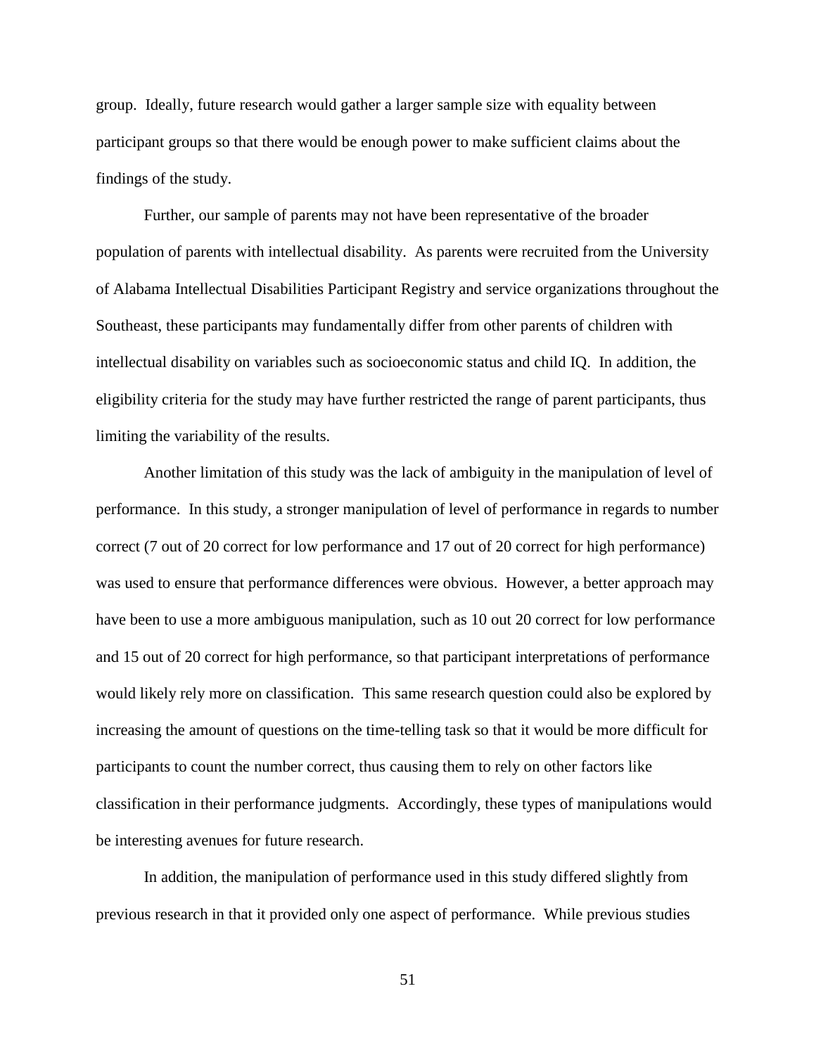group. Ideally, future research would gather a larger sample size with equality between participant groups so that there would be enough power to make sufficient claims about the findings of the study.

Further, our sample of parents may not have been representative of the broader population of parents with intellectual disability. As parents were recruited from the University of Alabama Intellectual Disabilities Participant Registry and service organizations throughout the Southeast, these participants may fundamentally differ from other parents of children with intellectual disability on variables such as socioeconomic status and child IQ. In addition, the eligibility criteria for the study may have further restricted the range of parent participants, thus limiting the variability of the results.

Another limitation of this study was the lack of ambiguity in the manipulation of level of performance. In this study, a stronger manipulation of level of performance in regards to number correct (7 out of 20 correct for low performance and 17 out of 20 correct for high performance) was used to ensure that performance differences were obvious. However, a better approach may have been to use a more ambiguous manipulation, such as 10 out 20 correct for low performance and 15 out of 20 correct for high performance, so that participant interpretations of performance would likely rely more on classification. This same research question could also be explored by increasing the amount of questions on the time-telling task so that it would be more difficult for participants to count the number correct, thus causing them to rely on other factors like classification in their performance judgments. Accordingly, these types of manipulations would be interesting avenues for future research.

In addition, the manipulation of performance used in this study differed slightly from previous research in that it provided only one aspect of performance. While previous studies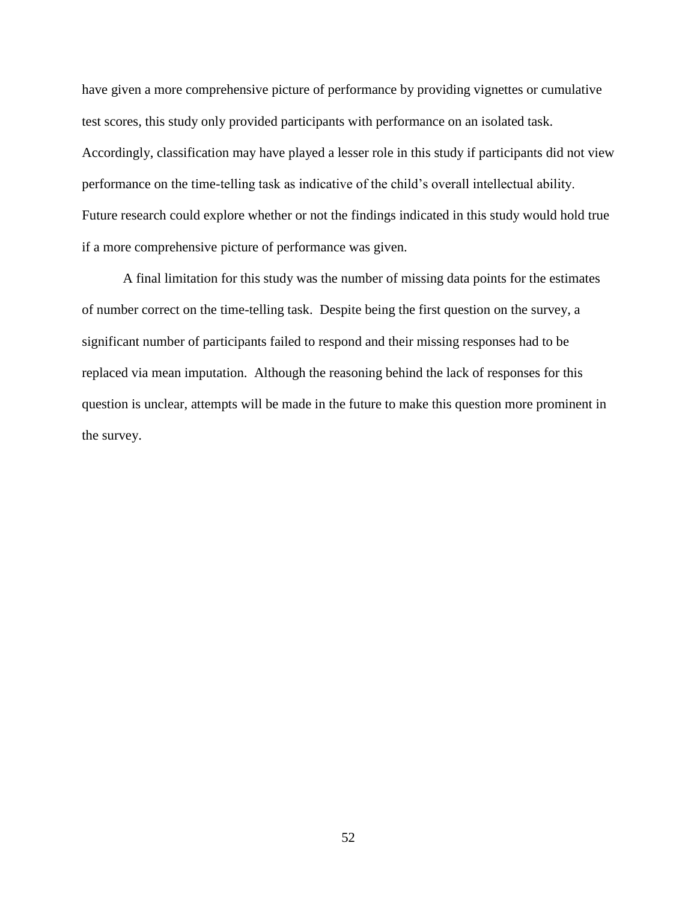have given a more comprehensive picture of performance by providing vignettes or cumulative test scores, this study only provided participants with performance on an isolated task. Accordingly, classification may have played a lesser role in this study if participants did not view performance on the time-telling task as indicative of the child's overall intellectual ability. Future research could explore whether or not the findings indicated in this study would hold true if a more comprehensive picture of performance was given.

A final limitation for this study was the number of missing data points for the estimates of number correct on the time-telling task. Despite being the first question on the survey, a significant number of participants failed to respond and their missing responses had to be replaced via mean imputation. Although the reasoning behind the lack of responses for this question is unclear, attempts will be made in the future to make this question more prominent in the survey.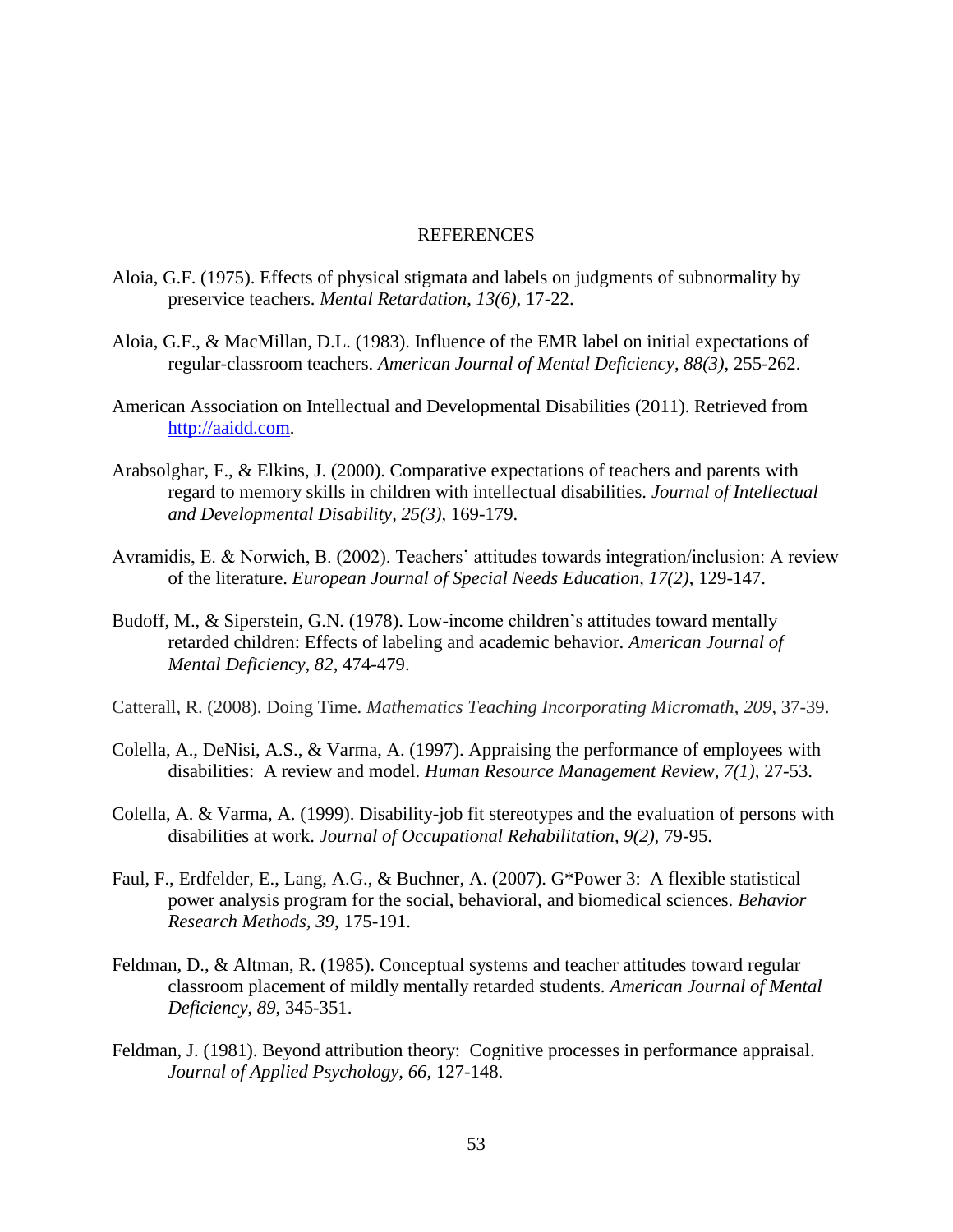# REFERENCES

Aloia, G.F. (1975). Effects of physical stigmata and labels on judgments of subnormality by preservice teachers. *Mental Retardation*, *13(6)*, 17-22.

Aloia, G.F., & MacMillan, D.L. (1983). Influence of the EMR label on initial expectations of regular-classroom teachers. *American Journal of Mental Deficiency*, *88(3)*, 255-262.

American Association on Intellectual and Developmental Disabilities (2011). Retrieved from http://aaidd.com.

Arabsolghar, F., & Elkins, J. (2000). Comparative expectations of teachers and parents with regard to memory skills in children with intellectual disabilities. *Journal of Intellectual and Developmental Disability, 25(3)*, 169-179.

Avramidis, E. & Norwich, B. (2002). Teachers' attitudes towards integration/inclusion: A review of the literature. *European Journal of Special Needs Education, 17(2)*, 129-147.

Budoff, M., & Siperstein, G.N. (1978). Low-income children's attitudes toward mentally retarded children: Effects of labeling and academic behavior. *American Journal of Mental Deficiency, 82*, 474-479.

Catterall, R. (2008). Doing Time. *Mathematics Teaching Incorporating Micromath, 209*, 37-39.

Colella, A., DeNisi, A.S., & Varma, A. (1997). Appraising the performance of employees with disabilities: A review and model. *Human Resource Management Review, 7(1)*, 27-53.

Colella, A. & Varma, A. (1999). Disability-job fit stereotypes and the evaluation of persons with disabilities at work. *Journal of Occupational Rehabilitation, 9(2)*, 79-95.

Faul, F., Erdfelder, E., Lang, A.G., & Buchner, A. (2007). G*Power 3: A flexible statistical power analysis program for the social, behavioral, and biomedical sciences. *Behavior Research Methods, 39*, 175-191.

Feldman, D., & Altman, R. (1985). Conceptual systems and teacher attitudes toward regular classroom placement of mildly mentally retarded students. *American Journal of Mental Deficiency*, *89*, 345-351.

Feldman, J. (1981). Beyond attribution theory: Cognitive processes in performance appraisal. *Journal of Applied Psychology, 66*, 127-148.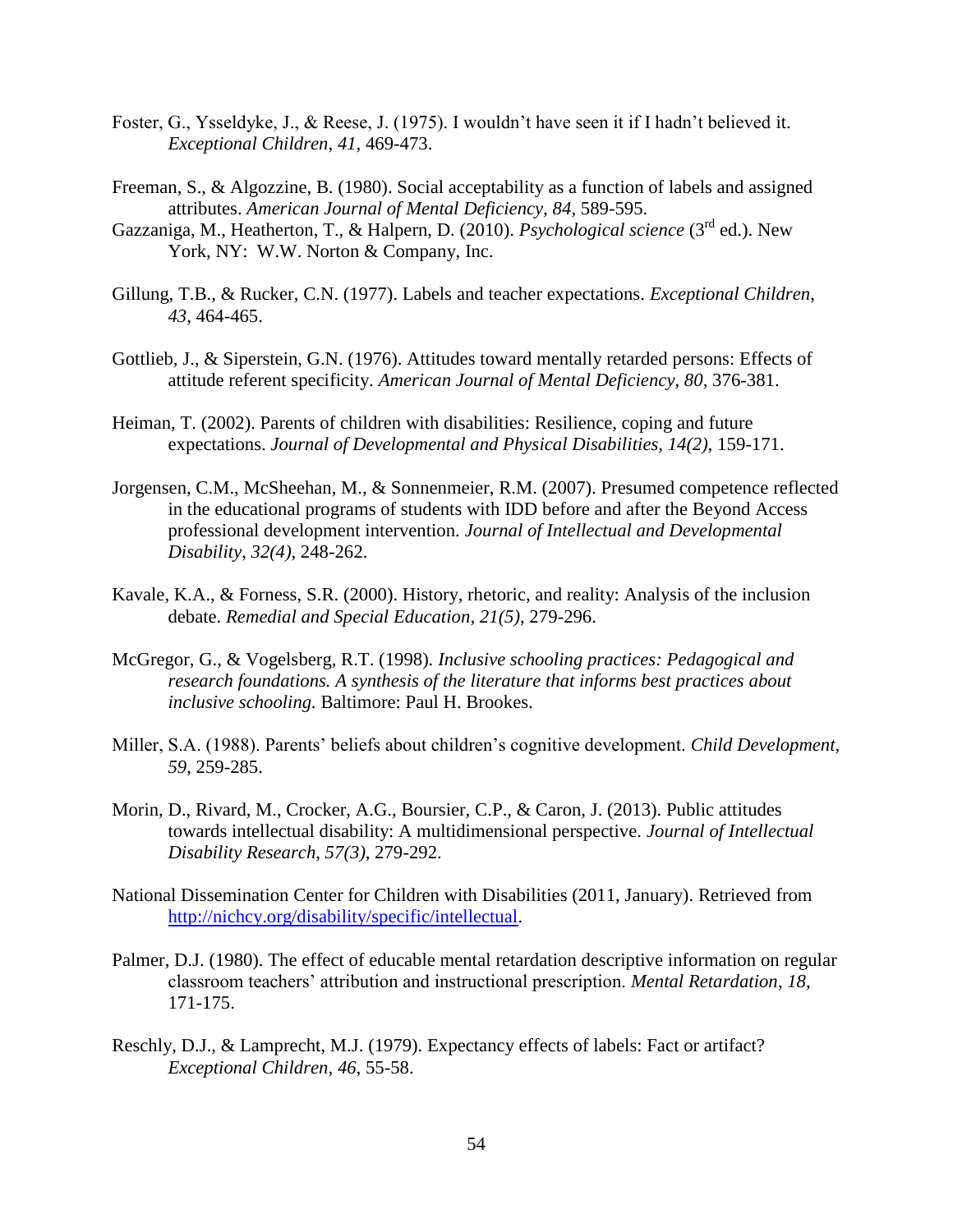Foster, G., Ysseldyke, J., & Reese, J. (1975). I wouldn't have seen it if I hadn't believed it. *Exceptional Children*, *41*, 469-473.

Freeman, S., & Algozzine, B. (1980). Social acceptability as a function of labels and assigned attributes. *American Journal of Mental Deficiency, 84*, 589-595.

Gazzaniga, M., Heatherton, T., & Halpern, D. (2010). *Psychological science* (3rd ed.). New York, NY: W.W. Norton & Company, Inc.

Gillung, T.B., & Rucker, C.N. (1977). Labels and teacher expectations. *Exceptional Children*, *43*, 464-465.

Gottlieb, J., & Siperstein, G.N. (1976). Attitudes toward mentally retarded persons: Effects of attitude referent specificity. *American Journal of Mental Deficiency, 80*, 376-381.

Heiman, T. (2002). Parents of children with disabilities: Resilience, coping and future expectations. *Journal of Developmental and Physical Disabilities, 14(2)*, 159-171.

Jorgensen, C.M., McSheehan, M., & Sonnenmeier, R.M. (2007). Presumed competence reflected in the educational programs of students with IDD before and after the Beyond Access professional development intervention. *Journal of Intellectual and Developmental Disability*, *32(4)*, 248-262.

Kavale, K.A., & Forness, S.R. (2000). History, rhetoric, and reality: Analysis of the inclusion debate. *Remedial and Special Education*, *21(5)*, 279-296.

McGregor, G., & Vogelsberg, R.T. (1998). *Inclusive schooling practices: Pedagogical and research foundations. A synthesis of the literature that informs best practices about inclusive schooling.* Baltimore: Paul H. Brookes.

Miller, S.A. (1988). Parents' beliefs about children's cognitive development. *Child Development, 59*, 259-285.

Morin, D., Rivard, M., Crocker, A.G., Boursier, C.P., & Caron, J. (2013). Public attitudes towards intellectual disability: A multidimensional perspective. *Journal of Intellectual Disability Research*, *57(3)*, 279-292.

National Dissemination Center for Children with Disabilities (2011, January). Retrieved from http://nichcy.org/disability/specific/intellectual.

Palmer, D.J. (1980). The effect of educable mental retardation descriptive information on regular classroom teachers' attribution and instructional prescription. *Mental Retardation*, *18*, 171-175.

Reschly, D.J., & Lamprecht, M.J. (1979). Expectancy effects of labels: Fact or artifact? *Exceptional Children*, *46*, 55-58.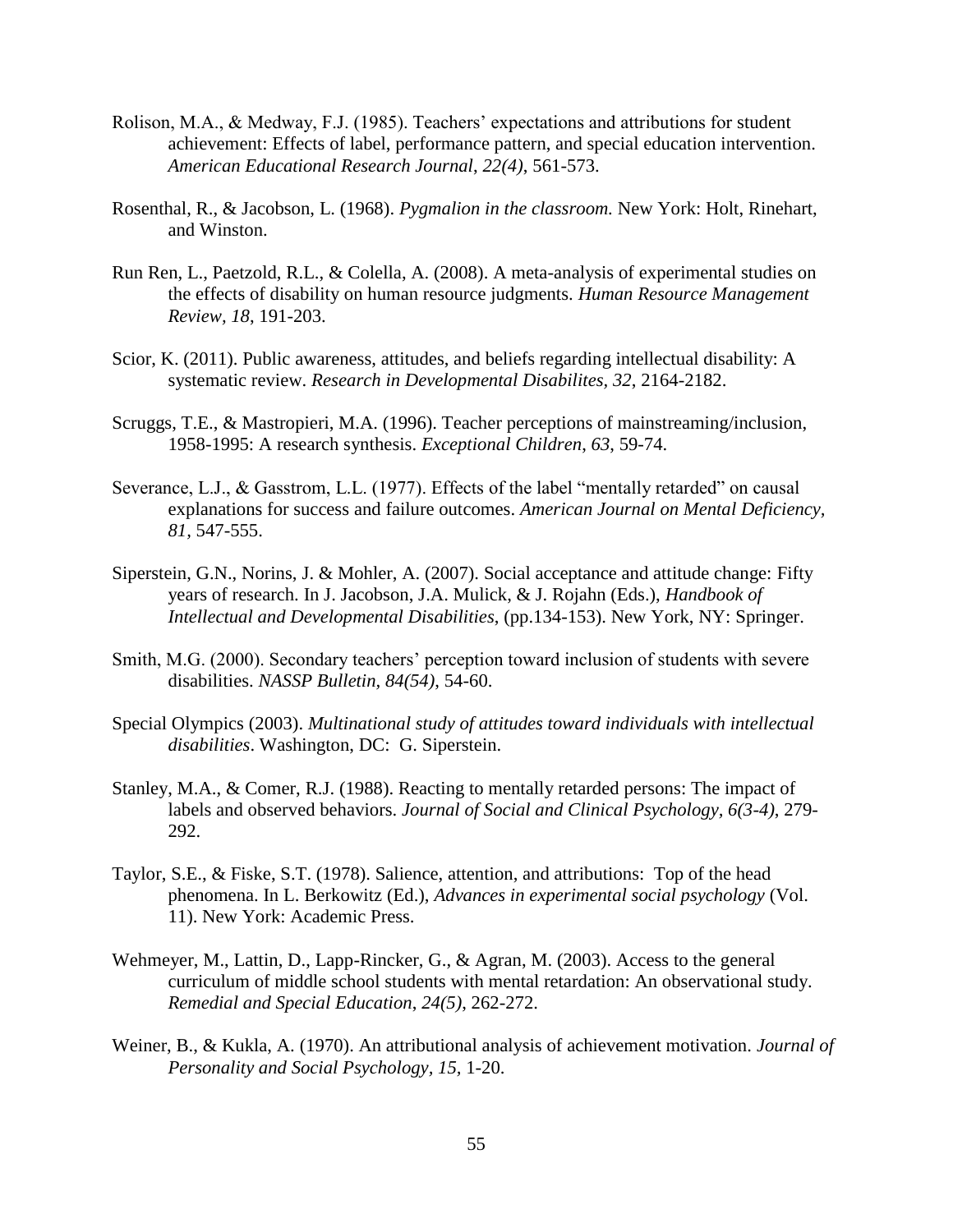Rolison, M.A., & Medway, F.J. (1985). Teachers' expectations and attributions for student achievement: Effects of label, performance pattern, and special education intervention. *American Educational Research Journal*, *22(4)*, 561-573.

Rosenthal, R., & Jacobson, L. (1968). *Pygmalion in the classroom.* New York: Holt, Rinehart, and Winston.

Run Ren, L., Paetzold, R.L., & Colella, A. (2008). A meta-analysis of experimental studies on the effects of disability on human resource judgments. *Human Resource Management Review, 18*, 191-203.

Scior, K. (2011). Public awareness, attitudes, and beliefs regarding intellectual disability: A systematic review. *Research in Developmental Disabilites, 32*, 2164-2182.

Scruggs, T.E., & Mastropieri, M.A. (1996). Teacher perceptions of mainstreaming/inclusion, 1958-1995: A research synthesis. *Exceptional Children*, *63*, 59-74.

Severance, L.J., & Gasstrom, L.L. (1977). Effects of the label "mentally retarded" on causal explanations for success and failure outcomes. *American Journal on Mental Deficiency, 81,* 547-555.

Siperstein, G.N., Norins, J. & Mohler, A. (2007). Social acceptance and attitude change: Fifty years of research. In J. Jacobson, J.A. Mulick, & J. Rojahn (Eds.), *Handbook of Intellectual and Developmental Disabilities*, (pp.134-153). New York, NY: Springer.

Smith, M.G. (2000). Secondary teachers' perception toward inclusion of students with severe disabilities. *NASSP Bulletin, 84(54)*, 54-60.

Special Olympics (2003). *Multinational study of attitudes toward individuals with intellectual disabilities*. Washington, DC: G. Siperstein.

Stanley, M.A., & Comer, R.J. (1988). Reacting to mentally retarded persons: The impact of labels and observed behaviors. *Journal of Social and Clinical Psychology, 6(3-4)*, 279-292.

Taylor, S.E., & Fiske, S.T. (1978). Salience, attention, and attributions: Top of the head phenomena. In L. Berkowitz (Ed.), *Advances in experimental social psychology* (Vol. 11). New York: Academic Press.

Wehmeyer, M., Lattin, D., Lapp-Rincker, G., & Agran, M. (2003). Access to the general curriculum of middle school students with mental retardation: An observational study. *Remedial and Special Education*, *24(5)*, 262-272.

Weiner, B., & Kukla, A. (1970). An attributional analysis of achievement motivation. *Journal of Personality and Social Psychology, 15,* 1-20.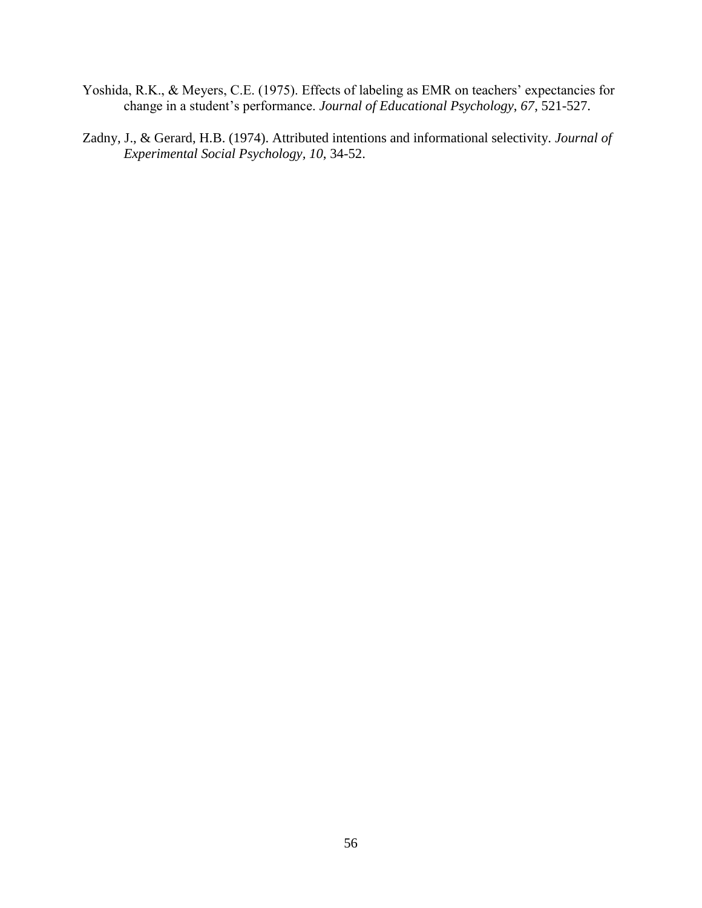Yoshida, R.K., & Meyers, C.E. (1975). Effects of labeling as EMR on teachers' expectancies for change in a student's performance. *Journal of Educational Psychology*, *67*, 521-527.

Zadny, J., & Gerard, H.B. (1974). Attributed intentions and informational selectivity. *Journal of Experimental Social Psychology, 10*, 34-52.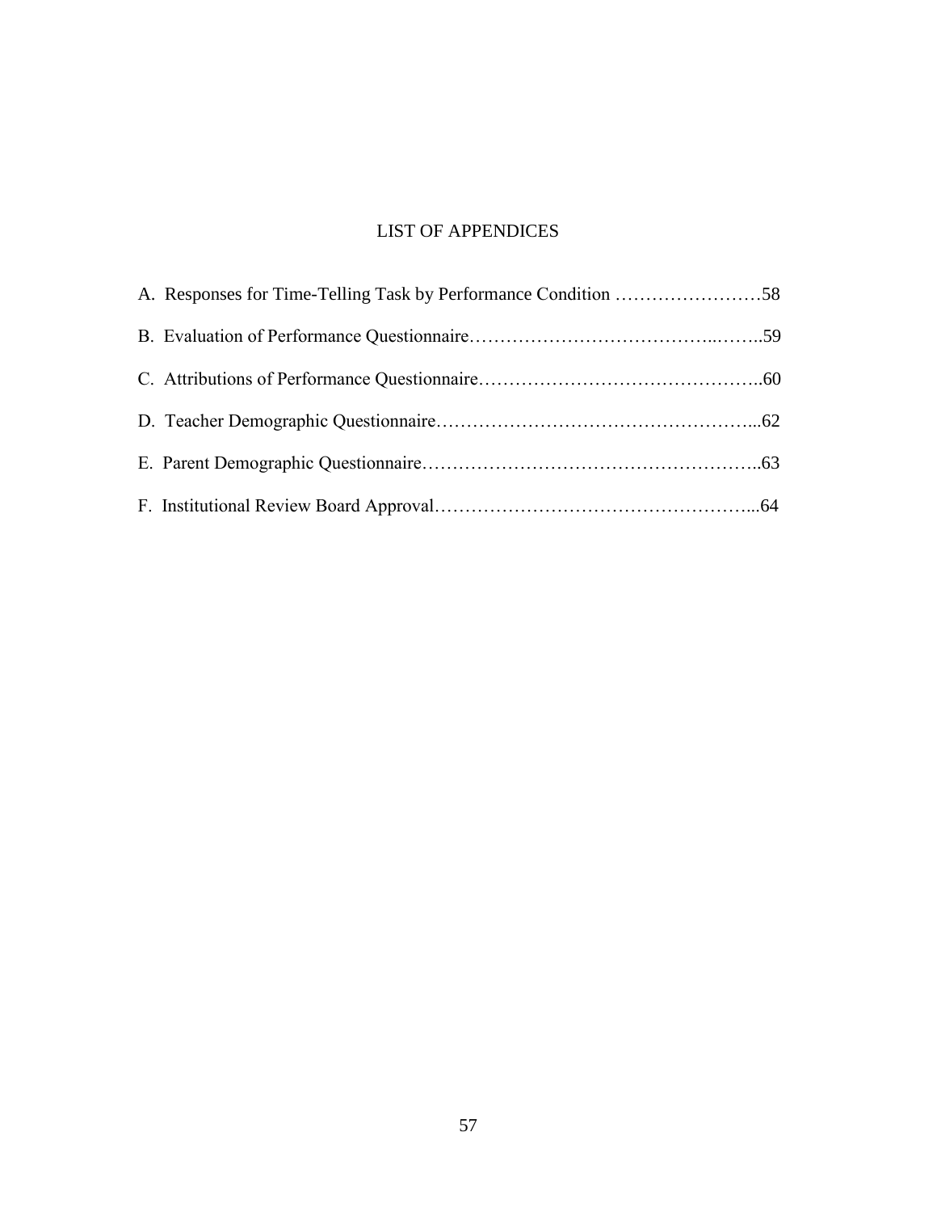# LIST OF APPENDICES

A. Responses for Time-Telling Task by Performance Condition ……………………58

B. Evaluation of Performance Questionnaire………………………………..……..59

C. Attributions of Performance Questionnaire………………………………………..60

D. Teacher Demographic Questionnaire…………………………………………...62

E. Parent Demographic Questionnaire………………………………………………..63

F. Institutional Review Board Approval……………………………………………...64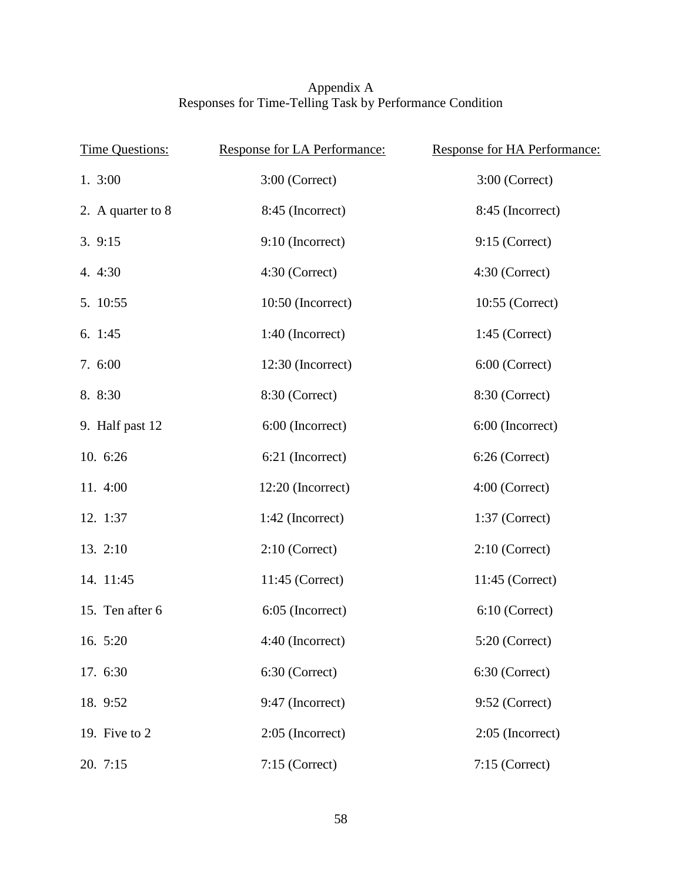Appendix A
Responses for Time-Telling Task by Performance Condition

| Time Questions: | Response for LA Performance: | Response for HA Performance: |
|---|---|---|
| 1. 3:00 | 3:00 (Correct) | 3:00 (Correct) |
| 2. A quarter to 8 | 8:45 (Incorrect) | 8:45 (Incorrect) |
| 3. 9:15 | 9:10 (Incorrect) | 9:15 (Correct) |
| 4. 4:30 | 4:30 (Correct) | 4:30 (Correct) |
| 5. 10:55 | 10:50 (Incorrect) | 10:55 (Correct) |
| 6. 1:45 | 1:40 (Incorrect) | 1:45 (Correct) |
| 7. 6:00 | 12:30 (Incorrect) | 6:00 (Correct) |
| 8. 8:30 | 8:30 (Correct) | 8:30 (Correct) |
| 9. Half past 12 | 6:00 (Incorrect) | 6:00 (Incorrect) |
| 10. 6:26 | 6:21 (Incorrect) | 6:26 (Correct) |
| 11. 4:00 | 12:20 (Incorrect) | 4:00 (Correct) |
| 12. 1:37 | 1:42 (Incorrect) | 1:37 (Correct) |
| 13. 2:10 | 2:10 (Correct) | 2:10 (Correct) |
| 14. 11:45 | 11:45 (Correct) | 11:45 (Correct) |
| 15. Ten after 6 | 6:05 (Incorrect) | 6:10 (Correct) |
| 16. 5:20 | 4:40 (Incorrect) | 5:20 (Correct) |
| 17. 6:30 | 6:30 (Correct) | 6:30 (Correct) |
| 18. 9:52 | 9:47 (Incorrect) | 9:52 (Correct) |
| 19. Five to 2 | 2:05 (Incorrect) | 2:05 (Incorrect) |
| 20. 7:15 | 7:15 (Correct) | 7:15 (Correct) |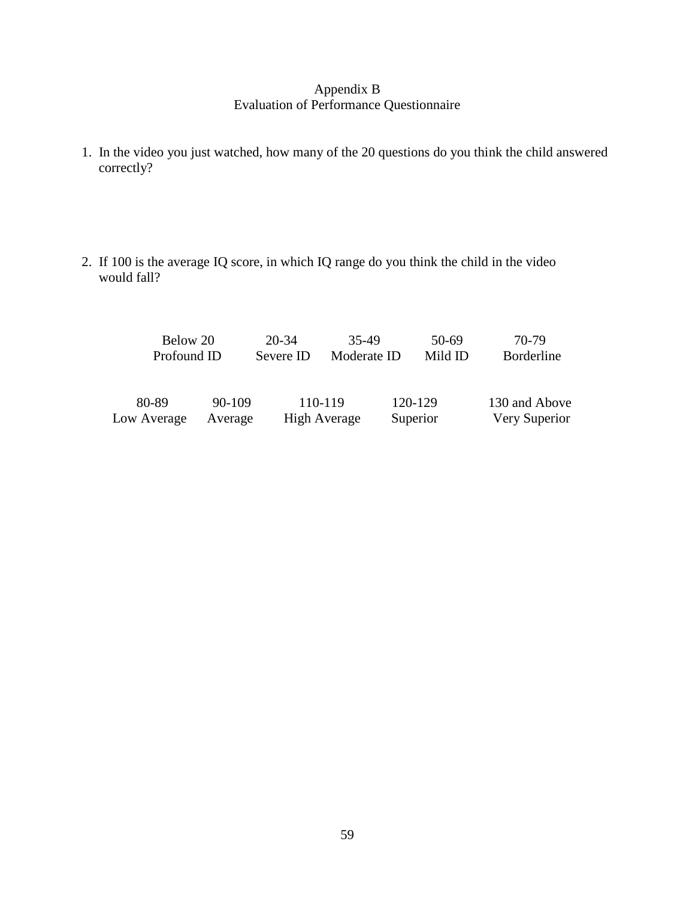# Appendix B
## Evaluation of Performance Questionnaire

1. In the video you just watched, how many of the 20 questions do you think the child answered correctly?

2. If 100 is the average IQ score, in which IQ range do you think the child in the video would fall?

| Below 20 | 20-34 | 35-49 | 50-69 | 70-79 |
|---|---|---|---|---|
| Profound ID | Severe ID | Moderate ID | Mild ID | Borderline |

| 80-89 | 90-109 | 110-119 | 120-129 | 130 and Above |
|---|---|---|---|---|
| Low Average | Average | High Average | Superior | Very Superior |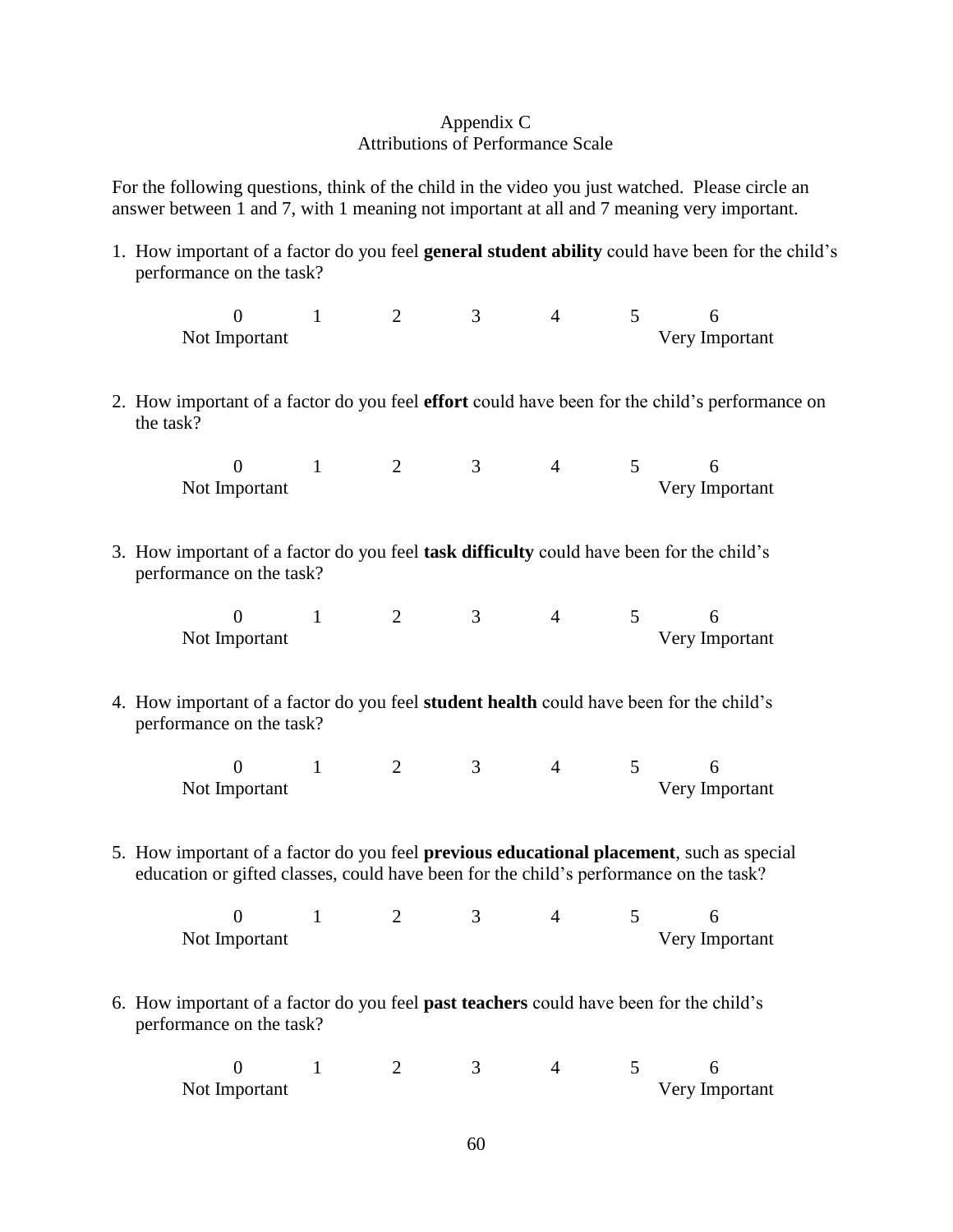Appendix C

Attributions of Performance Scale

For the following questions, think of the child in the video you just watched. Please circle an answer between 1 and 7, with 1 meaning not important at all and 7 meaning very important.

1. How important of a factor do you feel **general student ability** could have been for the child's performance on the task?

   | 0 | 1 | 2 | 3 | 4 | 5 | 6 |
   |---|---|---|---|---|---|---|
   | Not Important | | | | | | Very Important |

2. How important of a factor do you feel **effort** could have been for the child's performance on the task?

   | 0 | 1 | 2 | 3 | 4 | 5 | 6 |
   |---|---|---|---|---|---|---|
   | Not Important | | | | | | Very Important |

3. How important of a factor do you feel **task difficulty** could have been for the child's performance on the task?

   | 0 | 1 | 2 | 3 | 4 | 5 | 6 |
   |---|---|---|---|---|---|---|
   | Not Important | | | | | | Very Important |

4. How important of a factor do you feel **student health** could have been for the child's performance on the task?

   | 0 | 1 | 2 | 3 | 4 | 5 | 6 |
   |---|---|---|---|---|---|---|
   | Not Important | | | | | | Very Important |

5. How important of a factor do you feel **previous educational placement**, such as special education or gifted classes, could have been for the child's performance on the task?

   | 0 | 1 | 2 | 3 | 4 | 5 | 6 |
   |---|---|---|---|---|---|---|
   | Not Important | | | | | | Very Important |

6. How important of a factor do you feel **past teachers** could have been for the child's performance on the task?

   | 0 | 1 | 2 | 3 | 4 | 5 | 6 |
   |---|---|---|---|---|---|---|
   | Not Important | | | | | | Very Important |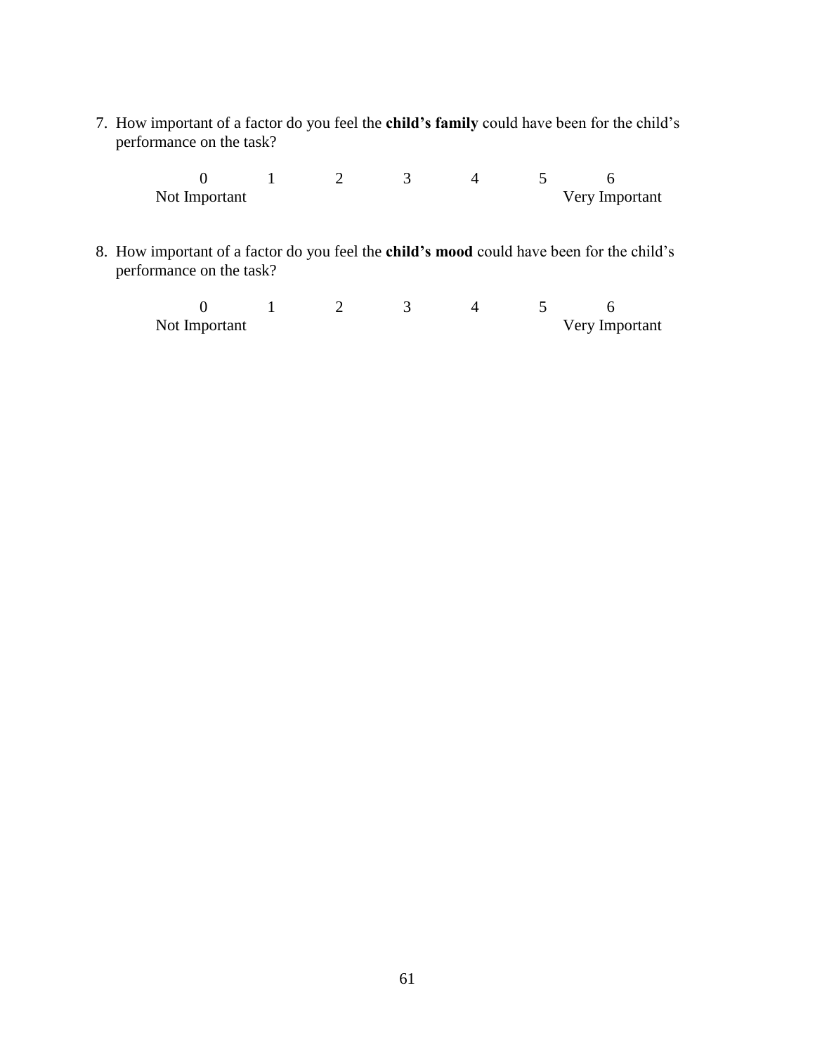7. How important of a factor do you feel the **child's family** could have been for the child's performance on the task?

| 0 | 1 | 2 | 3 | 4 | 5 | 6 |
|---|---|---|---|---|---|---|
| Not Important | | | | | | Very Important |

8. How important of a factor do you feel the **child's mood** could have been for the child's performance on the task?

| 0 | 1 | 2 | 3 | 4 | 5 | 6 |
|---|---|---|---|---|---|---|
| Not Important | | | | | | Very Important |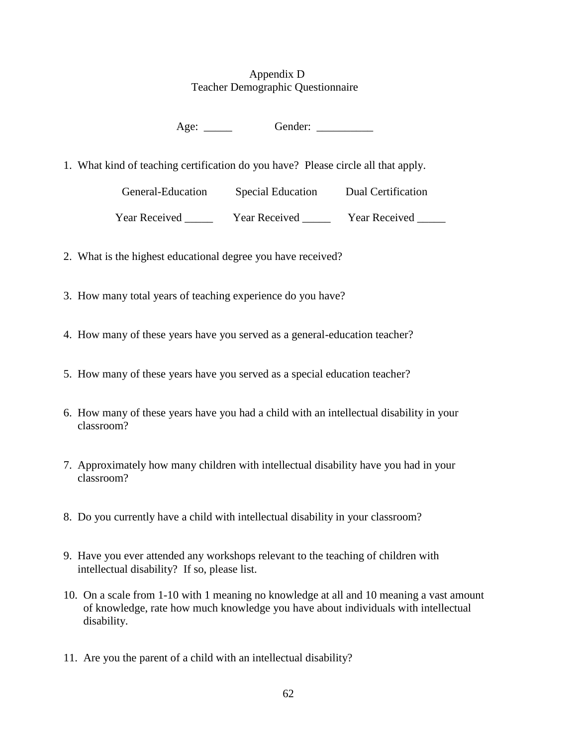# Appendix D
## Teacher Demographic Questionnaire

Age: _____ Gender: __________

1. What kind of teaching certification do you have? Please circle all that apply.

| General-Education | Special Education | Dual Certification |
|---|---|---|
| Year Received _____ | Year Received _____ | Year Received _____ |

2. What is the highest educational degree you have received?

3. How many total years of teaching experience do you have?

4. How many of these years have you served as a general-education teacher?

5. How many of these years have you served as a special education teacher?

6. How many of these years have you had a child with an intellectual disability in your classroom?

7. Approximately how many children with intellectual disability have you had in your classroom?

8. Do you currently have a child with intellectual disability in your classroom?

9. Have you ever attended any workshops relevant to the teaching of children with intellectual disability? If so, please list.

10. On a scale from 1-10 with 1 meaning no knowledge at all and 10 meaning a vast amount of knowledge, rate how much knowledge you have about individuals with intellectual disability.

11. Are you the parent of a child with an intellectual disability?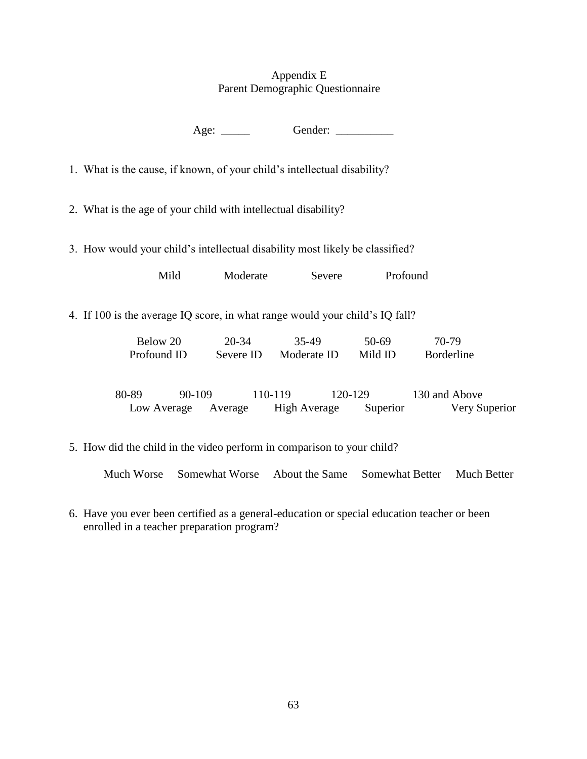# Appendix E
## Parent Demographic Questionnaire

Age: _____ Gender: __________

1. What is the cause, if known, of your child's intellectual disability?

2. What is the age of your child with intellectual disability?

3. How would your child's intellectual disability most likely be classified?

   Mild Moderate Severe Profound

4. If 100 is the average IQ score, in what range would your child's IQ fall?

| Below 20 | 20-34 | 35-49 | 50-69 | 70-79 |
|---|---|---|---|---|
| Profound ID | Severe ID | Moderate ID | Mild ID | Borderline |

| 80-89 | 90-109 | 110-119 | 120-129 | 130 and Above |
|---|---|---|---|---|
| Low Average | Average | High Average | Superior | Very Superior |

5. How did the child in the video perform in comparison to your child?

   Much Worse Somewhat Worse About the Same Somewhat Better Much Better

6. Have you ever been certified as a general-education or special education teacher or been enrolled in a teacher preparation program?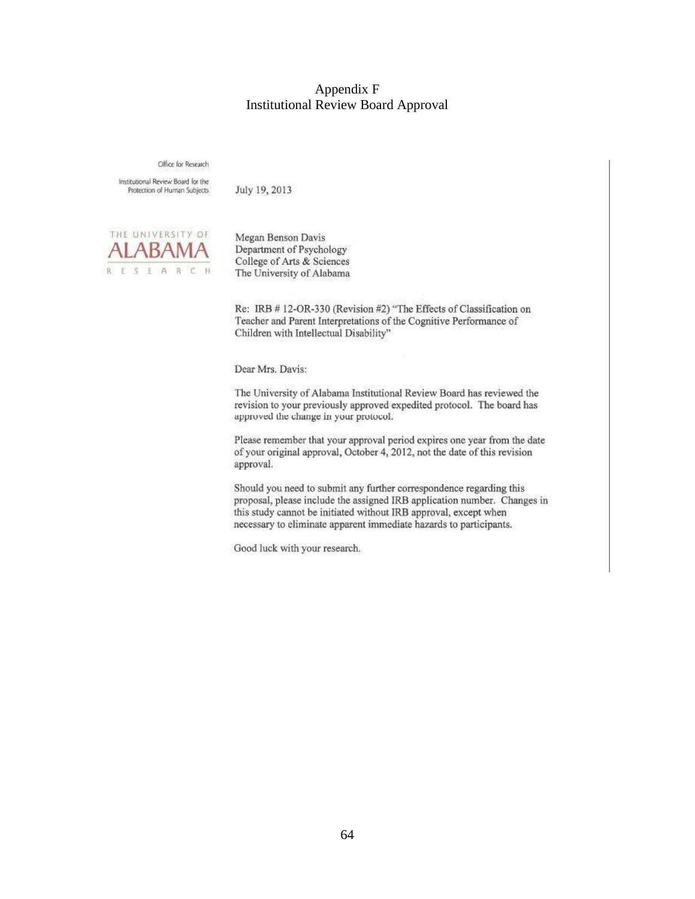# Appendix F
## Institutional Review Board Approval

Office for Research

Institutional Review Board for the Protection of Human Subjects

THE UNIVERSITY OF ALABAMA RESEARCH

July 19, 2013

Megan Benson Davis
Department of Psychology
College of Arts & Sciences
The University of Alabama

Re: IRB # 12-OR-330 (Revision #2) "The Effects of Classification on Teacher and Parent Interpretations of the Cognitive Performance of Children with Intellectual Disability"

Dear Mrs. Davis:

The University of Alabama Institutional Review Board has reviewed the revision to your previously approved expedited protocol. The board has approved the change in your protocol.

Please remember that your approval period expires one year from the date of your original approval, October 4, 2012, not the date of this revision approval.

Should you need to submit any further correspondence regarding this proposal, please include the assigned IRB application number. Changes in this study cannot be initiated without IRB approval, except when necessary to eliminate apparent immediate hazards to participants.

Good luck with your research.